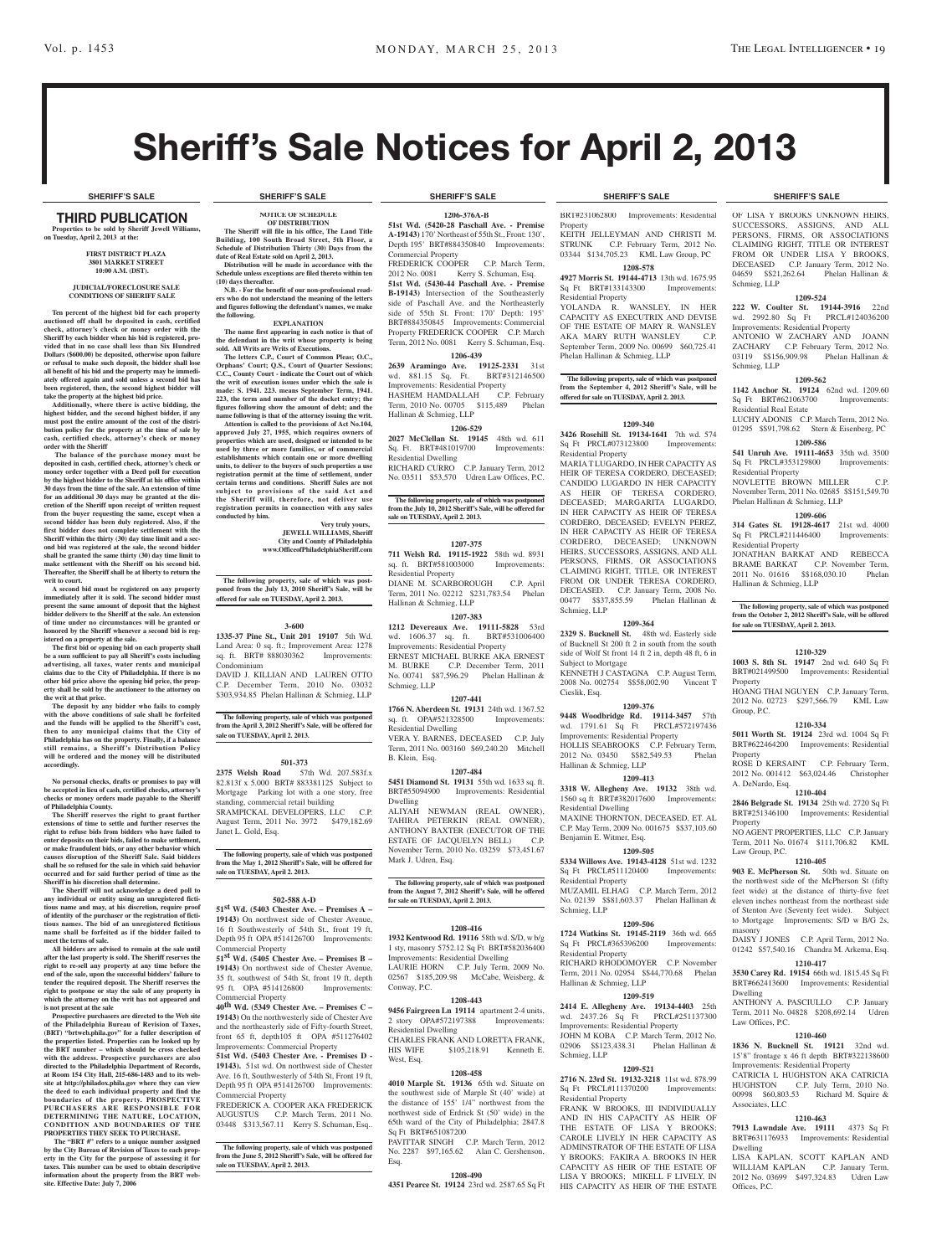# Sheriff's Sale Notices for April 2, 2013

**SHERIFF'S SALE**

## THIRD PUBLICATION

**Properties to be sold by Sheriff Jewell Williams, on Tuesday, April 2, 2013 at the:**

**FIRST DISTRICT PLAZA**
**3801 MARKET STREET**
**10:00 A.M. (DST).**

**JUDICIAL/FORECLOSURE SALE CONDITIONS OF SHERIFF SALE**

**Ten percent of the highest bid for each property auctioned off shall be deposited in cash, certified check, attorney's check or money order with the Sheriff by each bidder when his bid is registered, provided that in no case shall less than Six Hundred Dollars ($600.00) be deposited, otherwise upon failure or refusal to make such deposit, the bidder shall lose all benefit of his bid and the property may be immediately offered again and sold unless a second bid has been registered, then, the second highest bidder will take the property at the highest bid price.**

**Additionally, where there is active bidding, the highest bidder, and the second highest bidder, if any must post the entire amount of the cost of the distribution policy for the property at the time of sale by cash, certified check, attorney's check or money order with the Sheriff**

**The balance of the purchase money must be deposited in cash, certified check, attorney's check or money order together with a Deed poll for execution by the highest bidder to the Sheriff at his office within 30 days from the time of the sale. An extension of time for an additional 30 days may be granted at the discretion of the Sheriff upon receipt of written request from the buyer requesting the same, except when a second bidder has been duly registered. Also, if the first bidder does not complete settlement with the Sheriff within the thirty (30) day time limit and a second bid was registered at the sale, the second bidder shall be granted the same thirty (30) day time limit to make settlement with the Sheriff on his second bid. Thereafter, the Sheriff shall be at liberty to return the writ to court.**

**A second bid must be registered on any property immediately after it is sold. The second bidder must present the same amount of deposit that the highest bidder delivers to the Sheriff at the sale. An extension of time under no circumstances will be granted or honored by the Sheriff whenever a second bid is registered on a property at the sale.**

**The first bid or opening bid on each property shall be a sum sufficient to pay all Sheriff's costs including advertising, all taxes, water rents and municipal claims due to the City of Philadelphia. If there is no other bid price above the opening bid price, the property shall be sold by the auctioneer to the attorney on the writ at that price.**

**The deposit by any bidder who fails to comply with the above conditions of sale shall be forfeited and the funds will be applied to the Sheriff's cost, then to any municipal claims that the City of Philadelphia has on the property. Finally, if a balance still remains, a Sheriff's Distribution Policy will be ordered and the money will be distributed accordingly.**

**No personal checks, drafts or promises to pay will be accepted in lieu of cash, certified checks, attorney's checks or money orders made payable to the Sheriff of Philadelphia County.**

**The Sheriff reserves the right to grant further extensions of time to settle and further reserves the right to refuse bids from bidders who have failed to enter deposits on their bids, failed to make settlement, or make fraudulent bids, or any other behavior which causes disruption of the Sheriff Sale. Said bidders shall be so refused for the sale in which said behavior occurred and for said further period of time as the Sheriff in his discretion shall determine.**

**The Sheriff will not acknowledge a deed poll to any individual or entity using an unregistered fictitious name and may, at his discretion, require proof of identity of the purchaser or the registration of fictitious names. The bid of an unregistered fictitious name shall be forfeited as if the bidder failed to meet the terms of sale.**

**All bidders are advised to remain at the sale until after the last property is sold. The Sheriff reserves the right to re-sell any property at any time before the end of the sale, upon the successful bidders' failure to tender the required deposit. The Sheriff reserves the right to postpone or stay the sale of any property in which the attorney on the writ has not appeared and is not present at the sale**

**Prospective purchasers are directed to the Web site of the Philadelphia Bureau of Revision of Taxes, (BRT) "brtweb.phila.gov" for a fuller description of the properties listed. Properties can be looked up by the BRT number – which should be cross checked with the address. Prospective purchasers are also directed to the Philadelphia Department of Records, at Room 154 City Hall, 215-686-1483 and to its website at http://philadox.phila.gov where they can view the deed to each individual property and find the boundaries of the property. PROSPECTIVE PURCHASERS ARE RESPONSIBLE FOR DETERMINING THE NATURE, LOCATION, CONDITION AND BOUNDARIES OF THE PROPERTIES THEY SEEK TO PURCHASE.**

**The "BRT #" refers to a unique number assigned by the City Bureau of Revision of Taxes to each property in the City for the purpose of assessing it for taxes. This number can be used to obtain descriptive information about the property from the BRT website. Effective Date: July 7, 2006**

**NOTICE OF SCHEDULE OF DISTRIBUTION**

**The Sheriff will file in his office, The Land Title Building, 100 South Broad Street, 5th Floor, a Schedule of Distribution Thirty (30) Days from the date of Real Estate sold on April 2, 2013.**

**Distribution will be made in accordance with the Schedule unless exceptions are filed thereto within ten (10) days thereafter.**

**N.B. - For the benefit of our non-professional readers who do not understand the meaning of the letters and figures following the defendant's names, we make the following.**

**EXPLANATION**

**The name first appearing in each notice is that of the defendant in the writ whose property is being sold. All Writs are Writs of Executions.**

**The letters C.P., Court of Common Pleas; O.C., Orphans' Court; Q.S., Court of Quarter Sessions; C.C., County Court - indicate the Court out of which the writ of execution issues under which the sale is made: S. 1941. 223. means September Term, 1941. 223, the term and number of the docket entry; the figures following show the amount of debt; and the name following is that of the attorney issuing the writ.**

**Attention is called to the provisions of Act No.104, approved July 27, 1955, which requires owners of properties which are used, designed or intended to be used by three or more families, or of commercial establishments which contain one or more dwelling units, to deliver to the buyers of such properties a use registration permit at the time of settlement, under certain terms and conditions. Sheriff Sales are not subject to provisions of the said Act and the Sheriff will, therefore, not deliver use registration permits in connection with any sales conducted by him.**

**Very truly yours,**
**JEWELL WILLIAMS, Sheriff**
**City and County of Philadelphia**
**www.OfficeofPhiladelphiaSheriff.com**

**The following property, sale of which was postponed from the July 13, 2010 Sheriff's Sale, will be offered for sale on TUESDAY, April 2, 2013.**

**3-600**

**1335-37 Pine St., Unit 201 19107** 5th Wd. Land Area: 0 sq. ft.; Improvement Area: 1278 sq. ft. BRT# 888030362 Improvements: Condominium

DAVID J. KILLIAN AND LAUREN OTTO C.P. December Term, 2010 No. 03032 $303,934.85 Phelan Hallinan & Schmieg, LLP

**The following property, sale of which was postponed from the April 3, 2012 Sheriff's Sale, will be offered for sale on TUESDAY, April 2, 2013.**

**501-373**

**2375 Welsh Road** 57th Wd. 207.583f.x 82.813f x 5.000 BRT# 883381125 Subject to Mortgage Parking lot with a one story, free standing, commercial retail building

SRAMPICKAL DEVELOPERS, LLC C.P. August Term, 2011 No. 3972 $479,182.69 Janet L. Gold, Esq.

**The following property, sale of which was postponed from the May 1, 2012 Sheriff's Sale, will be offered for sale on TUESDAY, April 2, 2013.**

**502-588 A-D**

**51st Wd. (5403 Chester Ave. – Premises A – 19143)** On northwest side of Chester Avenue, 16 ft Southwesterly of 54th St., front 19 ft, Depth 95 ft OPA #514126700 Improvements: Commercial Property

**51st Wd. (5405 Chester Ave. – Premises B – 19143)** On northwest side of Chester Avenue, 35 ft, southwest of 54th St, front 19 ft, depth 95 ft. OPA #514126800 Improvements: Commercial Property

**40th Wd. (5349 Chester Ave. – Premises C – 19143)** On the northwesterly side of Chester Ave and the northeasterly side of Fifty-fourth Street, front 65 ft, depth105 ft OPA #511276402 Improvements: Commercial Property

**51st Wd. (5403 Chester Ave. - Premises D - 19143).** 51st wd. On northwest side of Chester Ave. 16 ft, Southwesterly of 54th St, Front 19 ft, Depth 95 ft OPA #514126700 Improvements: Commercial Property

FREDERICK A. COOPER AKA FREDERICK AUGUSTUS C.P. March Term, 2011 No. 03448 $313,567.11 Kerry S. Schuman, Esq..

**The following property, sale of which was postponed from the June 5, 2012 Sheriff's Sale, will be offered for sale on TUESDAY, April 2, 2013.**

**1206-376A-B**

**51st Wd. (5420-28 Paschall Ave. - Premise A-19143)** 170' Northeast of 55th St., Front: 130', Depth 195' BRT#884350840 Improvements: Commercial Property

FREDERICK COOPER C.P. March Term, 2012 No. 0081 Kerry S. Schuman, Esq.

**51st Wd. (5430-44 Paschall Ave. - Premise B-19143)** Intersection of the Southeasterly side of Paschall Ave. and the Northeasterly side of 55th St. Front: 170' Depth: 195' BRT#884350845 Improvements: Commercial Property FREDERICK COOPER C.P. March Term, 2012 No. 0081 Kerry S. Schuman, Esq.

**1206-439**

**2639 Aramingo Ave. 19125-2331** 31st wd. 881.15 Sq. Ft. BRT#312146500 Improvements: Residential Property

HASHEM HAMDALLAH C.P. February Term, 2010 No. 00705 $115,489 Phelan Hallinan & Schmieg, LLP

**1206-529**

**2027 McClellan St. 19145** 48th wd. 611 Sq. Ft. BRT#481019700 Improvements: Residential Dwelling

RICHARD CURRO C.P. January Term, 2012 No. 03511 $53,570 Udren Law Offices, P.C.

**The following property, sale of which was postponed from the July 10, 2012 Sheriff's Sale, will be offered for sale on TUESDAY, April 2, 2013.**

**1207-375**

**711 Welsh Rd. 19115-1922** 58th wd. 8931 sq. ft. BRT#581003000 Improvements: Residential Property

DIANE M. SCARBOROUGH C.P. April Term, 2011 No. 02212 $231,783.54 Phelan Hallinan & Schmieg, LLP

**1207-383**

**1212 Devereaux Ave. 19111-5828** 53rd wd. 1606.37 sq. ft. BRT#531006400 Improvements: Residential Property

ERNEST MICHAEL BURKE AKA ERNEST M. BURKE C.P. December Term, 2011 No. 00741 $87,596.29 Phelan Hallinan & Schmieg, LLP

**1207-441**

**1766 N. Aberdeen St. 19131** 24th wd. 1367.52 sq. ft. OPA#521328500 Improvements: Residential Dwelling

VERA Y. BARNES, DECEASED C.P. July Term, 2011 No. 003160 $69,240.20 Mitchell B. Klein, Esq.

**1207-484**

**5451 Diamond St. 19131** 55th wd. 1633 sq. ft. BRT#55094900 Improvements: Residential Dwelling

ALIYAH NEWMAN (REAL OWNER), TAHIRA PETERKIN (REAL OWNER), ANTHONY BAXTER (EXECUTOR OF THE ESTATE OF JACQUELYN BELL) C.P. November Term, 2010 No. 03259 $73,451.67 Mark J. Udren, Esq.

**The following property, sale of which was postponed from the August 7, 2012 Sheriff's Sale, will be offered for sale on TUESDAY, April 2, 2013.**

**1208-416**

**1932 Kentwood Rd. 19116** 58th wd. S/D, w b/g 1 sty, masonry 5752.12 Sq Ft BRT#582036400 Improvements: Residential Dwelling

LAURIE HORN C.P. July Term, 2009 No. 02567 $185,209.98 McCabe, Weisberg, & Conway, P.C.

**1208-443**

**9456 Fairgreen Ln 19114** apartment 2-4 units, 2 story OPA#572197388 Improvements: Residential Dwelling

CHARLES FRANK AND LORETTA FRANK, HIS WIFE $105,218.91 Kenneth E. West, Esq.

**1208-458**

**4010 Marple St. 19136** 65th wd. Situate on the southwest side of Marple St (40' wide) at the distance of 155' 1/4" northwest from the northwest side of Erdrick St (50' wide) in the 65th ward of the City of Philadelphia; 2847.8 Sq Ft BRT#651087200

PAVITTAR SINGH C.P. March Term, 2012 No. 2287 $97,165.62 Alan C. Gershenson, Esq.

**1208-490**

**4351 Pearce St. 19124** 23rd wd. 2587.65 Sq Ft BRT#231062800 Improvements: Residential Property

KEITH JELLEYMAN AND CHRISTI M. STRUNK C.P. February Term, 2012 No. 03344 $134,705.23 KML Law Group, PC

**1208-578**

**4927 Morris St. 19144-4713** 13th wd. 1675.95 Sq Ft BRT#133143300 Improvements: Residential Property

YOLANDA R. WANSLEY, IN HER CAPACITY AS EXECUTRIX AND DEVISE OF THE ESTATE OF MARY R. WANSLEY AKA MARY RUTH WANSLEY C.P. September Term, 2009 No. 00699 $60,725.41 Phelan Hallinan & Schmieg, LLP

**The following property, sale of which was postponed from the September 4, 2012 Sheriff's Sale, will be offered for sale on TUESDAY, April 2, 2013.**

**1209-340**

**3426 Rosehill St. 19134-1641** 7th wd. 574 Sq Ft PRCL#073123800 Improvements: Residential Property

MARIA T LUGARDO, IN HER CAPACITY AS HEIR OF TERESA CORDERO, DECEASED; CANDIDO LUGARDO IN HER CAPACITY AS HEIR OF TERESA CORDERO, DECEASED; MARGARITA LUGARDO, IN HER CAPACITY AS HEIR OF TERESA CORDERO, DECEASED; EVELYN PEREZ, IN HER CAPACITY AS HEIR OF TERESA CORDERO, DECEASED; UNKNOWN HEIRS, SUCCESSORS, ASSIGNS, AND ALL PERSONS, FIRMS, OR ASSOCIATIONS CLAIMING RIGHT, TITLE, OR INTEREST FROM OR UNDER TERESA CORDERO, DECEASED. C.P. January Term, 2008 No. 00477 $37,855.59 Phelan Hallinan & Schmieg, LLP

**1209-364**

**2329 S. Bucknell St.** 48th wd. Easterly side of Bucknell St 200 ft 2 in south from the south side of Wolf St front 14 ft 2 in, depth 48 ft, 6 in Subject to Mortgage

KENNETH J CASTAGNA C.P. August Term, 2008 No. 002754 $58,002.90 Vincent T Cieslik, Esq.

**1209-376**

**9448 Woodbridge Rd. 19114-3457** 57th wd. 1791.61 Sq Ft PRCL#572197436 Improvements: Residential Property

HOLLIS SEABROOKS C.P. February Term, 2012 No. 03450 $882,549.53 Phelan Hallinan & Schmieg, LLP

**1209-413**

**3318 W. Allegheny Ave. 19132** 38th wd. 1560 sq ft BRT#382017600 Improvements: Residential Dwelling

MAXINE THORNTON, DECEASED, ET. AL C.P. May Term, 2009 No. 001675 $337,103.60 Benjamin E. Witmer, Esq.

**1209-505**

**5334 Willows Ave. 19143-4128** 51st wd. 1232 Sq Ft PRCL#511120400 Improvements: Residential Property

MUZAMIL ELHAG C.P. March Term, 2012 No. 02139 $881,603.37 Phelan Hallinan & Schmieg, LLP

**1209-506**

**1724 Watkins St. 19145-2119** 36th wd. 665 Sq Ft PRCL#365396200 Improvements: Residential Property

RICHARD RHODOMOYER C.P. November Term, 2011 No. 02954 $844,770.68 Phelan Hallinan & Schmieg, LLP

**1209-519**

**2414 E. Allegheny Ave. 19134-4403** 25th wd. 2437.26 Sq Ft PRCL#251137300 Improvements: Residential Property

JOHN M KOBA C.P. March Term, 2012 No. 02906 $8123,438.31 Phelan Hallinan & Schmieg, LLP

**1209-521**

**2716 N. 23rd St. 19132-3218** 11st wd. 878.99 Sq Ft PRCL#111370200 Improvements: Residential Property

FRANK W BROOKS, III INDIVIDUALLY AND IN HIS CAPACITY AS HEIR OF THE ESTATE OF LISA Y BROOKS; CAROLE LIVELY IN HER CAPACITY AS ADMINISTRATOR OF THE ESTATE OF LISA Y BROOKS; FAKIRA A. BROOKS IN HER CAPACITY AS HEIR OF THE ESTATE OF LISA Y BROOKS; MIKELL F LIVELY, IN HIS CAPACITY AS HEIR OF THE ESTATE OF LISA Y BROOKS UNKNOWN HEIRS, SUCCESSORS, ASSIGNS, AND ALL PERSONS, FIRMS, OR ASSOCIATIONS CLAIMING RIGHT, TITLE OR INTEREST FROM OR UNDER LISA Y BROOKS, DECEASED C.P. January Term, 2012 No. 04659 $821,262.64 Phelan Hallinan & Schmieg, LLP

**1209-524**

**222 W. Coulter St. 19144-3916** 22nd wd. 2992.80 Sq Ft PRCL#124036200 Improvements: Residential Property

ANTONIO W ZACHARY AND JOANN ZACHARY C.P. February Term, 2012 No. 03119 $156,909.98 Phelan Hallinan & Schmieg, LLP

**1209-562**

**1142 Anchor St. 19124** 62nd wd. 1209.60 Sq Ft BRT#621063700 Improvements: Residential Real Estate

LUCHY ADONIS C.P. March Term, 2012 No. 01295 $891,798.62 Stern & Eisenberg, PC

**1209-586**

**541 Unruh Ave. 19111-4653** 35th wd. 3500 Sq Ft PRCL#353129800 Improvements: Residential Property

NOVLETTE BROWN MILLER C.P. November Term, 2011 No. 02685 $151,549.70 Phelan Hallinan & Schmieg, LLP

**1209-606**

**314 Gates St. 19128-4617** 21st wd. 4000 Sq Ft PRCL#211446400 Improvements: Residential Property

JONATHAN BARKAT AND REBECCA BRAME BARKAT C.P. November Term, 2011 No. 01616 $168,030.10 Phelan Hallinan & Schmieg, LLP

**The following property, sale of which was postponed from the October 2, 2012 Sheriff's Sale, will be offered for sale on TUESDAY, April 2, 2013.**

**1210-329**

**1003 S. 8th St. 19147** 2nd wd. 640 Sq Ft BRT#021499500 Improvements: Residential Property

HOANG THAI NGUYEN C.P. January Term, 2012 No. 02723 $297,566.79 KML Law Group, P.C.

**1210-334**

**5011 Worth St. 19124** 23rd wd. 1004 Sq Ft BRT#622464200 Improvements: Residential Property

ROSE D KERSAINT C.P. February Term, 2012 No. 001412 $63,024.46 Christopher A. DeNardo, Esq.

**1210-404**

**2846 Belgrade St. 19134** 25th wd. 2720 Sq Ft BRT#251346100 Improvements: Residential Property

NO AGENT PROPERTIES, LLC C.P. January Term, 2011 No. 01674 $111,706.82 KML Law Group, P.C.

**1210-405**

**903 E. McPherson St.** 50th wd. Situate on the northwest side of the McPherson St (fifty feet wide) at the distance of thirty-five feet eleven inches northeast from the northeast side of Stenton Ave (Seventy feet wide). Subject to Mortgage Improvements: S/D w B/G 2s, masonry

DAISY J JONES C.P. April Term, 2012 No. 01242 $57,540.16 Chandra M. Arkema, Esq.

**1210-417**

**3530 Carey Rd. 19154** 66th wd. 1815.45 Sq Ft BRT#662413600 Improvements: Residential Dwelling

ANTHONY A. PASCIULLO C.P. January Term, 2011 No. 04828 $208,692.14 Udren Law Offices, P.C.

**1210-460**

**1836 N. Bucknell St. 19121** 32nd wd. 15'8" frontage x 46 ft depth BRT#322138600 Improvements: Residential Property

CATRICIA L HUGHSTON AKA CATRICIA HUGHSTON C.P. July Term, 2010 No. 00998 $60,803.53 Richard M. Squire & Associates, LLC

**1210-463**

**7913 Lawndale Ave. 19111** 4373 Sq Ft BRT#631176933 Improvements: Residential Dwelling

LISA KAPLAN, SCOTT KAPLAN AND WILLIAM KAPLAN C.P. January Term, 2012 No. 03699 $497,324.83 Udren Law Offices, P.C.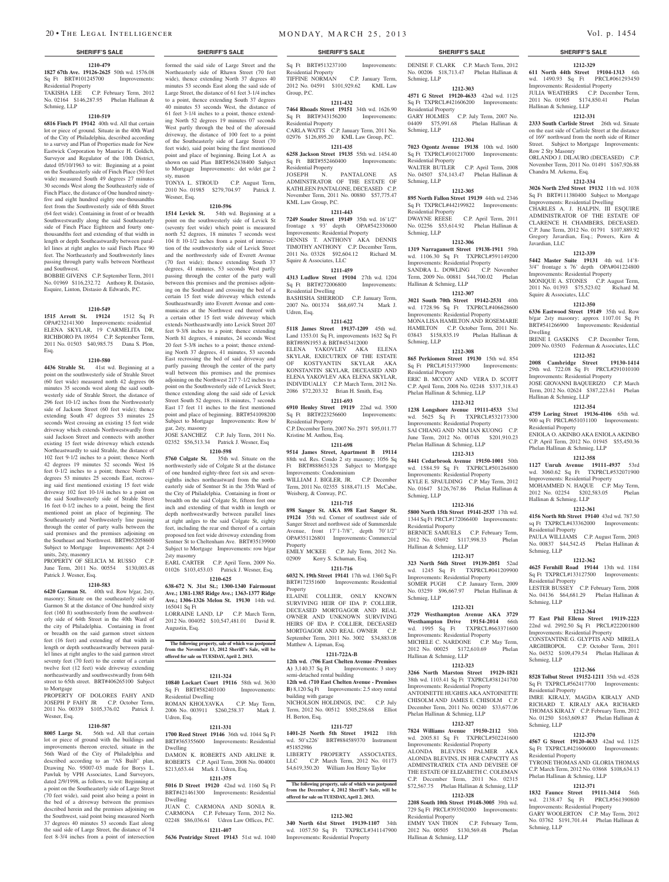## SHERIFF'S SALE

**1210-479**

**1827 67th Ave. 19126-2625** 50th wd. 1576.08 Sq Ft BRT#101245700 Improvements: Residential Property

TAKISHA LEE C.P. February Term, 2012 No. 02164 $146,287.95 Phelan Hallinan & Schmieg, LLP

**1210-519**

**6816 Finch Pl 19142** 40th wd. All that certain lot or piece of ground. Situate in the 40th Ward of the City of Philadelphia, described according to a survey and Plan of Properties made for New Eastwick Corporation by Maurice H. Goldich, Surveyor and Regulator of the 10th District, dated 05/10/1963 to wit: Beginning at a point on the Southeasterly side of Finch Place (50 feet wide) measured South 49 degrees 27 minutes 30 seconds West along the Southeasterly side of Finch Place, the distance of One hundred ninety-five and eight hundred eighty one-thousandths feet from the Southwesterly side of 68th Street (64 feet wide). Containing in front or breadth Southwestwardly along the said Southeasterly side of Finch Place Eighteen and fourty one-thousandths feet and extending of that width in length or depth Southeastwardly between parallel lines at right angles to said Finch Place 90 feet. The Northeasterly and Southwesterly lines passing through party walls between Northeast and Southwest.

BOBBIE GIVENS C.P. September Term, 2011 No. 01969 $116,232.72 Anthony R. Distasio, Esquire, Linton, Distasio & Edwards, P.C.

**1210-549**

**1515 Arrott St. 19124** 1512 Sq Ft OPA#232141300 Improvements: residential

ELENA SKYLAR, 19 CARMELITA DR, RICHBORO PA 18954 C.P. September Term, 2011 No. 01503 $40,985.75 Dana S. Plon, Esq.

**1210-580**

**4436 Strahle St.** 41st wd. Beginning at a point on the southwesterly side of Strahle Street (60 feet wide) measured north 42 degrees 06 minutes 35 seconds west along the said southwesterly side of Strahle Street, the distance of 296 feet 10-1/2 inches from the Northwesterly side of Jackson Street (60 feet wide); thence extending South 47 degrees 53 minutes 25 seconds West crossing an existing 15 feet wide driveway which extends Northwestwardly from said Jackson Street and connects with another existing 15 feet wide driveway which extends Northeastwardly to said Strahle, the distance of 102 feet 9-1/2 inches to a point; thence North 42 degrees 19 minutes 52 seconds West 16 feet 0-1/2 inches to a point; thence North 47 degrees 53 minutes 25 seconds East, recrossing said first mentioned existing 15 feet wide driveway 102 feet 10-1/4 inches to a point on the said Southwesterly side of Strahle Street 16 feet 0-1/2 inches to a point, being the first mentioned point an place of beginning. The Southeasterly and Northwesterly line passing through the center of party walls between the said premises and the premises adjoining on the Southeast and Northwest. BRT#652058600 Subject to Mortgage Improvements: Apt 2-4 units, 2sty, masonry

PROPERTY OF SELICIA M. RUSSO C.P. June Term, 2011 No. 00554 $130,003.48 Patrick J. Wesner, Esq.

**1210-583**

**6420 Garman St.** 40th wd. Row b/gar, 2sty, masonry; Situate on the southeasterly side of Garmon St at the distance of One hundred sixty feet (160 ft) southwesterly from the southwesterly side of 64th Street in the 40th Ward of the city of Philadelphia. Containing in front or breadth on the said garmon street sixteen feet (16 feet) and extending of that width in length or depth southeastwardly between parallel lines at right angles to the said garmon street seventy feet (70 feet) to the center of a certain twelve feet (12 feet) wide driveway extending northeastwardly and southwestwardly from 64th street to 65th street. BRT#406265100 Subject to Mortgage

PROPERTY OF DOLORES FAHY AND JOSEPH P FAHY JR C.P. October Term, 2011 No. 00339 $105,376.02 Patrick J. Wesner, Esq.

**1210-587**

**8005 Large St.** 56th wd. All that certain lot or piece of ground with the buildings and improvements thereon erected, situate in the 56th Ward of the City of Philadelphia and described according to an "AS Built" plan, Drawing No. 95007-03 made for Borys L. Pawluk by VPH Associates, Land Surveyors, dated 2/9/1998, as follows, to wit: Beginning at a point on the Southeasterly side of Large Street (70 feet wide), said point also being a point in the bed of a driveway between the premises described herein and the premises adjoining on the Southwest, said point being measured North 37 degrees 40 minutes 53 seconds East along the said side of Large Street, the distance of 74 feet 8-3/4 inches from a point of intersection formed the said side of Large Street and the Northeasterly side of Rhawn Street (70 feet wide), thence extending North 37 degrees 40 minutes 53 seconds East along the said side of Large Street, the distance of 61 feet 3-1/4 inches to a point, thence extending South 37 degrees 40 minutes 53 seconds West, the distance of 61 feet 3-1/4 inches to a point, thence extending North 52 degrees 19 minutes 07 seconds West partly through the bed of the aforesaid driveway, the distance of 100 feet to a point of the Southeasterly side of Large Street (70 feet wide), said point being the first mentioned point and place of beginning. Being Lot A as shown on said Plan BRT#562438400 Subject to Mortgage Improvements: det w/det gar 2 sty, mason

TONYA L. STROUD C.P. August Term, 2010 No. 01985 $279,704.97 Patrick J. Wesner, Esq.

**1210-596**

**1514 Levick St.** 54th wd. Beginning at a point on the southwesterly side of Levick St (seventy feet wide) which point is measured north 52 degrees, 18 minutes 7 seconds west 104 ft 10-1/2 inches from a point of intersection of the southwesterly side of Levick Street and the northwesterly side of Everett Avenue (70 feet wide); thence extending South 37 degrees, 41 minutes, 53 seconds West partly passing through the center of the party wall between this premises and the premises adjoining on the Southeast and crossing the bed of a certain 15 feet wide driveway which extends Southeastwardly into Everett Avenue and communicates at the Northwest end thereof with a certain other 15 feet wide driveway which extends Northeastwardly into Levick Street 207 feet 9-3/8 inches to a point; thence extending North 81 degrees, 4 minutes, 24 seconds West 20 feet 5-3/8 inches to a point; thence extending North 37 degrees, 41 minutes, 53 seconds East recrossing the bed of said driveway and partly passing through the center of the party wall between this premises and the premises adjoining on the Northwest 217 7-1/2 inches to a point on the Southwesterly side of Levick Street; thence extending along the said side of Levick Street South 52 degrees, 18 minutes, 7 seconds East 17 feet 11 inches to the first mentioned point and place of beginning. BRT#541098200 Subject to Mortgage Improvements: Row b/gar, 2sty, masonry

JOSE SANCHEZ C.P. July Term, 2011 No. 02352 $56,513.34 Patrick J. Wesner, Esq

**1210-598**

**5760 Colgate St.** 35th wd. Situate on the northwesterly side of Colgate St at the distance of one hundred eighty-three feet six and seven-eighths inches northeastward from the northeasterly side of Sentner St in the 35th Ward of the City of Philadelphia. Containing in front or breadth on the said Colgate St, fifteen feet one inch and extending of that width in length or depth northwestwardly between parallel lines at right anlges to the said Colgate St, eighty feet, including the rear end thereof of a certain proposed ten feet wide driveway extending from Sentner St to Cheltenham Ave. BRT#35139900 Subject to Mortgage Improvements: row b/gar 2sty masonry

EARL CARTER C.P. April Term, 2009 No. 01026 $103,453.03 Patrick J. Wesner, Esq.

**1210-625**

**638-672 N. 31st St.; 1300-1340 Fairmount Ave.; 1381-1385 Ridge Ave.; 1363-1377 Ridge Ave.; 1306-1326 Melon St. 19130** 14th wd. 165041 Sq Ft

LORRAINE LAND, LP C.P. March Term, 2012 No. 004052 $10,547,481.01 David R. Augustin, Esq.

**The following property, sale of which was postponed from the November 13, 2012 Sheriff's Sale, will be offered for sale on TUESDAY, April 2. 2013.**

**1211-324**

**10840 Lockart Court 19116** 58th wd. 3630 Sq Ft BRT#582403100 Improvements: Residential Dwelling

ROMAN KHOLYAVKA C.P. May Term, 2006 No. 003911 $260,258.37 Mark J. Udren, Esq.

**1211-331**

**1700 Reed Street 19146** 36th wd. 1044 Sq Ft BRT#365355600 Improvements: Residential Dwelling

DAMON K. ROBERTS AND ARLINE R. ROBERTS C.P. April Term, 2008 No. 004001 $213,653.44 Mark J. Udren, Esq.

**1211-375**

**5016 D Street 19120** 42nd wd. 1160 Sq Ft BRT#421461300 Improvements: Residential Dwelling

JUAN C. CARMONA AND SONIA R. CARMONA C.P. February Term, 2012 No. 02248 $86,036.61 Udren Law Offices, P.C.

**1211-407**

**5636 Pentridge Street 19143** 51st wd. 1040 Sq Ft BRT#513237100 Improvements: Residential Property

TIFFINE NORMAN C.P. January Term, 2012 No. 04591 $101,929.62 KML Law Group, P.C.

**1211-432**

**7464 Rhoads Street 19151** 34th wd. 1626.90 Sq Ft BRT#343156200 Improvements: Residential Property

CARLA WATTS C.P. January Term, 2011 No. 02976 $126,895.20 KML Law Group, P.C.

**1211-435**

**6258 Jackson Street 19135** 55th wd. 1454.40 Sq Ft BRT#552460400 Improvements: Residential Property

JOSEPH N. PANTALONE AS ADMINSTRATOR OF THE ESTATE OF KATHLEEN PANTALONE, DECEASED C.P. November Term, 2011 No. 00880 $57,775.47 KML Law Group, P.C.

**1211-443**

**7249 Souder Street 19149** 35th wd. 16'1/2'' frontage x 93' depth OPA#542330600 Improvements: Residential Property

DENNIS T. ANTHONY AKA DENNIS TIMOTHY ANTHONY C.P. December Term, 2011 No. 03328 $92,604.12 Richard M. Squire & Associates, LLC

**1211-459**

**4313 Ludlow Street 19104** 27th wd. 1204 Sq Ft BRT#272006800 Improvements: Residential Dwelling

BASHISHA SHERROD C.P. January Term, 2007 No. 001374 $68,697.74 Mark J. Udren, Esq.

**1211-622**

**5118 James Street 19137-1209** 45th wd. Land 1353.01 Sq Ft, improvements 1632 Sq Ft BRT#89N1953 & BRT#453412000

ELENA YAKOVLEV AKA ELENA SKYLAR, EXECUTRIX OF THE ESTATE OF KOSTYANTIN SKYLAR AKA KONSTANTIN SKYLAR, DECEASED AND ELENA YAKOVLEV AKA ELENA SKYLAR, INDIVIDUALLY C.P. March Term, 2012 No. 2086 $72,203.32 Brian H. Smith, Esq.

**1211-693**

**6910 Henley Street 19119** 22nd wd. 3500 Sq Ft BRT#223256600 Improvements: Residential Property

C.P. December Term, 2007 No. 2971 $95,011.77 Kristine M. Anthou, Esq.

**1211-698**

**9514 James Street, Apartment B 19114** 88th wd. Res. Condo 2 sty masonry; 1056 Sq Ft BRT#888651328 Subject to Mortgage Improvements: Condominium

WILLIAM J. BIGLER, JR. C.P. December Term, 2011 No. 02355 $188,471.15 McCabe, Weisberg, & Conway, P.C.

**1211-715**

**898 Sanger St. AKA 898 East Sanger St. 19124** 35th wd. Corner of southwest side of Sanger Street and northwest side of Summerdale Avenue, front 17'1-7/8'', depth 70'1/2'' OPA#351126801 Improvements: Commercial Property

EMILY MCKEE C.P. July Term, 2012 No. 02909 Kerry S. Schuman, Esq.

**1211-716**

**6032 N. 19th Street 19141** 17th wd. 1360 Sq Ft BRT#172351600 Improvements: Residential Property

ELAINE COLLIER, ONLY KNOWN SURVIVING HEIR OF IDA P. COLLIER, DECEASED MORTGAGOR AND REAL OWNER AND UNKNOWN SURVIVING HEIRS OF IDA P. COLLIER, DECEASED MORTGAGOR AND REAL OWNER C.P. September Term, 2011 No. 3002 $34,883.08 Matthew A. Lipman, Esq.

**1211-722A-B**

**12th wd. (706 East Chelten Avenue -Premises A)** 3,140.37 Sq Ft Improvements: 3 story semi-detached rental building

**12th wd. (710 East Chelten Avenue - Premises B)** 8,120 Sq Ft Improvements: 2.5 story rental building with garage

NICHOLSON HOLDINGS, INC. C.P. July Term, 2012 No. 00512 $505,258.68 Elliot H. Berton, Esq.

**1211-727**

**1401-25 North 5th Street 19122** 18th wd. 50'x226' BRT#884589370 Instrument #51852986

LIBERTY PROPERTY ASSOCIATES, LLC C.P. March Term, 2012 No. 01173 $4,619,350.20 William Jon Henry Taylor

**The following property, sale of which was postponed from the December 4, 2012 Sheriff's Sale, will be offered for sale on TUESDAY, April 2, 2013.**

**1212-302**

**340 North 61st Street 19139-1107** 34th wd. 1057.50 Sq Ft TXPRCL#341147900 Improvements: Residential Property

DENISE F. CLARK C.P. March Term, 2012 No. 00206 $18,713.47 Phelan Hallinan & Schmieg, LLP

**1212-303**

**4571 G Street 19120-4633** 42nd wd. 1125 Sq Ft TXPRCL#421606200 Improvements: Residential Property

GARY HOLMES C.P. July Term, 2007 No. 04409 $75,991.68 Phelan Hallinan & Schmieg, LLP

**1212-304**

**7023 Ogontz Avenue 19138** 10th wd. 1600 Sq Ft TXPRCL#101217000 Improvements: Residential Property

WALTER BUTLER C.P. April Term, 2008 No. 04507 $74,143.47 Phelan Hallinan & Schmieg, LLP

**1212-305**

**895 North Fallon Street 19139** 44th wd. 2346 Sq Ft TXPRCL#442199822 Improvements: Residential Property

DWAYNE REESE C.P. April Term, 2011 No. 02256 $53,614.92 Phelan Hallinan & Schmieg, LLP

**1212-306**

**1319 Narragansett Street 19138-1911** 59th wd. 1106.30 Sq Ft TXPRCL#591149200 Improvements: Residential Property

SANDRA L. DOWLING C.P. November Term, 2009 No. 00881 $44,700.02 Phelan Hallinan & Schmieg, LLP

**1212-307**

**3021 South 70th Street 19142-2531** 40th wd. 1728.96 Sq Ft TXPRCL#406628600 Improvements: Residential Property

MONA LISA HAMILTON AND ROSEMARIE HAMILTON C.P. October Term, 2011 No. 03843 $158,835.19 Phelan Hallinan & Schmieg, LLP

**1212-308**

**865 Perkiomen Street 19130** 15th wd. 854 Sq Ft PRCL#151373900 Improvements: Residential Property

ERIC B. MCCOY AND VERA D. SCOTT C.P. April Term, 2008 No. 02248 $337,318.43 Phelan Hallinan & Schmieg, LLP

**1212-312**

**1238 Longshore Avenue 19111-4533** 53rd wd. 5625 Sq Ft TXPRCL#532173300 Improvements: Residential Property

SAI CHIANG AND NIM IAN KUONG C.P. June Term, 2012 No. 00748 $201,910.23 Phelan Hallinan & Schmieg, LLP

**1212-313**

**8441 Cedarbrook Avenue 19150-1001** 50th wd. 1584.59 Sq Ft TXPRCL#501264800 Improvements: Residential Property

KYLE E. SPAULDING C.P. May Term, 2012 No. 01647 $126,767.86 Phelan Hallinan & Schmieg, LLP

**1212-316**

**5800 North 15th Street 19141-2537** 17th wd. 1344 Sq Ft PRCL#172066400 Improvements: Residential Property

BERNICE SAMUELS C.P. February Term, 2012 No. 03692 $117,998.33 Phelan Hallinan & Schmieg, LLP

**1212-317**

**323 North 56th Street 19139-2051** 52nd wd. 1245 Sq Ft TXPRCL#041209900 Improvements: Residential Property

SOMER PUGH C.P. January Term, 2009 No. 03259 $96,667.97 Phelan Hallinan & Schmieg, LLP

**1212-321**

**3729 Westhampton Avenue AKA 3729 Westhampton Drive 19154-2014** 66th wd. 1995 Sq Ft TXPRCL#663371600 Improvements: Residential Property

MICHELE C. NARDONE C.P. May Term, 2012 No. 00025 $172,610.69 Phelan Hallinan & Schmieg, LLP

**1212-323**

**3266 North Marston Street 19129-1821** 38th wd. 1103.41 Sq Ft TXPRCL#381241700 Improvements: Residential Property

ANTOINETTE HUGHES AKA ANTOINETTE CHISOLM AND JAMES E. CHISOLM C.P. December Term, 2011 No. 00240 $33,677.06 Phelan Hallinan & Schmieg, LLP

**1212-327**

**7824 Williams Avenue 19150-2112** 50th wd. 2005.81 Sq Ft TXPRCL#502241600 Improvements: Residential Property

ALONDA BLEVINS PALMER AKA ALONDA BLEVINS, IN HER CAPACITY AS ADMINSTRATRIX CTA AND DEVISEE OF THE ESTATE OF ELIZABETH C. COLEMAN C.P. December Term, 2011 No. 02315 $72,567.75 Phelan Hallinan & Schmieg, LLP

**1212-328**

**2208 South 10th Street 19148-3005** 39th wd. 729 Sq Ft PRCL#393502000 Improvements: Residential Property

EMMY YAN THON C.P. February Term, 2012 No. 00505 $130,569.48 Phelan Hallinan & Schmieg, LLP

**1212-329**

**611 North 44th Street 19104-1313** 6th wd. 1490.93 Sq Ft PRCL#061293450 Improvements: Residential Property

JULIA WEATHERS C.P. December Term, 2011 No. 01905 $174,850.41 Phelan Hallinan & Schmieg, LLP

**1212-331**

**2333 South Carlisle Street** 26th wd. Situate on the east side of Carlisle Street at the distance of 169' northward from the north side of Ritner Street. Subject to Mortgage Improvements: Row 2 Sty Masonry

ORLANDO J. DILAURO (DECEASED) C.P. November Term, 2011 No. 01491 $167,926.88 Chandra M. Arkema, Esq.

**1212-334**

**3026 North 23rd Street 19132** 11th wd. 1038 Sq Ft BRT#111380400 Subject to Mortgage Improvements: Residential Dwelling

CHARLES A. J. HALPIN, III ESQUIRE ADMINISTRATOR OF THE ESTATE OF CLARENCE H. CHAMBERS, DECEASED. C.P. June Term, 2012 No. 01791 $107,889.92 Gregory Javardian, Esq.; Powers, Kirn & Javardian, LLC

**1212-339**

**5442 Master Suite 19131** 4th wd. 14'8-3/4'' frontage x 76' depth OPA#041224800 Improvements: Residential Property

MONIQUE A. STONES C.P. August Term, 2011 No. 01393 $75,523.02 Richard M. Squire & Associates, LLC

**1212-350**

**6336 Eastwood Street 19149** 35th wd. Row b/gar 2sty masonry; approx 1107.01 Sq Ft BRT#541266900 Improvements: Residential Dwelling

IRENE I. GASKINS C.P. December Term, 2009 No. 03503 Federman & Associates, LLC

**1212-352**

**2008 Cambridge Street 19130-1414** 29th wd. 722.08 Sq Ft PRCL#291010100 Improvements: Residential Property

JOSE GIOVANNI BAQUERIZO C.P. March Term, 2012 No. 02624 $387,223.61 Phelan Hallinan & Schmieg, LLP

**1212-354**

**4759 Loring Street 19136-4106** 65th wd. 900 sq Ft PRCL#651031100 Improvements: Residential Property

ENIOLA O. AKINBO AKA ENIOLA AKINBO C.P. April Term, 2012 No. 01945 $55,450.36 Phelan Hallinan & Schmieg, LLP

**1212-358**

**1127 Unruh Avenue 19111-4937** 53rd wd. 3060.62 Sq Ft TXPRCL#532071900 Improvements: Residential Property

MOHAMMED N. HAQUE C.P. May Term, 2012 No. 02254 $202,583.05 Phelan Hallinan & Schmieg, LLP

**1212-361**

**4156 North 8th Street 19140** 43rd wd. 787.50 sq Ft TXPRCL#433362000 Improvements: Residential Property

PAULA WILLIAMS C.P. August Term, 2003 No. 00837 $44,542.45 Phelan Hallinan & Schmieg, LLP

**1212-362**

**4625 Fernhill Road 19144** 13th wd. 1184 Sq Ft TXPRCL#133127500 Improvements: Residential Property

LESTER BUSSEY C.P. February Term, 2008 No. 04136 $64,681.29 Phelan Hallinan & Schmieg, LLP

**1212-364**

**77 East Phil Ellena Street 19119-2223** 22nd wd. 2992.50 Sq Ft PRCL#222001800 Improvements: Residential Property

CONSTANTINE G. GLYPTIS AND MIRELA ARGHIROPOL C.P. October Term, 2011 No. 04532 $109,479.54 Phelan Hallinan & Schmieg, LLP

**1212-366**

**8528 Tolbut Street 19152-1211** 35th wd. 4528 Sq Ft TXPRCL#562417700 Improvements: Residential Property

IMRE KIRALY, MAGDA KIRALY AND RICHARD T. KIRALY AKA RICHARD THOMAS KIRALY C.P. February Term, 2012 No. 01250 $163,609.87 Phelan Hallinan & Schmieg, LLP

**1212-370**

**4567 G Street 19120-4633** 42nd wd. 1125 Sq Ft TXPRCL#421606000 Improvements: Residential Property

TYRONE THOMAS AND GLORIA THOMAS C.P. March Term, 2012 No. 03868 $108,634.13 Phelan Hallinan & Schmieg, LLP

**1212-371**

**1832 Faunce Street 19111-3414** 56th wd. 2138.47 Sq Ft PRCL#561390800 Improvements: Residential Property

GARY WOOLERTON C.P. May Term, 2012 No. 03762 $191,701.44 Phelan Hallinan & Schmieg, LLP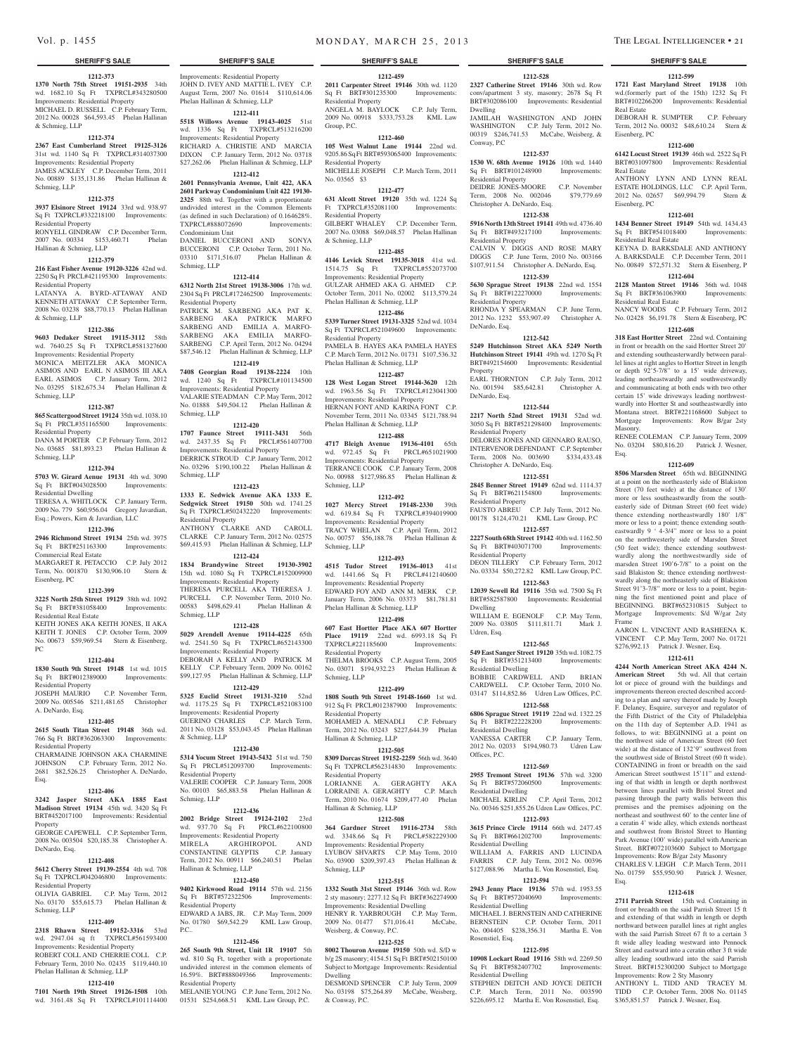## SHERIFF'S SALE

**1212-373**

**1370 North 75th Street 19151-2935** 34th wd. 1682.10 Sq Ft TXPRCL#343280500 Improvements: Residential Property
MICHAEL D. RUSSELL C.P. February Term, 2012 No. 00028 $64,593.45 Phelan Hallinan & Schmieg, LLP

**1212-374**

**2367 East Cumberland Street 19125-3126** 31st wd. 1140 Sq Ft TXPRCL#314037300 Improvements: Residential Property
JAMES ACKLEY C.P. December Term, 2011 No. 00889 $135,131.86 Phelan Hallinan & Schmieg, LLP

**1212-375**

**3937 Elsinore Street 19124** 33rd wd. 938.97 Sq Ft TXPRCL#332218100 Improvements: Residential Property
RONYELL GINDRAW C.P. December Term, 2007 No. 00334 $153,460.71 Phelan Hallinan & Schmieg, LLP

**1212-379**

**216 East Fisher Avenue 19120-3226** 42nd wd. 2250 Sq Ft PRCL#421195300 Improvements: Residential Property
LATANYA A. BYRD-ATTAWAY AND KENNETH ATTAWAY C.P. September Term, 2008 No. 03238 $88,770.13 Phelan Hallinan & Schmieg, LLP

**1212-386**

**9603 Dedaker Street 19115-3112** 58th wd. 7640.25 Sq Ft TXPRCL#581327600 Improvements: Residential Property
MONICA MEITZLER AKA MONICA ASIMOS AND EARL N ASIMOS III AKA EARL ASIMOS C.P. January Term, 2012 No. 03295 $182,675.34 Phelan Hallinan & Schmieg, LLP

**1212-387**

**865 Scattergood Street 19124** 35th wd. 1038.10 Sq Ft PRCL#351165500 Improvements: Residential Property
DANA M PORTER C.P. February Term, 2012 No. 03685 $81,893.23 Phelan Hallinan & Schmieg, LLP

**1212-394**

**5703 W. Girard Avenue 19131** 4th wd. 3090 Sq Ft BRT#043028500 Improvements: Residential Dwelling
TERESA A. WHITLOCK C.P. January Term, 2009 No. 779 $60,956.04 Gregory Javardian, Esq.; Powers, Kirn & Javardian, LLC

**1212-396**

**2946 Richmond Street 19134** 25th wd. 3975 Sq Ft BRT#251163300 Improvements: Commercial Real Estate
MARGARET R. PETACCIO C.P. July 2012 Term, No. 001870 $130,906.10 Stern & Eisenberg, PC

**1212-399**

**3225 North 25th Street 19129** 38th wd. 1092 Sq Ft BRT#381058400 Improvements: Residential Real Estate
KEITH JONES AKA KEITH JONES, II AKA KEITH T. JONES C.P. October Term, 2009 No. 00673 $59,969.54 Stern & Eisenberg, PC

**1212-404**

**1830 South 9th Street 19148** 1st wd. 1015 Sq Ft BRT#012389000 Improvements: Residential Property
JOSEPH MAURIO C.P. November Term, 2009 No. 005546 $211,481.65 Christopher A. DeNardo, Esq.

**1212-405**

**2615 South Titan Street 19148** 36th wd. 766 Sq Ft BRT#362063300 Improvements: Residential Property
CHARMAINE JOHNSON AKA CHARMINE JOHNSON C.P. February Term, 2012 No. 2681 $82,526.25 Christopher A. DeNardo, Esq.

**1212-406**

**3242 Jasper Street AKA 1885 East Madison Street 19134** 45th wd. 3420 Sq Ft BRT#452017100 Improvements: Residential Property
GEORGE CAPEWELL C.P. September Term, 2008 No. 003504 $20,185.38 Christopher A. DeNardo, Esq.

**1212-408**

**5612 Cherry Street 19139-2554** 4th wd. 708 Sq Ft TXPRCL#042046800 Improvements: Residential Property
OLIVIA GABRIEL C.P. May Term, 2012 No. 03170 $55,615.73 Phelan Hallinan & Schmieg, LLP

**1212-409**

**2318 Rhawn Street 19152-3316** 53rd wd. 2947.04 sq ft TXPRCL#561593400 Improvements: Residential Property
ROBERT COLL AND CHERRIE COLL C.P. February Term, 2010 No. 02435 $119,440.10 Phelan Hallinan & Schmieg, LLP

**1212-410**

**7101 North 19th Street 19126-1508** 10th wd. 3161.48 Sq Ft TXPRCL#101114400 Improvements: Residential Property
JOHN D. IVEY AND MATTIE L. IVEY C.P. August Term, 2007 No. 01614 $110,614.06 Phelan Hallinan & Schmieg, LLP

**1212-411**

**5518 Willows Avenue 19143-4025** 51st wd. 1336 Sq Ft TXPRCL#513216200 Improvements: Residential Property
RICHARD A. CHRISTIE AND MARCIA DIXON C.P. January Term, 2012 No. 03718 $27,262.06 Phelan Hallinan & Schmieg, LLP

**1212-412**

**2601 Pennsylvania Avenue, Unit 422, AKA 2601 Parkway Condominium Unit 422 19130-2325** 88th wd. Together with a proportionate undivided interest in the Common Elements (as defined in such Declaration) of 0.164628%. TXPRCL#888072690 Improvements: Condominium Unit
DANIEL BUCCERONI AND SONYA BUCCERONI C.P. October Term, 2011 No. 03310 $171,516.07 Phelan Hallinan & Schmieg, LLP

**1212-414**

**6312 North 21st Street 19138-3006** 17th wd. 2304 Sq Ft PRCL#172462500 Improvements: Residential Property
PATRICK M. SARBENG AKA PAT K. SARBENG AKA PATRICK MARFO SARBENG AND EMILIA A. MARFO-SARBENG AKA EMILIA MARFO-SARBENG C.P. April Term, 2012 No. 04294 $87,546.12 Phelan Hallinan & Schmieg, LLP

**1212-419**

**7408 Georgian Road 19138-2224** 10th wd. 1240 Sq Ft TXPRCL#101134500 Improvements: Residential Property
VALARIE STEADMAN C.P. May Term, 2012 No. 01888 $49,504.12 Phelan Hallinan & Schmieg, LLP

**1212-420**

**1707 Faunce Street 19111-3431** 56th wd. 2437.35 Sq Ft PRCL#561407700 Improvements: Residential Property
DERRICK STROUD C.P. January Term, 2012 No. 03296 $190,100.22 Phelan Hallinan & Schmieg, LLP

**1212-423**

**1333 E. Sedwick Avenue AKA 1333 E. Sedgwick Street 19150** 50th wd. 1741.25 Sq Ft TXPRCL#502432220 Improvements: Residential Property
ANTHONY CLARKE AND CAROLL CLARKE C.P. January Term, 2012 No. 02575 $69,415.93 Phelan Hallinan & Schmieg, LLP

**1212-424**

**1834 Brandywine Street 19130-3902** 15th wd. 1080 Sq Ft TXPRCL#152009900 Improvements: Residential Property
THERESA PURCELL AKA THERESA J. PURCELL C.P. November Term, 2010 No. 00583 $498,629.41 Phelan Hallinan & Schmieg, LLP

**1212-428**

**5029 Arendell Avenue 19114-4225** 65th wd. 2541.50 Sq Ft TXPRCL#652143300 Improvements: Residential Property
DEBORAH A KELLY AND PATRICK M KELLY C.P. February Term, 2009 No. 00162 $99,127.95 Phelan Hallinan & Schmieg, LLP

**1212-429**

**5325 Euclid Street 19131-3210** 52nd wd. 1175.25 Sq Ft TXPRCL#521083100 Improvements: Residential Property
GUERINO CHARLES C.P. March Term, 2011 No. 03128 $53,043.45 Phelan Hallinan & Schmieg, LLP

**1212-430**

**5314 Yocum Street 19143-5432** 51st wd. 750 Sq Ft PRCL#512093700 Improvements: Residential Property
VALERIE COOPER C.P. January Term, 2008 No. 00103 $65,883.58 Phelan Hallinan & Schmieg, LLP

**1212-436**

**2002 Bridge Street 19124-2102** 23rd wd. 937.70 Sq Ft PRCL#622100800 Improvements: Residential Property
MIRELA ARGHIROPOL AND CONSTANTINE GLYPTIS C.P. January Term, 2012 No. 00911 $66,240.51 Phelan Hallinan & Schmieg, LLP

**1212-450**

**9402 Kirkwood Road 19114** 57th wd. 2156 Sq Ft BRT#572322506 Improvements: Residential Property
EDWARD A JABS, JR. C.P. May Term, 2009 No. 01780 $69,542.29 KML Law Group, P.C..

**1212-456**

**265 South 9th Street, Unit 1R 19107** 5th wd. 810 Sq Ft, together with a proportionate undivided interest in the common elements of 16.59%. BRT#888049366 Improvements: Residential Property
MELANIE YOUNG C.P. June Term, 2012 No. 01531 $254,668.51 KML Law Group, P.C.

**1212-459**

**2011 Carpenter Street 19146** 30th wd. 1120 Sq Ft BRT#301235300 Improvements: Residential Property
ANGELA M. BAYLOCK C.P. July Term, 2009 No. 00918 $333,753.28 KML Law Group, P.C.

**1212-460**

**105 West Walnut Lane 19144** 22nd wd. 9205.86 Sq Ft BRT#593065400 Improvements: Residential Property
MICHELLE JOSEPH C.P. March Term, 2011 No. 03565 $3

**1212-477**

**631 Alcott Street 19120** 35th wd. 1224 Sq Ft TXPRCL#352081100 Improvements: Residential Property
GILBERT WHALEY C.P. December Term, 2007 No. 03088 $69,048.57 Phelan Hallinan & Schmieg, LLP

**1212-485**

**4146 Levick Street 19135-3018** 41st wd. 1514.75 Sq Ft TXPRCL#552073700 Improvements: Residential Property
GULZAR AHMED AKA G. AHMED C.P. October Term, 2011 No. 02002 $113,579.24 Phelan Hallinan & Schmieg, LLP

**1212-486**

**5339 Turner Street 19131-3325** 52nd wd. 1034 Sq Ft TXPRCL#521049600 Improvements: Residential Property
PAMELA B. HAYES AKA PAMELA HAYES C.P. March Term, 2012 No. 01731 $107,536.32 Phelan Hallinan & Schmieg, LLP

**1212-487**

**128 West Logan Street 19144-3620** 12th wd. 1963.56 Sq Ft TXPRCL#123041300 Improvements: Residential Property
HERNAN FONT AND KARINA FONT C.P. November Term, 2011 No. 03345 $121,788.94 Phelan Hallinan & Schmieg, LLP

**1212-488**

**4717 Bleigh Avenue 19136-4101** 65th wd. 972.45 Sq Ft PRCL#651021900 Improvements: Residential Property
TERRANCE COOK C.P. January Term, 2008 No. 00988 $127,986.85 Phelan Hallinan & Schmieg, LLP

**1212-492**

**1027 Mercy Street 19148-2330** 39th wd. 619.84 Sq Ft TXPRCL#394019900 Improvements: Residential Property
TRACY WHELAN C.P. April Term, 2012 No. 00757 $56,188.78 Phelan Hallinan & Schmieg, LLP

**1212-493**

**4515 Tudor Street 19136-4013** 41st wd. 1441.66 Sq Ft PRCL#412140600 Improvements: Residential Property
EDWARD FOY AND ANN M. MERK C.P. January Term, 2006 No. 03373 $81,781.81 Phelan Hallinan & Schmieg, LLP

**1212-498**

**607 East Hortter Place AKA 607 Hortter Place 19119** 22nd wd. 6993.18 Sq Ft TXPRCL#221185600 Improvements: Residential Property
THELMA BROOKS C.P. August Term, 2005 No. 03071 $194,932.23 Phelan Hallinan & Schmieg, LLP

**1212-499**

**1808 South 9th Street 19148-1660** 1st wd. 912 Sq Ft PRCL#012387900 Improvements: Residential Property
MOHAMED A. MENADLI C.P. February Term, 2012 No. 03243 $227,644.39 Phelan Hallinan & Schmieg, LLP

**1212-505**

**8309 Dorcas Street 19152-2259** 56th wd. 3640 Sq Ft TXPRCL#562314830 Improvements: Residential Property
LORIANNE A. GERAGHTY AKA LORRAINE A. GERAGHTY C.P. March Term, 2010 No. 01674 $209,477.40 Phelan Hallinan & Schmieg, LLP

**1212-508**

**364 Gardner Street 19116-2734** 58th wd. 3348.66 Sq Ft PRCL#582229300 Improvements: Residential Property
LYUBOV SHVARTS C.P. May Term, 2010 No. 03900 $209,397.43 Phelan Hallinan & Schmieg, LLP

**1212-515**

**1332 South 31st Street 19146** 36th wd. Row 2 sty masonry; 2277.12 Sq Ft BRT#362274900 Improvements: Residential Dwelling
HENRY R. YARBROUGH C.P. May Term, 2009 No. 01477 $71,016.41 McCabe, Weisberg, & Conway, P.C.

**1212-525**

**8002 Thouron Avenue 19150** 50th wd. S/D w b/g 2S masonry; 4154.51 Sq Ft BRT#502150100 Subject to Mortgage Improvements: Residential Dwelling
DESMOND SPENCER C.P. July Term, 2009 No. 03198 $75,264.89 McCabe, Weisberg, & Conway, P.C.

**1212-528**

**2327 Catherine Street 19146** 30th wd. Row conv/apartment 3 sty, masonry; 2678 Sq Ft BRT#302086100 Improvements: Residential Dwelling
JAMILAH WASHINGTON AND JOHN WASHINGTON C.P. July Term, 2012 No. 00319 $246,741.53 McCabe, Weisberg, & Conway, P.C

**1212-537**

**1530 W. 68th Avenue 19126** 10th wd. 1440 Sq Ft BRT#101248900 Improvements: Residential Property
DEIDRE JONES-MOORE C.P. November Term, 2008 No. 002046 $79,779.69 Christopher A. DeNardo, Esq.

**1212-538**

**5916 North 13th Street 19141** 49th wd. 4736.40 Sq Ft BRT#493217100 Improvements: Residential Property
CALVIN V. DIGGS AND ROSE MARY DIGGS C.P. June Term, 2010 No. 003166 $107,911.54 Christopher A. DeNardo, Esq.

**1212-539**

**5630 Sprague Street 19138** 22nd wd. 1554 Sq Ft BRT#122270000 Improvements: Residential Property
RHONDA Y SPEARMAN C.P. June Term, 2012 No. 1232 $53,907.49 Christopher A. DeNardo, Esq.

**1212-542**

**5249 Hutchinson Street AKA 5249 North Hutchinson Street 19141** 49th wd. 1270 Sq Ft BRT#492154600 Improvements: Residential Property
EARL THORNTON C.P. July Term, 2012 No. 001594 $85,642.81 Christopher A. DeNardo, Esq.

**1212-544**

**2217 North 52nd Street 19131** 52nd wd. 3050 Sq Ft BRT#521298400 Improvements: Residential Property
DELORES JONES AND GENNARO RAUSO, INTERVENOR DEFENDANT C.P. September Term, 2008 No. 003690 $334,433.48 Christopher A. DeNardo, Esq.

**1212-551**

**2845 Benner Street 19149** 62nd wd. 1114.37 Sq Ft BRT#621154800 Improvements: Residential Property
FAUSTO ABREU C.P. July Term, 2012 No. 00178 $124,470.21 KML Law Group, P.C

**1212-557**

**2227 South 68th Street 19142** 40th wd. 1162.50 Sq Ft BRT#403071700 Improvements: Residential Property
DEON TILLERY C.P. February Term, 2012 No. 03334 $50,272.82 KML Law Group, P.C.

**1212-563**

**12039 Sewell Rd 19116** 35th wd. 7500 Sq Ft BRT#582587800 Improvements: Residential Dwelling
WILLIAM E. EGENOLF C.P. May Term, 2009 No. 03805 $111,811.71 Mark J. Udren, Esq.

**1212-565**

**549 East Sanger Street 19120** 35th wd. 1082.75 Sq Ft BRT#351213400 Improvements: Residential Dwelling
BOBBIE CARDWELL AND BRIAN CARDWELL C.P. October Term, 2010 No. 03147 $114,852.86 Udren Law Offices, P.C.

**1212-568**

**6806 Sprague Street 19119** 22nd wd. 1322.25 Sq Ft BRT#222228200 Improvements: Residential Dwelling
VANESSA CARTER C.P. January Term, 2012 No. 02033 $194,980.73 Udren Law Offices, P.C.

**1212-569**

**2955 Tremont Street 19136** 57th wd. 3200 Sq Ft BRT#572060500 Improvements: Residential Dwelling
MICHAEL KIRLIN C.P. April Term, 2012 No. 00346 $251,855.26 Udren Law Offices, P.C.

**1212-593**

**3615 Prince Circle 19114** 66th wd. 2477.45 Sq Ft BRT#661202700 Improvements: Residential Dwelling
WILLIAM A. FARRIS AND LUCINDA FARRIS C.P. July Term, 2012 No. 00396 $127,088.96 Martha E. Von Rosenstiel, Esq.

**1212-594**

**2943 Jenny Place 19136** 57th wd. 1953.55 Sq Ft BRT#572040690 Improvements: Residential Dwelling
MICHAEL J. BERNSTEIN AND CATHERINE BERNSTEIN C.P. October Term, 2011 No. 004405 $238,356.31 Martha E. Von Rosenstiel, Esq.

**1212-595**

**10908 Lockart Road 19116** 58th wd. 2269.50 Sq Ft BRT#582407702 Improvements: Residential Dwelling
STEPHEN DEITCH AND JOYCE DEITCH C.P. March Term, 2011 No. 003590 $226,695.12 Martha E. Von Rosenstiel, Esq.

**1212-599**

**1721 East Maryland Street 19138** 10th wd.(formerly part of the 15th) 1232 Sq Ft BRT#102266200 Improvements: Residential Real Estate
DEBORAH R. SUMPTER C.P. February Term, 2012 No. 00032 $48,610.24 Stern & Eisenberg, PC

**1212-600**

**6142 Locust Street 19139** 46th wd. 2522 Sq Ft BRT#031097800 Improvements: Residential Real Estate
ANTHONY LYNN AND LYNN REAL ESTATE HOLDINGS, LLC C.P. April Term, 2012 No. 02657 $69,994.79 Stern & Eisenberg, PC

**1212-601**

**1434 Benner Street 19149** 54th wd. 1434.43 Sq Ft BRT#541018400 Improvements: Residential Real Estate
KEYNA D. BARKSDALE AND ANTHONY A. BARKSDALE C.P. December Term, 2011 No. 00849 $72,571.32 Stern & Eisenberg, P

**1212-604**

**2128 Manton Street 19146** 36th wd. 1048 Sq Ft BRT#361063900 Improvements: Residential Real Estate
NANCY WOODS C.P. February Term, 2012 No. 02428 $6,191.78 Stern & Eisenberg, PC

**1212-608**

**318 East Hortter Street** 22nd wd. Containing in front or breadth on the said Hortter Street 20' and extending southeastwardly between parallel lines at right angles to Hortter Street in length or depth 92'5-7/8" to a 15' wide driveway, leading northeastwardly and southwestwardly and communicating at both ends with two other certain 15' wide driveways leading northwestwardly into Hortter St and southeastwardly into Montana street. BRT#221168600 Subject to Mortgage Improvements: Row B/gar 2sty Masonry.
RENEE COLEMAN C.P. January Term, 2009 No. 03204 $80,816.20 Patrick J. Wesner, Esq.

**1212-609**

**8506 Marsden Street** 65th wd. BEGINNING at a point on the northeasterly side of Blakiston Street (70 feet wide) at the distance of 130' more or less southeastwardly from the southeasterly side of Ditman Street (60 feet wide) thence extending northeastwardly 180' 1/8" more or less to a point; thence extending southeastwardly 9 ' 4-3/4" more or less to a point on the northwesterly side of Marsden Street (50 feet wide); thence extending southwestwardly along the northwestwardly side of marsden Street 190'6-7/8" to a point on the said Blakiston St; thence extending northwestwardly along the northeasterly side of Blakiston Street 91'3-7/8" more or less to a point, beginning the first mentioned point and place of BEGINNING. BRT#652310815 Subject to Mortgage Improvements: S/d W/gar 2sty Frame
AARON L. VINCENT AND RASHEENA K. VINCENT C.P. May Term, 2007 No. 01721 $276,992.13 Patrick J. Wesner, Esq.

**1212-611**

**4244 North American Street AKA 4244 N. American Street** 5th wd. All that certain lot or piece of ground with the buildings and improvements thereon erected described according to a plan and survey thereof made by Joseph F. Delaney, Esquire, surveyor and regulator of the Fifth District of the City of Philadelphia on the 11th day of September A.D. 1941 as follows, to wit: BEGINNING at a point on the northwest side of American Street (60 feet wide) at the distance of 132'9" southwest from the southwest side of Bristol Street (60 ft wide). CONTAINING in front or breadth on the said American Street southwest 15'11" and extending of that width in length or depth northwest between lines parallel with Bristol Street and passing through the party walls between this premises and the premises adjoining on the northeast and southwest 60' to the center line of a ceratin 4' wide alley, which extends northeast and southwest from Bristol Street to Hunting Park Avenue (100' wide) parallel with American Street. BRT#072103600 Subject to Mortgage Improvements: Row B/gar 2sty Masonry
CHARLES V. LEIGH C.P. March Term, 2011 No. 01759 $55,950.90 Patrick J. Wesner, Esq.

**1212-618**

**2711 Parrish Street** 15th wd. Containing in front or breadth on the said Parrish Street 15 ft and extending of that width in length or depth northward between parallel lines at right angles with the said Parrish Street 67 ft to a certain 3 ft wide alley leading westward into Pennock Street and eastward into a ceratin other 3 ft wide alley leading southward into the said Parrish Street. BRT#152300200 Subject to Mortgage Improvements: Row 2 Sty Masonry
ANTHONY L. TIDD AND TRACEY M. TIDD C.P. October Term, 2008 No. 01145 $365,851.57 Patrick J. Wesner, Esq.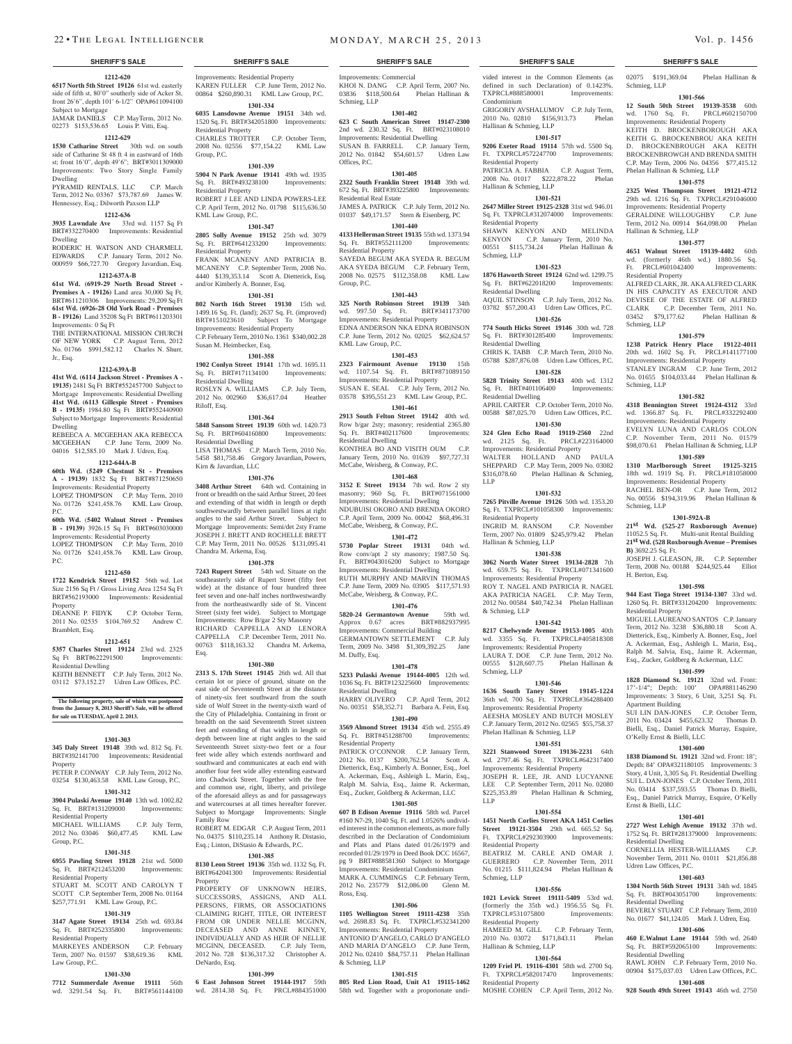### SHERIFF'S SALE

**1212-620**

**6517 North 5th Street 19126** 61st wd. easterly side of fifth st, 80'0" southerly side of Acker St, front 26'6", depth 101' 6-1/2" OPA#611094100 Subject to Mortgage

JAMAR DANIELS C.P. MayTerm, 2012 No. 02273 $153,536.65 Louis P. Vitti, Esq.

**1212-629**

**1530 Catharine Street** 30th wd. on south side of Catharine St 48 ft 4 in eastward of 16th st; front 16'0", depth 49'6"; BRT#3011309000 Improvements: Two Story Single Family Dwelling

PYRAMID RENTALS, LLC C.P. March Term, 2012 No. 03367 $73,787.69 James W. Hennessey, Esq.; Dilworth Paxson LLP

**1212-636**

**3935 Lawndale Ave** 33rd wd. 1157 Sq Ft BRT#332270400 Improvements: Residential Dwelling

RODERIC H. WATSON AND CHARMELL EDWARDS C.P. January Term, 2012 No. 000959 $66,727.70 Gregory Javardian, Esq.

**1212-637A-B**

**61st Wd. (6919-29 North Broad Street - Premises A - 19126)** Land area 30,000 Sq Ft, BRT#611210306 Improvements: 29,209 Sq Ft **61st Wd. (6926-28 Old York Road - Premises B - 19126)** Land 35208 Sq Ft BRT#611203301 Improvements: 0 Sq Ft

THE INTERNATIONAL MISSION CHURCH OF NEW YORK C.P. August Term, 2012 No. 01766 $991,582.12 Charles N. Shurr, Jr., Esq.

**1212-639A-B**

**41st Wd. (6114 Jackson Street - Premises A - 19135)** 2481 Sq Ft BRT#552457700 Subject to Mortgage Improvements: Residential Dwelling **41st Wd. (6113 Gillespie Street - Premises B - 19135)** 1984.80 Sq Ft BRT#552440900 Subject to Mortgage Improvements: Residential Dwelling

REBEECA A. MCGEEHAN AKA REBECCA MCGEEHAN C.P. June Term, 2009 No. 04016 $12,585.10 Mark J. Udren, Esq.

**1212-644A-B**

**60th Wd. (5249 Chestnut St - Premises A - 19139)** 1832 Sq Ft BRT#871250650 Improvements: Residential Property

LOPEZ THOMPSON C.P. May Term, 2010 No. 01726 $241,458.76 KML Law Group, P.C.

**60th Wd. (5402 Walnut Street - Premises B - 19139)** 3926.15 Sq Ft BRT#603030000 Improvements: Residential Property

LOPEZ THOMPSON C.P. May Term, 2010 No. 01726 $241,458.76 KML Law Group, P.C.

**1212-650**

**1722 Kendrick Street 19152** 56th wd. Lot Size 2156 Sq Ft / Gross Living Area 1254 Sq Ft BRT#562193000 Improvements: Residential Property

DEANNE P. FIDYK C.P. October Term, 2011 No. 02535 $104,769.52 Andrew C. Bramblett, Esq.

**1212-651**

**5357 Charles Street 19124** 23rd wd. 2325 Sq Ft BRT#622291500 Improvements: Residential Dewlling

KEITH BENNETT C.P. July Term, 2012 No. 03112 $73,152.27 Udren Law Offices, P.C.

**The following property, sale of which was postponed from the January 8, 2013 Sheriff's Sale, will be offered for sale on TUESDAY, April 2. 2013.**

**1301-303**

**345 Daly Street 19148** 39th wd. 812 Sq. Ft. BRT#392141700 Improvements: Residential Property

PETER P. CONWAY C.P. July Term, 2012 No. 03254 $130,463.58 KML Law Group, P.C.

**1301-312**

**3904 Pulaski Avenue 19140** 13th wd. 1002.82 Sq. Ft. BRT#131209000 Improvements: Residential Property

MICHAEL WILLIAMS C.P. July Term, 2012 No. 03046 $60,477.45 KML Law Group, P.C.

**1301-315**

**6955 Pawling Street 19128** 21st wd. 5000 Sq. Ft. BRT#212453200 Improvements: Residential Property

STUART M. SCOTT AND CAROLYN T SCOTT C.P. September Term, 2008 No. 01164 $257,771.91 KML Law Group, P.C.

**1301-319**

**3147 Agate Street 19134** 25th wd. 693.84 Sq. Ft. BRT#252335800 Improvements: Residential Property

MARKEYES ANDERSON C.P. February Term, 2007 No. 01597 $38,619.36 KML Law Group, P.C.

**1301-330**

**7712 Summerdale Avenue 19111** 56th wd. 3291.54 Sq. Ft. BRT#561144100 Improvements: Residential Property

KAREN FULLER C.P. June Term, 2012 No. 00864 $260,890.31 KML Law Group, P.C.

**1301-334**

**6035 Lansdowne Avenue 19151** 34th wd. 1520 Sq. Ft. BRT#342051800 Improvements: Residential Property

CHARLES TROTTER C.P. October Term, 2008 No. 02556 $77,154.22 KML Law Group, P.C.

**1301-339**

**5904 N Park Avenue 19141** 49th wd. 1935 Sq. Ft. BRT#493238100 Improvements: Residential Property

ROBERT J LEE AND LINDA POWERS-LEE C.P. April Term, 2012 No. 01798 $115,636.50 KML Law Group, P.C.

**1301-347**

**2805 Solly Avenue 19152** 25th wd. 3079 Sq. Ft. BRT#641233200 Improvements: Residential Property

FRANK MCANENY AND PATRICIA B. MCANENY C.P. September Term, 2008 No. 4440 $139,353.14 Scott A. Dietterick, Esq. and/or Kimberly A. Bonner, Esq.

**1301-351**

**802 North 16th Street 19130** 15th wd. 1499.16 Sq. Ft. (land); 2637 Sq. Ft. (improved) BRT#151023610 Subject To Mortgage Improvements: Residential Property

C.P. February Term, 2010 No. 1361 $340,002.28 Susan M. Heimbecker, Esq.

**1301-358**

**1902 Conlyn Street 19141** 17th wd. 1695.11 Sq. Ft. BRT#171134100 Improvements: Residential Dwelling

ROSLYN A. WILLIAMS C.P. July Term, 2012 No. 002960 $36,617.04 Heather Riloff, Esq.

**1301-364**

**5848 Sansom Street 19139** 60th wd. 1420.73 Sq. Ft. BRT#604160800 Improvements: Residential Dwelling

LISA THOMAS C.P. March Term, 2010 No. 5458 $81,758.46 Gregory Javardian, Powers, Kirn & Javardian, LLC

**1301-376**

**3408 Arthur Street** 64th wd. Containing in front or breadth on the said Arthur Street, 20 feet and extending of that width in length or depth southwestwardly between parallel lines at right angles to the said Arthur Street. Subject to Mortgage Improvements: Semi/det 2sty Frame JOSEPH J. BRETT AND ROCHELLE BRETT C.P. May Term, 2011 No. 00526 $131,095.41 Chandra M. Arkema, Esq.

**1301-378**

**7243 Rupert Street** 54th wd. Situate on the southeasterly side of Rupert Street (fifty feet wide) at the distance of four hundred three feet seven and one-half inches northwestwardly from the northeastwardly side of St. Vincent Street (sixty feet wide). Subject to Mortgage Improvements: Row B/gar 2 Sty Masonry

RICHARD CAPPELLA AND LENORA CAPPELLA C.P. December Term, 2011 No. 00763 $118,163.32 Chandra M. Arkema, Esq.

**1301-380**

**2313 S. 17th Street 19145** 26th wd. All that certain lot or piece of ground, situate on the east side of Seventeenth Street at the distance of ninety-six feet southward from the south side of Wolf Street in the twenty-sixth ward of the City of Philadelphia. Containing in front or breadth on the said Seventeenth Street sixteen feet and extending of that width in length or depth between line at right angles to the said Seventeenth Street sixty-two feet or a four feet wide alley which extends northward and southward and communicates at each end with another four feet wide alley extending eastward into Chadwick Street. Together with the free and common use, right, liberty, and privilege of the aforesaid alleys as and for passageways and watercourses at all times hereafter forever. Subject to Mortgage Improvements: Single Family Row

ROBERT M. EDGAR C.P. August Term, 2011 No. 04375 $110,235.14 Anthony R. Distasio, Esq.; Linton, DiStasio & Edwards, P.C.

**1301-385**

**8130 Leon Street 19136** 35th wd. 1132 Sq. Ft. BRT#642041300 Improvements: Residential Property

PROPERTY OF UNKNOWN HEIRS, SUCCESSORS, ASSIGNS, AND ALL PERSONS, FIRMS, OR ASSOCIATIONS CLAIMING RIGHT, TITLE, OR INTEREST FROM OR UNDER NELLIE MCGINN, DECEASED AND ANNE KINNEY, INDIVIDUALLY AND AS HEIR OF NELLIE MCGINN, DECEASED. C.P. July Term, 2012 No. 728 $136,317.32 Christopher A. DeNardo, Esq.

**1301-399**

**6 East Johnson Street 19144-1917** 59th wd. 2814.38 Sq. Ft. PRCL#884351000 Improvements: Commercial

KHOI N. DANG C.P. April Term, 2007 No. 03836 $118,500.64 Phelan Hallinan & Schmieg, LLP

**1301-402**

**623 C South American Street 19147-2300** 2nd wd. 230.32 Sq. Ft. BRT#023108010 Improvements: Residential Dwelling

SUSAN B. FARRELL C.P. January Term, 2012 No. 01842 $54,601.57 Udren Law Offices, P.C.

**1301-405**

**2322 South Franklin Street 19148** 39th wd. 672 Sq. Ft. BRT#393225800 Improvements: Residential Real Estate

JAMES A. PATRICK C.P. July Term, 2012 No. 01037 $49,171.57 Stern & Eisenberg, PC

**1301-440**

**4133 Hellerman Street 19135** 55th wd. 1373.94 Sq. Ft. BRT#552111200 Improvements: Residential Property

SAYEDA BEGUM AKA SYEDA R. BEGUM AKA SYEDA BEGUM C.P. February Term, 2008 No. 02575 $112,358.08 KML Law Group, P.C.

**1301-443**

**325 North Robinson Street 19139** 34th wd. 997.50 Sq. Ft. BRT#341173700 Improvements: Residential Property

EDNA ANDERSON NKA EDNA ROBINSON C.P. June Term, 2012 No. 02025 $62,624.57 KML Law Group, P.C.

**1301-453**

**2323 Fairmount Avenue 19130** 15th wd. 1107.54 Sq. Ft. BRT#871089150 Improvements: Residential Property

SUSAN E. SEAL C.P. July Term, 2012 No. 03578 $395,551.23 KML Law Group, P.C.

**1301-461**

**2913 South Felton Street 19142** 40th wd. Row b/gar 2sty; masonry; residential 2365.80 Sq. Ft. BRT#402117600 Improvements: Residential Dwelling

KONTHEA BO AND VISITH OUM C.P. January Term, 2010 No. 01639 $97,727.31 McCabe, Weisberg, & Conway, P.C.

**1301-468**

**3152 E Street 19134** 7th wd. Row 2 sty masonry; 960 Sq. Ft. BRT#071561000 Improvements: Residential Dwelling

NDUBUISI OKORO AND BRENDA OKORO C.P. April Term, 2009 No. 00042 $68,496.31 McCabe, Weisberg, & Conway, P.C.

**1301-472**

**5730 Poplar Street 19131** 04th wd. Row conv/apt 2 sty masonry; 1987.50 Sq. Ft. BRT#043016200 Subject to Mortgage Improvements: Residential Dwelling

RUTH MURPHY AND MARVIN THOMAS C.P. June Term, 2009 No. 03905 $117,571.93 McCabe, Weisberg, & Conway, P.C.

**1301-476**

**5820-24 Germantown Avenue** 59th wd. Approx 0.67 acres BRT#882937995 Improvements: Commercial Building

GERMANTOWN SETTLEMENT C.P. July Term, 2009 No. 3498 $1,309,392.25 Jane M. Duffy, Esq.

**1301-478**

**5233 Pulaski Avenue 19144-4005** 12th wd. 1036 Sq. Ft. BRT#123225600 Improvements: Residential Dwelling

HARRY OLIVERO C.P. April Term, 2012 No. 00351 $58,352.71 Barbara A. Fein, Esq.

**1301-490**

**3569 Almond Street 19134** 45th wd. 2555.49 Sq. Ft. BRT#451288700 Improvements: Residential Property

PATRICK O'CONNOR C.P. January Term, 2012 No. 0137 $200,762.54 Scott A. Dietterick, Esq., Kimberly A. Bonner, Esq., Joel A. Ackerman, Esq., Ashleigh L. Marin, Esq., Ralph M. Salvia, Esq., Jaime R. Ackerman, Esq., Zucker, Goldberg & Ackerman, LLC

**1301-505**

**607 B Edison Avenue 19116** 58th wd. Parcel #160 N7-29, 1040 Sq. Ft. and 1.0526% undivided interest in the common elements, as more fully described in the Declaration of Condominium and Plats and Plans dated 01/26/1979 and recorded 01/29/1979 in Deed Book DCC 16567, pg 9 BRT#888581360 Subject to Mortgage Improvements: Residential Condominium

MARK A. CUMMINGS C.P. February Term, 2012 No. 235779 $12,086.00 Glenn M. Ross, Esq.

**1301-506**

**1105 Wellington Street 19111-4238** 35th wd. 2698.83 Sq. Ft. TXPRCL#532341200 Improvements: Residential Property

ANTONIO D'ANGELO, CARLO D'ANGELO AND MARIA D'ANGELO C.P. June Term, 2012 No. 02410 $84,757.11 Phelan Hallinan & Schmieg, LLP

**1301-515**

**805 Red Lion Road, Unit A1 19115-1462** 58th wd. Together with a proporionate undivided interest in the Common Elements (as defined in such Declaration) of 0.1423%. TXPRCL#888580001 Improvements: Condominium

GRIGORIY AVSHALUMOV C.P. July Term, 2010 No. 02810 $156,913.73 Phelan Hallinan & Schmieg, LLP

**1301-517**

**9206 Exeter Road 19114** 57th wd. 5500 Sq. Ft. TXPRCL#572247700 Improvements: Residential Property

PATRICIA A. FABBIA C.P. August Term, 2008 No. 01017 $222,878.22 Phelan Hallinan & Schmieg, LLP

**1301-521**

**2647 Miller Street 19125-2328** 31st wd. 946.01 Sq. Ft. TXPRCL#312074000 Improvements: Residential Property

SHAWN KENYON AND MELINDA KENYON C.P. January Term, 2010 No. 00551 $115,734.24 Phelan Hallinan & Schmieg, LLP

**1301-523**

**1876 Haworth Street 19124** 62nd wd. 1299.75 Sq. Ft. BRT#622018200 Improvements: Residential Dwelling

AQUIL STINSON C.P. July Term, 2012 No. 03782 $57,200.43 Udren Law Offices, P.C.

**1301-526**

**774 South Hicks Street 19146** 30th wd. 728 Sq. Ft. BRT#301285400 Improvements: Residential Dwelling

CHRIS K. TABB C.P. March Term, 2010 No. 05788 $287,876.08 Udren Law Offices, P.C.

**1301-528**

**5828 Trinity Street 19143** 40th wd. 1312 Sq. Ft. BRT#401106400 Improvements: Residential Dwelling

APRIL CARTER C.P. October Term, 2010 No. 00588 $87,025.70 Udren Law Offices, P.C.

**1301-530**

**324 Glen Echo Road 19119-2560** 22nd wd. 2125 Sq. Ft. PRCL#223164000 Improvements: Residential Property

WALTER HOLLAND AND PAULA SHEPPARD C.P. May Term, 2009 No. 03082 $316,078.60 Phelan Hallinan & Schmieg, LLP

**1301-532**

**7265 Pitville Avenue 19126** 50th wd. 1353.20 Sq. Ft. TXPRCL#101058300 Improvements: Residential Property

INGRID M. RANSOM C.P. November Term, 2007 No. 01809 $245,979.42 Phelan Hallinan & Schmieg, LLP

**1301-538**

**3062 North Water Street 19134-2828** 7th wd. 659.75 Sq. Ft. TXPRCL#071341600 Improvements: Residential Property

ROY T. NAGEL AND PATRICIA R. NAGEL AKA PATRICIA NAGEL C.P. May Term, 2012 No. 00584 $40,742.34 Phelan Hallinan & Schmieg, LLP

**1301-542**

**8217 Chelwynde Avenue 19153-1005** 40th wd. 3355 Sq. Ft. TXPRCL#405818308 Improvements: Residential Property

LAURA T. DOE C.P. June Term, 2012 No. 00555 $128,607.75 Phelan Hallinan & Schmieg, LLP

**1301-546**

**1636 South Taney Street 19145-1224** 36th wd. 700 Sq. Ft. TXPRCL#364288400 Improvements: Residential Property

AEESHA MOSLEY AND BUTCH MOSLEY C.P. January Term, 2012 No. 02565 $55,758.37 Phelan Hallinan & Schmieg, LLP

**1301-551**

**3221 Stanwood Street 19136-2231** 64th wd. 2797.46 Sq. Ft. TXPRCL#642317400 Improvements: Residential Property

JOSEPH R. LEE, JR. AND LUCYANNE LEE C.P. September Term, 2011 No. 02080 $225,353.89 Phelan Hallinan & Schmieg, LLP

**1301-554**

**1451 North Corlies Street AKA 1451 Corlies Street 19121-3504** 29th wd. 665.52 Sq. Ft. TXPRCL#292303900 Improvements: Residential Property

BEATRIZ M. CARLE AND OMAR J. GUERRERO C.P. November Term, 2011 No. 01215 $111,824.94 Phelan Hallinan & Schmieg, LLP

**1301-556**

**1021 Levick Street 19111-5409** 53rd wd. (formerly the 35th wd.) 1956.55 Sq. Ft. TXPRCL#531075800 Improvements: Residential Property

HAMEED M. GILL C.P. February Term, 2010 No. 03072 $171,843.11 Phelan Hallinan & Schmieg, LLP

**1301-564**

**1209 Friel Pl. 19116-4301** 58th wd. 2700 Sq. Ft. TXPRCL#582017470 Improvements: Residential Property

MOSHE COHEN C.P. April Term, 2012 No. 02075 $191,369.04 Phelan Hallinan & Schmieg, LLP

**1301-566**

**12 South 50th Street 19139-3538** 60th wd. 1760 Sq. Ft. PRCL#602150700 Improvements: Residential Property

KEITH D. BROCKENBOROUGH AKA KEITH G. BROCKENBROU AKA KEITH D. BROCKENBROUGH AKA KEITH BROCKENBROWGH AND BRENDA SMITH C.P. May Term, 2006 No. 04356 $77,415.12 Phelan Hallinan & Schmieg, LLP

**1301-575**

**2325 West Thompson Street 19121-4712** 29th wd. 1216 Sq. Ft. TXPRCL#291046000 Improvements: Residential Property

GERALDINE WILLOUGHBY C.P. June Term, 2012 No. 00914 $64,098.00 Phelan Hallinan & Schmieg, LLP

**1301-577**

**4651 Walnut Street 19139-4402** 60th wd. (formerly 46th wd.) 1880.56 Sq. Ft. PRCL#601042400 Improvements: Residential Property

ALFRED CLARK, JR. AKA ALFRED CLARK IN HIS CAPACITY AS EXECUTOR AND DEVISEE OF THE ESTATE OF ALFRED CLARK C.P. December Term, 2011 No. 03452 $79,177.62 Phelan Hallinan & Schmieg, LLP

**1301-579**

**1238 Patrick Henry Place 19122-4011** 20th wd. 1602 Sq. Ft. PRCL#141177100 Improvements: Residential Property

STANLEY INGRAM C.P. June Term, 2012 No. 01655 $104,033.44 Phelan Hallinan & Schmieg, LLP

**1301-582**

**4318 Bennington Street 19124-4312** 33rd wd. 1366.87 Sq. Ft. PRCL#332292400 Improvements: Residential Property

EVELYN LUNA AND CARLOS COLON C.P. November Term, 2011 No. 01579 $98,070.61 Phelan Hallinan & Schmieg, LLP

**1301-589**

**1310 Marlborough Street 19125-3215** 18th wd. 1919 Sq. Ft. PRCL#181058000 Improvements: Residential Property

RACHEL BEN-OR C.P. June Term, 2012 No. 00556 $194,319.96 Phelan Hallinan & Schmieg, LLP

**1301-592A-B**

**21st Wd. (525-27 Roxborough Avenue)** 11052.5 Sq. Ft. Multi-unit Rental Building **21st Wd. (528 Roxborough Avenue – Premises B)** 3692.25 Sq. Ft.

JOSEPH J. GLEASON, JR. C.P. September Term, 2008 No. 00188 $244,925.44 Elliot H. Berton, Esq.

**1301-598**

**944 East Tioga Street 19134-1307** 33rd wd. 1260 Sq. Ft. BRT#331204200 Improvements: Residential Property

MIGUEL LAUREANO SANTOS C.P. January Term, 2012 No. 3238 $36,880.18 Scott A. Dietterick, Esq., Kimberly A. Bonner, Esq., Joel A. Ackerman, Esq., Ashleigh L. Marin, Esq., Ralph M. Salvia, Esq., Jaime R. Ackerman, Esq., Zucker, Goldberg & Ackerman, LLC

**1301-599**

**1828 Diamond St. 19121** 32nd wd. Front: 17'-1/4"; Depth: 100' OPA#881146290 Improvements: 3 Story, 6 Unit, 3,251 Sq. Ft. Apartment Building

SUI LIN DAN-JONES C.P. October Term, 2011 No. 03424 $455,623.32 Thomas D. Bielli, Esq., Daniel Patrick Murray, Esquire, O'Kelly Ernst & Bielli, LLC

**1301-600**

**1838 Diamond St. 19121** 32nd wd. Front: 18'; Depth: 84' OPA#321180105 Improvements: 3 Story, 4 Unit, 3,305 Sq. Ft. Residential Dwelling SUI L. DAN-JONES C.P. October Term, 2011 No. 03414 $337,593.55 Thomas D. Bielli, Esq., Daniel Patrick Murray, Esquire, O'Kelly Ernst & Bielli, LLC

**1301-601**

**2727 West Lehigh Avenue 19132** 37th wd. 1752 Sq. Ft. BRT#281379000 Improvements: Residential Dwelling

CORNELLIA HESTER-WILLIAMS C.P. November Term, 2011 No. 01011 $21,856.88 Udren Law Offices, P.C.

**1301-603**

**1304 North 56th Street 19131** 34th wd. 1845 Sq. Ft. BRT#043051700 Improvements: Residential Dwelling

BEVERLY STUART C.P. February Term, 2010 No. 01677 $41,124.05 Mark J. Udren, Esq.

**1301-606**

**460 E.Walnut Lane 19144** 59th wd. 2640 Sq. Ft. BRT#592065100 Improvements: Residential Dwelling

RAWL JOHN C.P. February Term, 2010 No. 00904 $175,037.03 Udren Law Offices, P.C.

**1301-608**

**928 South 49th Street 19143** 46th wd. 2750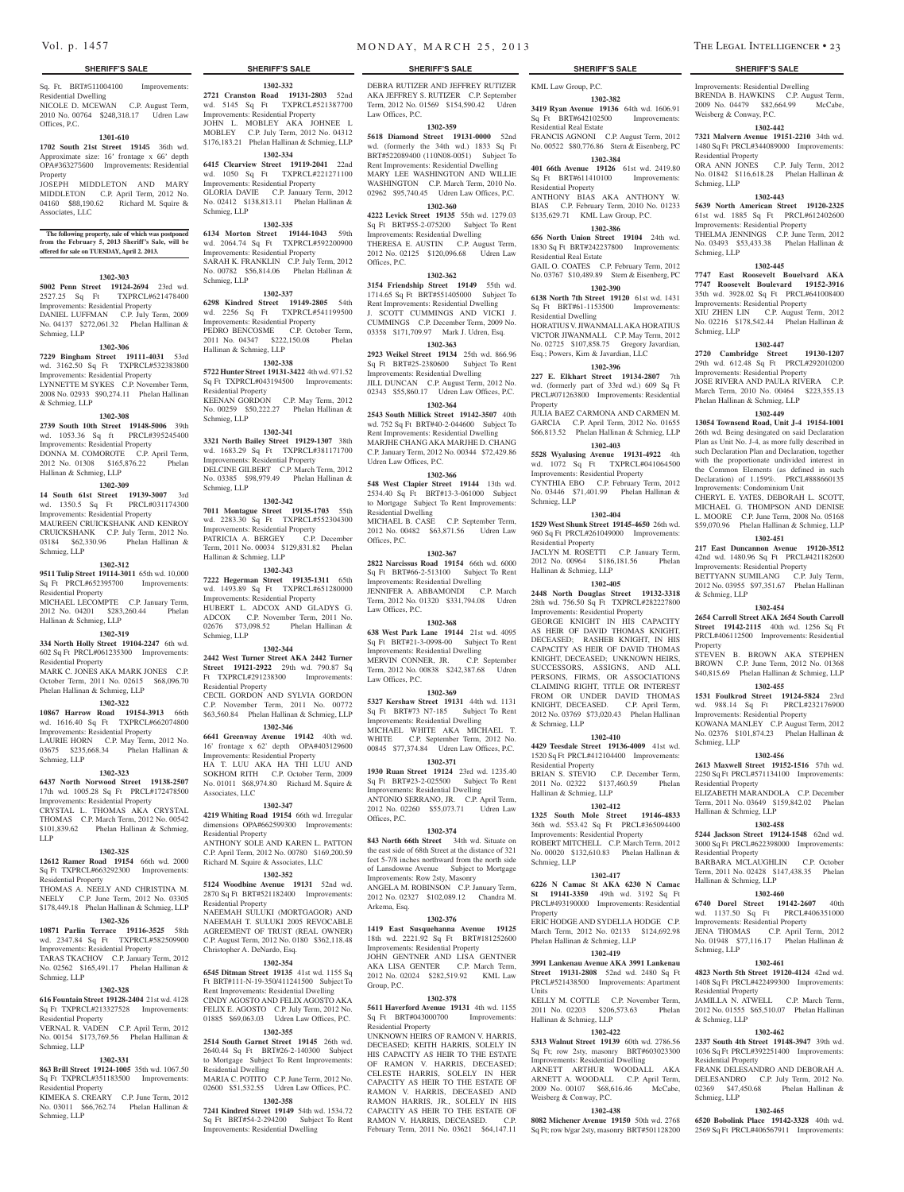Sq. Ft. BRT#511004100 Improvements: Residential Dwelling
NICOLE D. MCEWAN C.P. August Term, 2010 No. 00764 $248,318.17 Udren Law Offices, P.C.

**1301-610**

**1702 South 21st Street 19145** 36th wd. Approximate size: 16' frontage x 66' depth OPA#363275600 Improvements: Residential Property
JOSEPH MIDDLETON AND MARY MIDDLETON C.P. April Term, 2012 No. 04160 $88,190.62 Richard M. Squire & Associates, LLC

**The following property, sale of which was postponed from the February 5, 2013 Sheriff's Sale, will be offered for sale on TUESDAY, April 2. 2013.**

**1302-303**

**5002 Penn Street 19124-2694** 23rd wd. 2527.25 Sq Ft TXPRCL#621478400 Improvements: Residential Property
DANIEL LUFFMAN C.P. July Term, 2009 No. 04137 $272,061.32 Phelan Hallinan & Schmieg, LLP

**1302-306**

**7229 Bingham Street 19111-4031** 53rd wd. 3162.50 Sq Ft TXPRCL#532383800 Improvements: Residential Property
LYNNETTE M SYKES C.P. November Term, 2008 No. 02933 $90,274.11 Phelan Hallinan & Schmieg, LLP

**1302-308**

**2739 South 10th Street 19148-5006** 39th wd. 1053.36 Sq Ft PRCL#395245400 Improvements: Residential Property
DONNA M. COMOROTE C.P. April Term, 2012 No. 01308 $165,876.22 Phelan Hallinan & Schmieg, LLP

**1302-309**

**14 South 61st Street 19139-3007** 3rd wd. 1350.5 Sq Ft PRCL#031174300 Improvements: Residential Property
MAUREEN CRUICKSHANK AND KENROY CRUICKSHANK C.P. July Term, 2012 No. 03184 $62,330.96 Phelan Hallinan & Schmieg, LLP

**1302-312**

**9511 Tulip Street 19114-3011** 65th wd. 10,000 Sq Ft PRCL#652395700 Improvements: Residential Property
MICHAEL LECOMPTE C.P. January Term, 2012 No. 04201 $283,260.44 Phelan Hallinan & Schmieg, LLP

**1302-319**

**334 North Holly Street 19104-2247** 6th wd. 602 Sq Ft PRCL#061235300 Improvements: Residential Property
MARK C. JONES AKA MARK JONES C.P. October Term, 2011 No. 02615 $68,096.70 Phelan Hallinan & Schmieg, LLP

**1302-322**

**10867 Harrow Road 19154-3913** 66th wd. 1616.40 Sq Ft TXPRCL#662074800 Improvements: Residential Property
LAURIE HORN C.P. May Term, 2012 No. 03675 $235,668.34 Phelan Hallinan & Schmieg, LLP

**1302-323**

**6437 North Norwood Street 19138-2507** 17th wd. 1005.28 Sq Ft PRCL#172478500 Improvements: Residential Property
CRYSTAL L. THOMAS AKA CRYSTAL THOMAS C.P. March Term, 2012 No. 00542 $101,839.62 Phelan Hallinan & Schmieg, LLP

**1302-325**

**12612 Ramer Road 19154** 66th wd. 2000 Sq Ft TXPRCL#663292300 Improvements: Residential Property
THOMAS A. NEELY AND CHRISTINA M. NEELY C.P. June Term, 2012 No. 03305 $178,449.18 Phelan Hallinan & Schmieg, LLP

**1302-326**

**10871 Parlin Terrace 19116-3525** 58th wd. 2347.84 Sq Ft TXPRCL#582509900 Improvements: Residential Property
TARAS TKACHOV C.P. January Term, 2012 No. 02562 $165,491.17 Phelan Hallinan & Schmieg, LLP

**1302-328**

**616 Fountain Street 19128-2404** 21st wd. 4128 Sq Ft TXPRCL#213327528 Improvements: Residential Property
VERNAL R. VADEN C.P. April Term, 2012 No. 00154 $173,769.56 Phelan Hallinan & Schmieg, LLP

**1302-331**

**863 Brill Street 19124-1005** 35th wd. 1067.50 Sq Ft TXPRCL#351183500 Improvements: Residential Property
KIMEKA S. CREARY C.P. June Term, 2012 No. 03011 $66,762.74 Phelan Hallinan & Schmieg, LLP

**1302-332**

**2721 Cranston Road 19131-2803** 52nd wd. 5145 Sq Ft TXPRCL#521387700 Improvements: Residential Property
JOHN L. MOBLEY AKA JOHNEE L MOBLEY C.P. July Term, 2012 No. 04312 $176,183.21 Phelan Hallinan & Schmieg, LLP

**1302-334**

**6415 Clearview Street 19119-2041** 22nd wd. 1050 Sq Ft TXPRCL#221271100 Improvements: Residential Property
GLORIA DAVIE C.P. January Term, 2012 No. 02412 $138,813.11 Phelan Hallinan & Schmieg, LLP

**1302-335**

**6134 Morton Street 19144-1043** 59th wd. 2064.74 Sq Ft TXPRCL#592200900 Improvements: Residential Property
SARAH K. FRANKLIN C.P. July Term, 2012 No. 00782 $56,814.06 Phelan Hallinan & Schmieg, LLP

**1302-337**

**6298 Kindred Street 19149-2805** 54th wd. 2256 Sq Ft TXPRCL#541199500 Improvements: Residential Property
PEDRO BENCOSME C.P. October Term, 2011 No. 04347 $222,150.08 Phelan Hallinan & Schmieg, LLP

**1302-338**

**5722 Hunter Street 19131-3422** 4th wd. 971.52 Sq Ft TXPRCL#043194500 Improvements: Residential Property
KEENAN GORDON C.P. May Term, 2012 No. 00259 $50,222.27 Phelan Hallinan & Schmieg, LLP

**1302-341**

**3321 North Bailey Street 19129-1307** 38th wd. 1683.29 Sq Ft TXPRCL#381171700 Improvements: Residential Property
DELCINE GILBERT C.P. March Term, 2012 No. 03385 $98,979.49 Phelan Hallinan & Schmieg, LLP

**1302-342**

**7011 Montague Street 19135-1703** 55th wd. 2283.30 Sq Ft TXPRCL#552304300 Improvements: Residential Property
PATRICIA A. BERGEY C.P. December Term, 2011 No. 00034 $129,831.82 Phelan Hallinan & Schmieg, LLP

**1302-343**

**7222 Hegerman Street 19135-1311** 65th wd. 1493.89 Sq Ft TXPRCL#651280000 Improvements: Residential Property
HUBERT L. ADCOX AND GLADYS G. ADCOX C.P. November Term, 2011 No. 02676 $73,098.52 Phelan Hallinan & Schmieg, LLP

**1302-344**

**2442 West Turner Street AKA 2442 Turner Street 19121-2922** 29th wd. 790.87 Sq Ft TXPRCL#291238300 Improvements: Residential Property
CECIL GORDON AND SYLVIA GORDON C.P. November Term, 2011 No. 00772 $63,560.84 Phelan Hallinan & Schmieg, LLP

**1302-346**

**6641 Greenway Avenue 19142** 40th wd. 16' frontage x 62' depth OPA#403129600 Improvements: Residential Property
HA T. LUU AKA HA THI LUU AND SOKHOM RITH C.P. October Term, 2009 No. 01011 $68,974.80 Richard M. Squire & Associates, LLC

**1302-347**

**4219 Whiting Road 19154** 66th wd. Irregular dimensions OPA#662599300 Improvements: Residential Property
ANTHONY SOLE AND KAREN L. PATTON C.P. April Term, 2012 No. 00780 $169,200.59 Richard M. Squire & Associates, LLC

**1302-352**

**5124 Woodbine Avenue 19131** 52nd wd. 2870 Sq Ft BRT#521182400 Improvements: Residential Property
NAEEMAH SULUKI (MORTGAGOR) AND NAEEMAH T. SULUKI 2005 REVOCABLE AGREEMENT OF TRUST (REAL OWNER) C.P. August Term, 2012 No. 0180 $362,118.48 Christopher A. DeNardo, Esq.

**1302-354**

**6545 Ditman Street 19135** 41st wd. 1155 Sq Ft BRT#111-N-19-350/411241500 Subject To Rent Improvements: Residential Dwelling
CINDY AGOSTO AND FELIX AGOSTO AKA FELIX E. AGOSTO C.P. July Term, 2012 No. 01885 $69,063.03 Udren Law Offices, P.C.

**1302-355**

**2514 South Garnet Street 19145** 26th wd. 2640.44 Sq Ft BRT#26-2-140300 Subject to Mortgage Subject To Rent Improvements: Residential Dwelling
MARIA C. POTITO C.P. June Term, 2012 No. 02600 $51,532.55 Udren Law Offices, P.C.

**1302-358**

**7241 Kindred Street 19149** 54th wd. 1534.72 Sq Ft BRT#54-2-294200 Subject To Rent Improvements: Residential Dwelling
DEBRA RUTIZER AND JEFFREY RUTIZER AKA JEFFREY S. RUTIZER C.P. September Term, 2012 No. 01569 $154,590.42 Udren Law Offices, P.C.

**1302-359**

**5618 Diamond Street 19131-0000** 52nd wd. (formerly the 34th wd.) 1833 Sq Ft BRT#522089400 (110N08-0051) Subject To Rent Improvements: Residential Dwelling
MARY LEE WASHINGTON AND WILLIE WASHINGTON C.P. March Term, 2010 No. 02962 $95,740.45 Udren Law Offices, P.C.

**1302-360**

**4222 Levick Street 19135** 55th wd. 1279.03 Sq Ft BRT#55-2-075200 Subject To Rent Improvements: Residential Dwelling
THERESA E. AUSTIN C.P. August Term, 2012 No. 02125 $120,096.68 Udren Law Offices, P.C.

**1302-362**

**3154 Friendship Street 19149** 55th wd. 1714.65 Sq Ft BRT#551405000 Subject To Rent Improvements: Residential Dwelling
J. SCOTT CUMMINGS AND VICKI J. CUMMINGS C.P. December Term, 2009 No. 03358 $171,709.97 Mark J. Udren, Esq.

**1302-363**

**2923 Weikel Street 19134** 25th wd. 866.96 Sq Ft BRT#25-2380600 Subject To Rent Improvements: Residential Dwelling
JILL DUNCAN C.P. August Term, 2012 No. 02343 $55,860.17 Udren Law Offices, P.C.

**1302-364**

**2543 South Millick Street 19142-3507** 40th wd. 752 Sq Ft BRT#40-2-044600 Subject To Rent Improvements: Residential Dwelling
MARJHE CHANG AKA MARJHE D. CHANG C.P. January Term, 2012 No. 00344 $72,429.86 Udren Law Offices, P.C.

**1302-366**

**548 West Clapier Street 19144** 13th wd. 2534.40 Sq Ft BRT#13-3-061000 Subject to Mortgage Subject To Rent Improvements: Residential Dwelling
MICHAEL B. CASE C.P. September Term, 2012 No. 00482 $63,871.56 Udren Law Offices, P.C.

**1302-367**

**2822 Narcissus Road 19154** 66th wd. 6000 Sq Ft BRT#66-2-513100 Subject To Rent Improvements: Residential Dwelling
JENNIFER A. ABBAMONDI C.P. March Term, 2012 No. 01320 $331,794.08 Udren Law Offices, P.C.

**1302-368**

**638 West Park Lane 19144** 21st wd. 4095 Sq Ft BRT#21-3-0998-00 Subject To Rent Improvements: Residential Dwelling
MERVIN CONNER, JR. C.P. September Term, 2012 No. 00838 $242,387.68 Udren Law Offices, P.C.

**1302-369**

**5327 Kershaw Street 19131** 44th wd. 1131 Sq Ft BRT#73 N7-185 Subject To Rent Improvements: Residential Dwelling
MICHAEL WHITE AKA MICHAEL T. WHITE C.P. September Term, 2012 No. 00845 $77,374.84 Udren Law Offices, P.C.

**1302-371**

**1930 Ruan Street 19124** 23rd wd. 1235.40 Sq Ft BRT#23-2-025500 Subject To Rent Improvements: Residential Dwelling
ANTONIO SERRANO, JR. C.P. April Term, 2012 No. 02260 $55,073.71 Udren Law Offices, P.C.

**1302-374**

**843 North 66th Street** 34th wd. Situate on the east side of 68th Street at the distance of 321 feet 5-7/8 inches northward from the north side of Lansdowne Avenue Subject to Mortgage Improvements: Row 2sty, Masonry
ANGELA M. ROBINSON C.P. January Term, 2012 No. 02327 $102,089.12 Chandra M. Arkema, Esq.

**1302-376**

**1419 East Susquehanna Avenue 19125** 18th wd. 2221.92 Sq Ft BRT#181252600 Improvements: Residential Property
JOHN GENTNER AND LISA GENTNER AKA LISA GENTER C.P. March Term, 2012 No. 02024 $282,519.92 KML Law Group, P.C.

**1302-378**

**5611 Haverford Avenue 19131** 4th wd. 1155 Sq Ft BRT#043000700 Improvements: Residential Property
UNKNOWN HEIRS OF RAMON V. HARRIS, DECEASED; KEITH HARRIS, SOLELY IN HIS CAPACITY AS HEIR TO THE ESTATE OF RAMON V. HARRIS, DECEASED; CELESTE HARRIS, SOLELY IN HER CAPACITY AS HEIR TO THE ESTATE OF RAMON V. HARRIS, DECEASED AND RAMON HARRIS, JR., SOLELY IN HIS CAPACITY AS HEIR TO THE ESTATE OF RAMON V. HARRIS, DECEASED. C.P. February Term, 2011 No. 03621 $64,147.11 KML Law Group, P.C.

**1302-382**

**3419 Ryan Avenue 19136** 64th wd. 1606.91 Sq Ft BRT#642102500 Improvements: Residential Real Estate
FRANCIS AGNONI C.P. August Term, 2012 No. 00522 $80,776.86 Stern & Eisenberg, PC

**1302-384**

**401 66th Avenue 19126** 61st wd. 2419.80 Sq Ft BRT#611410100 Improvements: Residential Property
ANTHONY BIAS AKA ANTHONY W. BIAS C.P. February Term, 2010 No. 01233 $135,629.71 KML Law Group, P.C.

**1302-386**

**656 North Union Street 19104** 24th wd. 1830 Sq Ft BRT#242237800 Improvements: Residential Real Estate
GAIL O. COATES C.P. February Term, 2012 No. 03767 $10,489.89 Stern & Eisenberg, PC

**1302-390**

**6138 North 7th Street 19120** 61st wd. 1431 Sq Ft BRT#61-1153500 Improvements: Residential Dwelling
HORATIUS V. JIWANMALL AKA HORATIUS VICTOR JIWANMALL C.P. May Term, 2012 No. 02725 $107,858.75 Gregory Javardian, Esq.; Powers, Kirn & Javardian, LLC

**1302-396**

**227 E. Elkhart Street 19134-2807** 7th wd. (formerly part of 33rd wd.) 609 Sq Ft PRCL#071263800 Improvements: Residential Property
JULIA BAEZ CARMONA AND CARMEN M. GARCIA C.P. April Term, 2012 No. 01655 $66,813.52 Phelan Hallinan & Schmieg, LLP

**1302-403**

**5528 Wyalusing Avenue 19131-4922** 4th wd. 1072 Sq Ft TXPRCL#041064500 Improvements: Residential Property
CYNTHIA EBO C.P. February Term, 2012 No. 03446 $71,401.99 Phelan Hallinan & Schmieg, LLP

**1302-404**

**1529 West Shunk Street 19145-4650** 26th wd. 960 Sq Ft PRCL#261049000 Improvements: Residential Property
JACLYN M. ROSETTI C.P. January Term, 2012 No. 00964 $186,181.56 Phelan Hallinan & Schmieg, LLP

**1302-405**

**2448 North Douglas Street 19132-3318** 28th wd. 756.50 Sq Ft TXPRCL#282227800 Improvements: Residential Property
GEORGE KNIGHT IN HIS CAPACITY AS HEIR OF DAVID THOMAS KNIGHT, DECEASED; RASHEB KNIGHT, IN HIS CAPACITY AS HEIR OF DAVID THOMAS KNIGHT, DECEASED; UNKNOWN HEIRS, SUCCESSORS, ASSIGNS, AND ALL PERSONS, FIRMS, OR ASSOCIATIONS CLAIMING RIGHT, TITLE OR INTEREST FROM OR UNDER DAVID THOMAS KNIGHT, DECEASED. C.P. April Term, 2012 No. 03769 $73,020.43 Phelan Hallinan & Schmieg, LLP

**1302-410**

**4429 Teesdale Street 19136-4009** 41st wd. 1520 Sq Ft PRCL#412104400 Improvements: Residential Property
BRIAN S. STEVIO C.P. December Term, 2011 No. 02322 $137,460.59 Phelan Hallinan & Schmieg, LLP

**1302-412**

**1325 South Mole Street 19146-4833** 36th wd. 553.42 Sq Ft PRCL#365094400 Improvements: Residential Property
ROBERT MITCHELL C.P. March Term, 2012 No. 00020 $132,610.83 Phelan Hallinan & Schmieg, LLP

**1302-417**

**6226 N Camac St AKA 6230 N Camac St 19141-3350** 49th wd. 3192 Sq Ft PRCL#493190000 Improvements: Residential Property
ERIC HODGE AND SYDELLA HODGE C.P. March Term, 2012 No. 02133 $124,692.98 Phelan Hallinan & Schmieg, LLP

**1302-419**

**3991 Lankenau Avenue AKA 3991 Lankenau Street 19131-2808** 52nd wd. 2480 Sq Ft PRCL#521438500 Improvements: Apartment Units
KELLY M. COTTLE C.P. November Term, 2011 No. 02203 $206,573.63 Phelan Hallinan & Schmieg, LLP

**1302-422**

**5313 Walnut Street 19139** 60th wd. 2786.56 Sq Ft; row 2sty, masonry BRT#603023300 Improvements: Residential Dwelling
ARNETT ARTHUR WOODALL AKA ARNETT A. WOODALL C.P. April Term, 2009 No. 00107 $68,616.46 McCabe, Weisberg & Conway, P.C.

**1302-438**

**8082 Michener Avenue 19150** 50th wd. 2768 Sq Ft; row b/gar 2sty, masonry BRT#501128200 Improvements: Residential Dwelling
BRENDA B. HAWKINS C.P. August Term, 2009 No. 04479 $82,664.99 McCabe, Weisberg & Conway, P.C.

**1302-442**

**7321 Malvern Avenue 19151-2210** 34th wd. 1480 Sq Ft PRCL#344089000 Improvements: Residential Property
ORA ANN JONES C.P. July Term, 2012 No. 01842 $116,618.28 Phelan Hallinan & Schmieg, LLP

**1302-443**

**5639 North American Street 19120-2325** 61st wd. 1885 Sq Ft PRCL#612402600 Improvements: Residential Property
THELMA JENNINGS C.P. June Term, 2012 No. 03493 $53,433.38 Phelan Hallinan & Schmieg, LLP

**1302-445**

**7747 East Roosevelt Boulevard AKA 7747 Roosevelt Boulevard 19152-3916** 35th wd. 3928.02 Sq Ft PRCL#641008400 Improvements: Residential Property
XIU ZHEN LIN C.P. August Term, 2012 No. 02216 $178,542.44 Phelan Hallinan & Schmieg, LLP

**1302-447**

**2720 Cambridge Street 19130-1207** 29th wd. 612.48 Sq Ft PRCL#292010200 Improvements: Residential Property
JOSE RIVERA AND PAULA RIVERA C.P. March Term, 2010 No. 00464 $223,355.13 Phelan Hallinan & Schmieg, LLP

**1302-449**

**13054 Townsend Road, Unit J-4 19154-1001** 26th wd. Being designated on said Declaration Plan as Unit No. J-4, as more fully described in such Declaration Plan and Declaration, together with the proportionate undivided interest in the Common Elements (as defined in such Declaration) of 1.159%. PRCL#888660135 Improvements: Condominium Unit
CHERYL E. YATES, DEBORAH L. SCOTT, MICHAEL G. THOMPSON AND DENISE L. MOORE C.P. June Term, 2008 No. 05168 $59,070.96 Phelan Hallinan & Schmieg, LLP

**1302-451**

**217 East Duncannon Avenue 19120-3512** 42nd wd. 1480.96 Sq Ft PRCL#421182600 Improvements: Residential Property
BETTYANN SUMILANG C.P. July Term, 2012 No. 03955 $97,351.67 Phelan Hallinan & Schmieg, LLP

**1302-454**

**2654 Carroll Street AKA 2654 South Carroll Street 19142-2115** 40th wd. 1256 Sq Ft PRCL#406112500 Improvements: Residential Property
STEVEN B. BROWN AKA STEPHEN BROWN C.P. June Term, 2012 No. 01368 $40,815.69 Phelan Hallinan & Schmieg, LLP

**1302-455**

**1531 Foulkrod Street 19124-5824** 23rd wd. 988.14 Sq Ft PRCL#232176900 Improvements: Residential Property
KOWANA MANLEY C.P. August Term, 2012 No. 02376 $101,874.23 Phelan Hallinan & Schmieg, LLP

**1302-456**

**2613 Maxwell Street 19152-1516** 57th wd. 2250 Sq Ft PRCL#571134100 Improvements: Residential Property
ELIZABETH MARANDOLA C.P. December Term, 2011 No. 03649 $159,842.02 Phelan Hallinan & Schmieg, LLP

**1302-458**

**5244 Jackson Street 19124-1548** 62nd wd. 3000 Sq Ft PRCL#622398000 Improvements: Residential Property
BARBARA MCLAUGHLIN C.P. October Term, 2011 No. 02428 $147,438.35 Phelan Hallinan & Schmieg, LLP

**1302-460**

**6740 Dorel Street 19142-2607** 40th wd. 1137.50 Sq Ft PRCL#406351000 Improvements: Residential Property
JENA THOMAS C.P. April Term, 2012 No. 01948 $77,116.17 Phelan Hallinan & Schmieg, LLP

**1302-461**

**4823 North 5th Street 19120-4124** 42nd wd. 1408 Sq Ft PRCL#422499300 Improvements: Residential Property
JAMILLA N. ATWELL C.P. March Term, 2012 No. 01555 $65,510.07 Phelan Hallinan & Schmieg, LLP

**1302-462**

**2337 South 4th Street 19148-3947** 39th wd. 1036 Sq Ft PRCL#392251400 Improvements: Residential Property
FRANK DELESANDRO AND DEBORAH A. DELESANDRO C.P. July Term, 2012 No. 02369 $47,450.68 Phelan Hallinan & Schmieg, LLP

**1302-465**

**6520 Bobolink Place 19142-3328** 40th wd. 2569 Sq Ft PRCL#406567911 Improvements: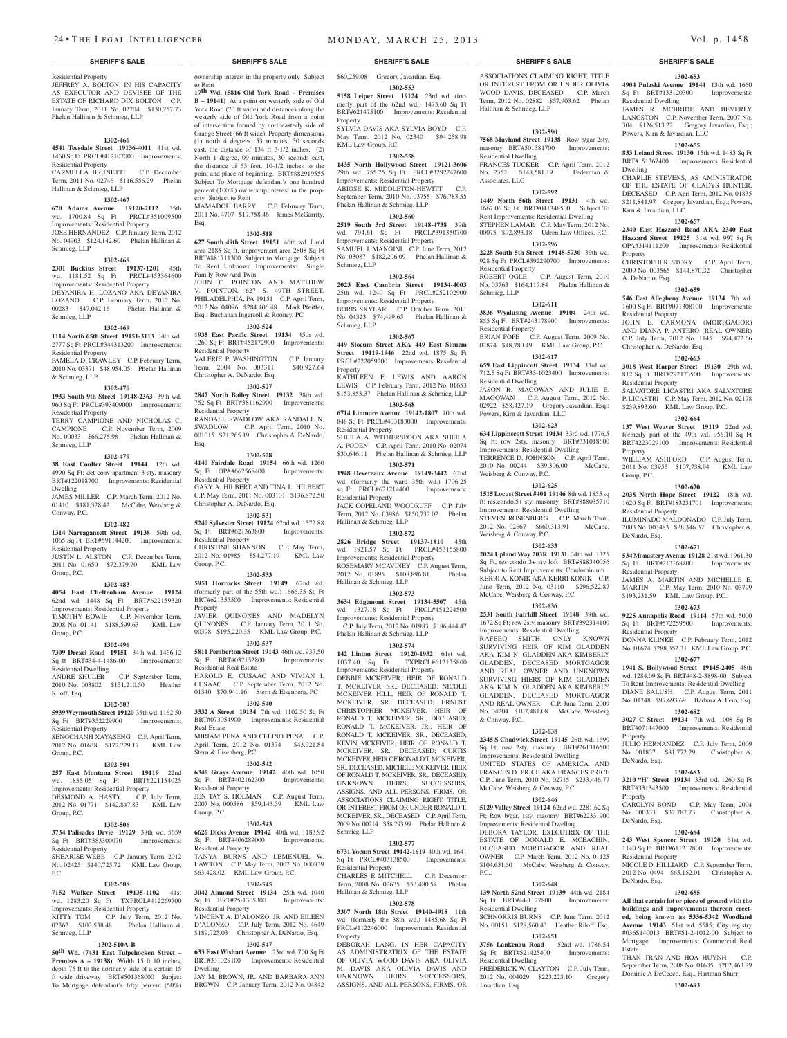## SHERIFF'S SALE

Residential Property
JEFFREY A. BOLTON, IN HIS CAPACITY AS EXECUTOR AND DEVISEE OF THE ESTATE OF RICHARD DIX BOLTON C.P. January Term, 2011 No. 02704 $130,257.73 Phelan Hallinan & Schmieg, LLP

**1302-466**

**4541 Teesdale Street 19136-4011** 41st wd. 1460 Sq Ft PRCL#412107000 Improvements: Residential Property
CARMELLA BRUNETTI C.P. December Term, 2011 No. 02746 $116,556.29 Phelan Hallinan & Schmieg, LLP

**1302-467**

**670 Adams Avenue 19120-2112** 35th wd. 1700.84 Sq Ft PRCL#351009500 Improvements: Residential Property
JOSE HERNANDEZ C.P. January Term, 2012 No. 04903 $124,142.60 Phelan Hallinan & Schmieg, LLP

**1302-468**

**2301 Buckius Street 19137-1201** 45th wd. 1181.52 Sq Ft PRCL#453364600 Improvements: Residential Property
DEYANIRA H. LOZANO AKA DEYANIRA LOZANO C.P. February Term, 2012 No. 00283 $47,042.16 Phelan Hallinan & Schmieg, LLP

**1302-469**

**1114 North 65th Street 19151-3113** 34th wd. 2777 Sq Ft PRCL#344313200 Improvements: Residential Property
PAMELA D. CRAWLEY C.P. February Term, 2010 No. 03371 $48,954.05 Phelan Hallinan & Schmieg, LLP

**1302-470**

**1933 South 9th Street 19148-2363** 39th wd. 960 Sq Ft PRCL#393409000 Improvements: Residential Property
TERRY CAMPIONE AND NICHOLAS C. CAMPIONE C.P. November Term, 2009 No. 00033 $66,275.98 Phelan Hallinan & Schmieg, LLP

**1302-479**

**38 East Coulter Street 19144** 12th wd. 4990 Sq Ft; det conv apartment 3 sty, masonry BRT#122018700 Improvements: Residential Dwelling
JAMES MILLER C.P. March Term, 2012 No. 01410 $181,328.42 McCabe, Weisberg & Conway, P.C.

**1302-482**

**1314 Narragansett Street 19138** 59th wd. 1065 Sq Ft BRT#591144200 Improvements: Residential Property
JUSTIN L. ALSTON C.P. December Term, 2011 No. 01650 $72,379.70 KML Law Group, P.C.

**1302-483**

**4054 East Cheltenham Avenue 19124** 62nd wd. 1448 Sq Ft BRT#622159320 Improvements: Residential Property
TIMOTHY BOWIE C.P. November Term, 2008 No. 01141 $188,599.63 KML Law Group, P.C.

**1302-496**

**7309 Drexel Road 19151** 34th wd. 1466.12 Sq ft BRT#34-4-1486-00 Improvements: Residential Dwelling
ANDRE SHULER C.P. September Term, 2010 No. 003802 $131,210.50 Heather Riloff, Esq.

**1302-503**

**5939 Weymouth Street 19120** 35th wd. 1162.50 Sq Ft BRT#352229900 Improvements: Residential Property
SENGCHANH XAYASENG C.P. April Term, 2012 No. 01638 $172,729.17 KML Law Group, P.C.

**1302-504**

**257 East Montana Street 19119** 22nd wd. 1855.05 Sq Ft BRT#221154025 Improvements: Residential Property
DESMOND A. HASTY C.P. July Term, 2012 No. 01771 $142,847.83 KML Law Group, P.C.

**1302-506**

**3734 Palisades Drvie 19129** 38th wd. 5659 Sq Ft BRT#383300070 Improvements: Residential Property
SHEARISE WEBB C.P. January Term, 2012 No. 02425 $140,725.72 KML Law Group, P.C.

**1302-508**

**7152 Walker Street 19135-1102** 41st wd. 1283.20 Sq Ft TXPRCL#412269700 Improvements: Residential Property
KITTY TOM C.P. July Term, 2012 No. 02362 $103,538.48 Phelan Hallinan & Schmieg, LLP

**1302-510A-B**

**50th Wd. (7431 East Tulpehocken Street – Premises A – 19138)** Width 15 ft 10 inches, depth 75 ft to the northerly side of a certain 15 ft wide driveway BRT#501368000 Subject To Mortgage defendant's fifty percent (50%) ownership interest in the property only Subject to Rent

**17th Wd. (5816 Old York Road – Premises B – 19141)** At a point on westerly side of Old York Road (70 ft wide) and distances along the westerly side of Old York Road from a point of intersection formed by northeasterly side of Grange Street (66 ft wide). Property dimensions (1) north 4 degrees, 53 minutes, 30 seconds east, the distance of 134 ft 3-1/2 inches; (2) North 1 degree, 09 minutes, 30 seconds east, the distance of 53 feet, 10-1/2 inches to the point and place of beginning. BRT#882919555 Subject To Mortgage defendant's one hundred percent (100%) ownership interest in the property Subject to Rent
MAMADOU BARRY C.P. February Term, 2011 No. 4707 $17,758.46 James McGarrity, Esq.

**1302-518**

**627 South 49th Street 19151** 46th wd. Land area 2185 Sq ft, improvement area 2808 Sq Ft BRT#881711300 Subject to Mortgage Subject To Rent Unknown Improvements: Single Family Row And Twin
JOHN C. POINTON AND MATTHEW V. POINTON, 627 S. 49TH STREET, PHILADELPHIA, PA 19151 C.P. April Term, 2012 No. 04096 $284,406.48 Mark Pfeiffer, Esq.; Buchanan Ingersoll & Rooney, PC

**1302-524**

**1935 East Pacific Street 19134** 45th wd. 1260 Sq Ft BRT#452172900 Improvements: Residential Property
VALERIE P. WASHINGTON C.P. January Term, 2004 No. 003311 $40,927.64 Christopher A. DeNardo, Esq.

**1302-527**

**2847 North Bailey Street 19132** 38th wd. 752 Sq Ft BRT#381162900 Improvements: Residential Property
RANDALL SWADLOW AKA RANDALL N. SWADLOW C.P. April Term, 2010 No. 001015 $21,265.19 Christopher A. DeNardo, Esq.

**1302-528**

**4140 Fairdale Road 19154** 66th wd. 1260 Sq Ft OPA#662568400 Improvements: Residential Property
GARY A. HILBERT AND TINA L. HILBERT C.P. May Term, 2011 No. 003101 $136,872.50 Christopher A. DeNardo, Esq.

**1302-531**

**5240 Sylvester Street 19124** 62nd wd. 1572.88 Sq Ft BRT#621363800 Improvements: Residential Property
CHRISTINE SHANNON C.P. May Term, 2012 No. 01985 $54,277.19 KML Law Group, P.C.

**1302-533**

**5951 Horrocks Street 19149** 62nd wd. (formerly part of the 55th wd.) 1666.35 Sq Ft BRT#621355500 Improvements: Residential Property
JAVIER QUINONES AND MADELYN QUINONES C.P. January Term, 2011 No. 00398 $195,220.35 KML Law Group, P.C.

**1302-537**

**5811 Pemberton Street 19143** 46th wd. 937.50 Sq Ft BRT#032152800 Improvements: Residential Real Estate
HAROLD E. CUSAAC AND VIVIAN I. CUSAAC C.P. September Term, 2012 No. 01340 $70,941.16 Stern & Eisenberg, PC

**1302-540**

**3332 A Street 19134** 7th wd. 1102.50 Sq Ft BRT#073054900 Improvements: Residential Real Estate
MIRIAM PENA AND CELINO PENA C.P. April Term, 2012 No. 01374 $43,921.84 Stern & Eisenberg, PC

**1302-542**

**6346 Grays Avenue 19142** 40th wd. 1050 Sq Ft BRT#402162300 Improvements: Residential Property
JEN TAY S. HOLMAN C.P. August Term, 2007 No. 000586 $59,143.39 KML Law Group, P.C.

**1302-543**

**6626 Dicks Avenue 19142** 40th wd. 1183.92 Sq Ft BRT#406289000 Improvements: Residential Property
TANYA BURNS AND LEMENUEL W. LAWTON C.P. May Term, 2007 No. 000839 $63,428.02 KML Law Group, P.C.

**1302-545**

**3042 Almond Street 19134** 25th wd. 1040 Sq Ft BRT#25-1305300 Improvements: Residential Property
VINCENT A. D'ALONZO, JR. AND EILEEN D'ALONZO C.P. July Term, 2012 No. 4649 $189,725.03 Christopher A. DeNardo, Esq.

**1302-547**

**633 East Wishart Avenue** 23rd wd. 700 Sq Ft BRT#331029100 Improvements: Residential Dwelling
JAY M. BROWN, JR. AND BARBARA ANN BROWN C.P. January Term, 2012 No. 04842 $60,259.08 Gregory Javardian, Esq.

**1302-553**

**5158 Leiper Street 19124** 23rd wd. (formerly part of the 62nd wd.) 1473.60 Sq Ft BRT#621475100 Improvements: Residential Property
SYLVIA DAVIS AKA SYLVIA BOYD C.P. May Term, 2012 No. 02340 $94,258.98 KML Law Group, P.C.

**1302-558**

**1435 North Hollywood Street 19121-3606** 29th wd. 755.25 Sq Ft PRCL#3292247600 Improvements: Residential Property
ABIOSE K. MIDDLETON-HEWITT C.P. September Term, 2010 No. 03755 $76,783.55 Phelan Hallinan & Schmieg, LLP

**1302-560**

**2519 South 3rd Street 19148-4738** 39th wd. 794.61 Sq Ft PRCL#391350700 Improvements: Residential Property
SAMUEL J. MANGINI C.P. June Term, 2012 No. 03087 $182,206.09 Phelan Hallinan & Schmieg, LLP

**1302-564**

**2023 East Cambria Street 19134-4003** 25th wd. 1240 Sq Ft PRCL#252102900 Improvements: Residential Property
BORIS SKYLAR C.P. October Term, 2011 No. 04323 $74,499.65 Phelan Hallinan & Schmieg, LLP

**1302-567**

**449 Slocum Street AKA 449 East Sloucm Street 19119-1946** 22nd wd. 1875 Sq Ft PRCL#222059200 Improvements: Residential Property
KATHLEEN F. LEWIS AND AARON LEWIS C.P. February Term, 2012 No. 01653 $153,853.37 Phelan Hallinan & Schmieg, LLP

**1302-568**

**6714 Linmore Avenue 19142-1807** 40th wd. 848 Sq Ft PRCL#403183000 Improvements: Residential Property
SHEILA A. WITHERSPOON AKA SHEILA A. PODEN C.P. April Term, 2010 No. 02074 $30,646.11 Phelan Hallinan & Schmieg, LLP

**1302-571**

**1948 Devereaux Avenue 19149-3442** 62nd wd. (formerly the ward 35th wd.) 1706.25 sq Ft PRCL#621214400 Improvements: Residential Property
JACK COPELAND WOODRUFF C.P. July Term, 2012 No. 03986 $150,732.02 Phelan Hallinan & Schmieg, LLP

**1302-572**

**2826 Bridge Street 19137-1810** 45th wd. 1921.57 Sq Ft PRCL#453155800 Improvements: Residential Property
ROSEMARY MCAVINEY C.P. August Term, 2012 No. 01895 $108,896.81 Phelan Hallinan & Schmieg, LLP

**1302-573**

**3634 Edgemont Street 19134-5507** 45th wd. 1327.18 Sq Ft PRCL#451224500 Improvements: Residential Property
C.P. July Term, 2012 No. 01983 $186,444.47 Phelan Hallinan & Schmieg, LLP

**1302-574**

**142 Linton Street 19120-1932** 61st wd. 1037.40 Sq Ft TXPRCL#612135800 Improvements: Residential Property
DEBBIE MCKEIVER, HEIR OF RONALD T. MCKEIVER, SR., DECEASED; NICOLE MCKEIVER HILL, HEIR OF RONALD T. MCKEIVER, SR. DECEASED; ERNEST CHRISTOPHER MCKEIVER, HEIR OF RONALD T. MCKEIVER, SR., DECEASED; RONALD T. MCKEIVER, JR., HEIR OF RONALD T. MCKEIVER, SR., DECEASED; KEVIN MCKEIVER, HEIR OF RONALD T. MCKEIVER, SR., DECEASED; CURTIS MCKEIVER, HEIR OF RONALD T. MCKEIVER, SR., DECEASED, MICHELE MCKEIVER, HEIR OF RONALD T. MCKEIVER, SR., DECEASED; UNKNOWN HEIRS, SUCCESSORS, ASSIGNS, AND ALL PERSONS, FIRMS, OR ASSOCIATIONS CLAIMING RIGHT, TITLE, OR INTEREST FROM OR UNDER RONALD T. MCKEIVER, SR., DECEASED C.P. April Term, 2009 No. 00214 $58,293.99 Phelan Hallinan & Schmieg, LLP

**1302-577**

**6731 Yocum Street 19142-1619** 40th wd. 1641 Sq Ft PRCL#403138500 Improvements: Residential Property
CHARLES E MITCHELL C.P. December Term, 2008 No. 02635 $53,480.54 Phelan Hallinan & Schmieg, LLP

**1302-578**

**3307 North 18th Street 19140-4918** 11th wd. (formerly the 38th wd.) 1485.68 Sq Ft PRCL#112246000 Improvements: Residential Property
DEBORAH LANG, IN HER CAPACITY AS ADMINISTRATRIX OF THE ESTATE OF OLIVIA WOOD DAVIS AKA OLIVIA M. DAVIS AKA OLIVIA DAVIS AND UNKNOWN HEIRS, SUCCESSORS, ASSIGNS, AND ALL PERSONS, FIRMS, OR ASSOCIATIONS CLAIMING RIGHT, TITLE OR INTEREST FROM OR UNDER OLIVIA WOOD DAVIS, DECEASED C.P. March Term, 2012 No. 02882 $57,903.62 Phelan Hallinan & Schmieg, LLP

**1302-590**

**7568 Mayland Street 19138** Row b/gar 2sty, masonry BRT#501381700 Improvements: Residential Dwelling
FRANCES TUCKER C.P. April Term, 2012 No. 2352 $148,581.19 Federman & Associates, LLC

**1302-592**

**1449 North 56th Street 19131** 4th wd. 1667.06 Sq Ft BRT#041348500 Subject To Rent Improvements: Residential Dwelling
STEPHEN LAMAR C.P. May Term, 2012 No. 00075 $92,893.18 Udren Law Offices, P.C.

**1302-596**

**2228 South 5th Street 19148-5730** 39th wd. 928 Sq Ft PRCL#392290700 Improvements: Residential Property
ROBERT OGLE C.P. August Term, 2010 No. 03763 $164,117.84 Phelan Hallinan & Schmieg, LLP

**1302-611**

**3836 Wyalusing Avenue 19104** 24th wd. 855 Sq Ft BRT#243178900 Improvements: Residential Property
BRIAN POPE C.P. August Term, 2009 No. 02874 $48,780.49 KML Law Group, P.C.

**1302-617**

**659 East Lippincott Street 19134** 33rd wd. 712.5 Sq Ft BRT#33-1023400 Improvements: Residential Dwelling
JASON R. MAGOWAN AND JULIE E. MAGOWAN C.P. August Term, 2012 No. 02922 $58,427.19 Gregory Javardian, Esq.; Powers, Kirn & Javardian, LLC

**1302-623**

**634 Lippincott Street 19134** 33rd wd. 1776.5 Sq ft; row 2sty, masonry BRT#331018600 Improvements: Residential Dwelling
TERRENCE D. JOHNSON C.P. April Term, 2010 No. 00244 $39,306.00 McCabe, Weisberg & Conway, P.C.

**1302-625**

**1515 Locust Street #401 19146** 8th wd. 1855 sq ft; res.condo.5+ sty, masonry BRT#888035710 Improvements: Residential Dwelling
STEVEN ROSENBERG C.P. March Term, 2012 No. 02667 $660,313.91 McCabe, Weisberg & Conway, P.C.

**1302-633**

**2024 Upland Way 203R 19131** 34th wd. 1325 Sq Ft, res condo 3+ sty loft BRT#888340056 Subject to Rent Improvements: Condominium
KERRI A. KONIK AKA KERRI KONIK C.P. June Term, 2012 No. 03110 $296,522.87 McCabe, Weisberg & Conway, P.C.

**1302-636**

**2531 South Fairhill Street 19148** 39th wd. 1672 Sq Ft; row 2sty, masonry BRT#392314100 Improvements: Residential Dwelling
RAFEEQ SMITH, ONLY KNOWN SURVIVING HEIR OF KIM GLADDEN AKA KIM N. GLADDEN AKA KIMBERLY GLADDEN, DECEASED MORTGAGOR AND REAL OWNER AND UNKNOWN SURVIVING HIERS OF KIM GLADDEN AKA KIM N. GLADDEN AKA KIMBERLY GLADDEN, DECEASED MORTGAGOR AND REAL OWNER. C.P. June Term, 2009 No. 04204 $107,481.08 McCabe, Weisberg & Conway, P.C.

**1302-638**

**2345 S Chadwick Street 19145** 26th wd. 1690 Sq Ft; row 2sty, masonry BRT#261316500 Improvements: Residential Dwelling
UNITED STATES OF AMERICA AND FRANCES D. PRICE AKA FRANCES PRICE C.P. June Term, 2010 No. 02715 $233,446.77 McCabe, Weisberg & Conway, P.C.

**1302-646**

**5129 Valley Street 19124** 62nd wd. 2281.62 Sq Ft; Row b/gar, 1sty, masonry BRT#622331900 Improvements: Residential Dwelling
DEBORA TAYLOR, EXECUTRIX OF THE ESTATE OF DONALD E. MCEACHIN, DECEASED MORTGAGOR AND REAL OWNER C.P. March Term, 2012 No. 01125 $104,651.30 McCabe, Weisberg & Conway, P.C..

**1302-648**

**139 North 52nd Street 19139** 44th wd. 2184 Sq Ft BRT#44-1127800 Improvements: Residential Dwelling
SCHNORRIS BURNS C.P. June Term, 2012 No. 00151 $128,560.43 Heather Riloff, Esq.

**1302-651**

**3756 Lankenau Road** 52nd wd. 1786.54 Sq Ft BRT#521425400 Improvements: Residential Dwelling
FREDERICK W. CLAYTON C.P. July Term, 2012 No. 004029 $223,223.10 Gregory Javardian, Esq.

**1302-653**

**4904 Pulaski Avenue 19144** 13th wd. 1660 Sq Ft BRT#133120300 Improvements: Residential Dwelling
JAMES R. MCBRIDE AND BEVERLY LANGSTON C.P. November Term, 2007 No. 304 $126,513.22 Gregory Javardian, Esq.; Powers, Kirn & Javardian, LLC

**1302-655**

**833 Leland Street 19130** 15th wd. 1485 Sq Ft BRT#151367400 Improvements: Residential Dwelling
CHARLIE STEVENS, AS ADMINISTRATOR OF THE ESTATE OF GLADYS HUNTER, DECEASED. C.P. Apri Term, 2012 No. 01835 $211,841.97 Gregory Javardian, Esq.; Powers, Kirn & Javardian, LLC

**1302-657**

**2340 East Hazzard Road AKA 2340 East Hazzard Street 19125** 31st wd. 997 Sq Ft OPA#314111200 Improvements: Residential Property
CHRISTOPHER STORY C.P. April Term, 2009 No. 003565 $144,870.32 Christopher A. DeNardo, Esq.

**1302-659**

**546 East Allegheny Avenue 19134** 7th wd. 1600 Sq Ft BRT#071308100 Improvements: Residential Property
JOHN E. CARMONA (MORTGAGOR) AND DIANA P. ANTERO (REAL OWNER) C.P. July Term, 2012 No. 1145 $94,472.66 Christopher A. DeNardo, Esq.

**1302-663**

**3018 West Harper Street 19130** 29th wd. 812 Sq Ft BRT#292173500 Improvements: Residential Property
SALVATORE LICASTRI AKA SALVATORE P. LICASTRI C.P. May Term, 2012 No. 02178 $239,893.60 KML Law Group, P.C.

**1302-664**

**137 West Weaver Street 19119** 22nd wd. formerly part of the 49th wd. 956.10 Sq Ft BRT#223029100 Improvements: Residential Property
WILLIAM ASHFORD C.P. August Term, 2011 No. 03955 $107,738.94 KML Law Group, P.C.

**1302-670**

**2038 North Hope Street 19122** 18th wd. 1620 Sq Ft BRT#183231701 Improvements: Residential Property
ILUMINADO MALDONADO C.P. July Term, 2003 No. 003483 $38,346.32 Christopher A. DeNardo, Esq.

**1302-671**

**534 Monastery Avenue 19128** 21st wd. 1961.30 Sq Ft BRT#213168400 Improvements: Residential Property
JAMES A. MARTIN AND MICHELLE E. MARTIN C.P. May Term, 2010 No. 03799 $193,231.59 KML Law Group, P.C.

**1302-673**

**9225 Annapolis Road 19114** 57th wd. 5000 Sq Ft BRT#572259500 Improvements: Residential Property
DONNA KLINKE C.P. February Term, 2012 No. 01674 $288,352.31 KML Law Group, P.C.

**1302-677**

**1941 S. Hollywood Street 19145-2405** 48th wd. 1284.09 Sq Ft BRT#48-2-3898-00 Subject To Rent Improvements: Residential Dwelling
DIANE BALUSH C.P. August Term, 2011 No. 01748 $97,693.69 Barbara A. Fein, Esq.

**1302-682**

**3027 C Street 19134** 7th wd. 1008 Sq Ft BRT#071447000 Improvements: Residential Property
JULIO HERNANDEZ C.P. July Term, 2009 No. 001837 $81,772.29 Christopher A. DeNardo, Esq.

**1302-683**

**3210 "H" Street 19134** 33rd wd. 1260 Sq Ft BRT#331343500 Improvements: Residential Property
CAROLYN BOND C.P. May Term, 2004 No. 000333 $32,787.73 Christopher A. DeNardo, Esq.

**1302-684**

**243 West Spencer Street 19120** 61st wd. 1140 Sq Ft BRT#611217800 Improvements: Residential Property
NICOLE D. HILLIARD C.P. September Term, 2012 No. 0494 $65,152.01 Christopher A. DeNardo, Esq.

**1302-685**

**All that certain lot or piece of ground with the buildings and improvements thereon erected, being known as 5336-5342 Woodland Avenue 19143** 51st wd. 5585; City registry #036S140013 BRT#51-2-1012-00 Subject to Mortgage Improvements: Commercial Real Estate
THAN TRAN AND HOA HUYNH C.P. September Term, 2008 No. 01635 $202,463.29 Dominic A DeCecco, Esq., Hartman Shurr

**1302-693**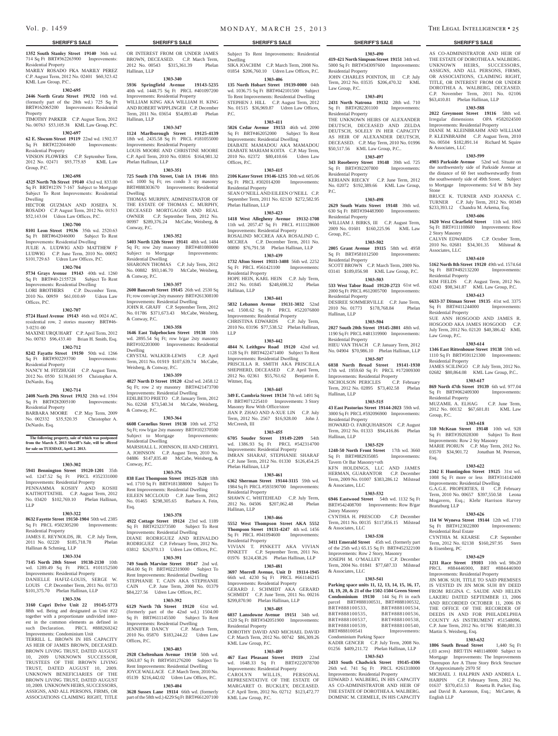## SHERIFF'S SALE

**1352 South Stanley Street 19140** 36th wd. 714 Sq Ft BRT#362263900 Improvements: Residential Property
MARILY ROSADO FKA MARILY PEREZ C.P. August Term, 2012 No. 02401 $60,323.42 KML Law Group, P.C..

**1302-695**

**2446 North Gratz Street 19132** 16th wd. (formerly part of the 28th wd.) 725 Sq Ft BRT#162065200 Improvements: Residential Property
TIMOTHY PARKER C.P. August Term, 2012 No. 00763 $53,105.38 KML Law Group, P.C.

**1302-697**

**62 E. Slocum Street 19119** 22nd wd. 1502.37 Sq Ft BRT#222044600 Improvements: Residential Property
VINSON FLOWERS C.P. September Term, 2012 No. 02471 $93,775.85 KML Law Group, P.C.

**1302-698**

**4325 North 7th Street 19140** 43rd wd. 833.00 Sq Ft BRT#123N 7-167 Subject to Mortgage Subject To Rent Improvements: Residential Dwelling
HECTOR GUZMAN AND JOSEFA N. ROSADO C.P. August Term, 2012 No. 01513 $52,143.04 Udren Law Offices, P.C.

**1302-700**

**8101 Leon Street 19136** 35th wd. 2520.63 Sq Ft BRT#642046000 Subject To Rent Improvements: Residential Dwelling
JULIE A. LUDWIG AND MATTHEW F LUDWIG C.P. June Term, 2010 No. 00052 $101,729.63 Udren Law Offices, P.C.

**1302-704**

**5734 Grays Avenue 19143** 40th wd. 1260 Sq Ft BRT#40-2155728 Subject To Rent Improvements: Residential Dwelling
LORI BROTHERS C.P. December Term, 2010 No. 00959 $61,010.69 Udren Law Offices, P.C.

**1302-707**

**5724 Hazel Avenue 19143** 46th wd. 0024 AC, residential row, 2 stories masonry BRT#46-3-0231-00
MAXINE URQUHART C.P. April Term, 2012 No. 00783 $96,433.40 Brian H. Smith, Esq.

**1302-712**

**8242 Fayatte Street 19150** 50th wd. 1266 Sq Ft BRT#502293700 Improvements: Residential Property
NANCY M. FITZHUGH C.P. August Term, 2012 No. 0550 $138,601.95 Christopher A. DeNardo, Esq.

**1302-714**

**2408 North 29th Street 19132** 28th wd. 1504 Sq Ft BRT#282005100 Improvements: Residential Property
BARBARA MOORE C.P. May Term, 2009 No. 002332 $35,520.35 Christopher A. DeNardo, Esq.

**The following property, sale of which was postponed from the March 5, 2013 Sheriff's Sale, will be offered for sale on TUESDAY, April 2, 2013.**

**1303-302**

**5941 Bennington Street 19120-1201** 35th wd. 1247.52 Sq Ft PRCL #352331000 Improvements: Residential Property
PENNAMMA KOSHY AND KOSHI KAITHOTTATHIL C.P. August Term, 2012 No. 03420 $102,769.10 Phelan Hallinan, LLP

**1303-322**

**8632 Fayette Street 19150-1904** 50th wd. 2385 Sq Ft PRCL #502305200 Improvements: Residential Property
JAMES E. REYNOLDS, JR. C.P. July Term, 2011 No. 02220 $185,718.78 Phelan Hallinan & Schmieg, LLP

**1303-334**

**7145 North 20th Street 19138-2130** 10th wd. 1289.49 Sq Ft PRCL #101152500 Improvements: Residential Property
DANIELLE HAFIZ-LOUIS, SERGE W. LOUIS C.P. December Term, 2011 No. 01733 $101,375.70 Phelan Hallinan, LLP

**1303-336**

**3160 Capri Drive Unit 22 19145-5773** 88th wd. Being and designated as Unit #22 together with a proportionate undivided interest in the common elements as defined in such Declaration. PRCL #888260242 Improvements: Condominium Unit
TERRILL L. BROWN IN HIS CAPACITY AS HEIR OF JAMES BROWN, DECEASED. BROWN LIVING TRUST, DATED AUGUST 10, 2009 UNKNOWN SUCCESSOR, TRUSTEES OF THE BROWN LIVING TRUST, DATED AUGUST 10, 2009. UNKNOWN BENEFICIARIES OF THE BROWN LIVING TRUST, DATED AUGUST 10, 2009. UNKNOWN HEIRS, SUCCESSORS, ASSIGNS, AND ALL PERSONS, FIRMS, OR ASSOCIATIONS CLAIMING RIGHT, TITLE OR INTEREST FROM OR UNDER JAMES BROWN, DECEASED. C.P. March Term, 2012 No. 00543 $315,361.39 Phelan Hallinan, LLP

**1303-340**

**5936 Springfield Avenue 19143-5235** 40th wd. 1448.75 Sq Ft PRCL #401097200 Improvements: Residential Property
WILLIAM KING AKA WILLIAM H. KING AND ROBERT WIPPLINGER C.P. December Term, 2011 No. 03654 $54,893.40 Phelan Hallinan, LLP

**1303-347**

**1124 Marlborough Street 19125-4139** 18th wd. 2435.58 Sq Ft PRCL #181055000 Improvements: Residential Property
LOUIS MOORE AND CHRISTINE MOORE C.P. April Term, 2010 No. 03816 $164,981.32 Phelan Hallinan, LLP

**1303-351**

**725 South 17th Street, Unit 1A 19146** 88th wd. 1000 Sq Ft; res condo 3 sty masonry BRT#888303670 Improvements: Residential Dwelling
THOMAS MURPHY, ADMINISTRATOR OF THE ESTATE OF THOMAS C. MURPHY, DECEASED MORTGAGOR AND REAL OWNER C.P. September Term, 2012 No. 00997 $289,376.24 McCabe, Weisberg, & Conway, P.C.

**1303-352**

**5403 North 12th Street 19141** 48th wd. 1484 Sq Ft; row 2sty masonry BRT#481080000 Subject to Mortgage Improvements: Residential Dwelling
SHARONN THOMAS C.P. July Term, 2012 No. 00882 $93,146.70 McCabe, Weisberg, & Conway, P.C.

**1303-357**

**2600 Bancroft Street 19145** 26th wd. 2530 Sq Ft; row conv/apt 2sty masonry BRT#261308100 Improvements: Residential Dwelling
JOHN R. GRAFF C.P. September Term, 2012 No. 01786 $371,673.43 McCabe, Weisberg, & Conway, P.C.

**1303-358**

**1646 East Tulpehocken Street 19138** 10th wd. 2895.54 Sq Ft; row b/gar 2sty masonry BRT#102203000 Improvements: Residential Dwelling
CRYSTAL WALKER-LEWIS C.P. April Term, 2011 No. 01919 $107,639.74 McCabe, Weisberg, & Conway, P.C.

**1303-359**

**4827 North D Street 19120** 42nd wd. 2458.12 Sq Ft; row 2 sty masonry BRT#421473700 Improvements: Residential Dwelling
EDILBETO PRIETO C.P. January Term, 2012 No. 02268 $73,540.34 McCabe, Weisberg, & Conway, P.C.

**1303-364**

**6608 Cornelius Street 19138** 10th wd. 2752 Sq Ft; row b/gar 2sty masonry BRT#102370500 Subject to Mortgage Improvements: Residential Dwelling
MARSHALL L. JOHNSON, III AND CHERYL A. JOHNSON C.P. August Term, 2010 No. 04886 $147,835.40 McCabe, Weisberg, & Conway, P.C.

**1303-376**

**838 East Thompson Street 19125-3528** 18th wd. 1710 Sq Ft BRT#181388000 Subject To Rent Improvements: Residential Dwelling
EILEEN MCCLOUD C.P. June Term, 2012 No. 01465 $298,305.65 Barbara A. Fein, Esq.

**1303-378**

**4922 Cottage Street 19124** 23rd wd. 1189 Sq Ft BRT#232373500 Subject To Rent Improvements: Residential Dwelling
DIANE RODRIGUEZ AND REINALDO RODRIGUEZ C.P. February Term, 2012 No. 03812 $26,970.13 Udren Law Offices, P.C.

**1303-391**

**749 South Marvine Street 19147** 2nd wd. 864.00 Sq Ft BRT#022319000 Subject To Rent Improvements: Residential Dwelling
STEPHANIE T. CAIN AKA STEPHANIE CAIN C.P. June Term, 2008 No. 01379 $84,227.56 Udren Law Offices, P.C.

**1303-392**

**6129 North 7th Street 19120** 61st wd. (formerly part of the 42nd wd.) 1504.00 Sq Ft BRT#611145500 Subject To Rent Improvements: Residential Dwelling
JENNIFER DANCY C.P. March Term, 2010 No. 05870 $183,244.22 Udren Law Offices, P.C.

**1303-403**

**2928 Cheltenham Avenue 19150** 50th wd. 5063.87 Sq Ft BRT#501276200 Subject To Rent Improvements: Residential Dwelling
JOYCE WALLACE C.P. March Term, 2010 No. 05139 $216,442.02 Udren Law Offices, P.C.

**1303-404**

**3628 Sussex Lane 19114** 66th wd. (formerly part of the 58th wd.) 4229 Sq Ft BRT#661207100 Subject To Rent Improvements: Residential Dwelling
SIKA JOACHIM C.P. March Term, 2008 No. 01854 $206,760.10 Udren Law Offices, P.C.

**1303-406**

**135 North Hobart Street 19139-0000** 04th wd. 1036.75 Sq Ft BRT#042101500 Subject To Rent Improvements: Residential Dwelling
STEPHEN J. HILL C.P. August Term, 2012 No. 01515 $36,969.87 Udren Law Offices, P.C.

**1303-411**

**5026 Cedar Avenue 19153** 46th wd. 2090 Sq Ft BRT#462052000 Subject To Rent Improvements: Residential Dwelling
DIABATE MAMADOU AKA MAMADOU DIABATE MARIAM KOITA C.P. May Term, 2010 No. 02372 $80,410.66 Udren Law Offices, P.C.

**1303-415**

**2106 Kater Street 19146-1215** 30th wd. 605.06 Sq Ft PRCL #302014200 Improvements: Residential Property
SEAN O'NEILL AND EILEEN O'NEILL C.P. September Term, 2011 No. 02130 $272,582.95 Phelan Hallinan, LLP

**1303-423**

**1418 West Allegheny Avenue 19132-1708** 11th wd. 2057.47 Sq Ft PRCL #111128600 Improvements: Residential Property
ROSALIND MCCREA AKA ROSALIND C. MCCREA C.P. December Term, 2011 No. 00890 $76,791.58 Phelan Hallinan, LLP

**1303-439**

**1732 Afton Street 19111-3408** 56th wd. 2252 Sq Ft PRCL #561421100 Improvements: Residential Property
HOPE HEIN, KARL HEIN C.P. July Term, 2012 No. 01845 $248,698.32 Phelan Hallinan, LLP

**1303-441**

**5832 Lebanon Avenue 19131-3032** 52nd wd. 1508.62 Sq Ft PRCL #522076800 Improvements: Residential Property
CHRISTINA EDWARDS C.P. July Term, 2010 No. 03196 $77,538.52 Phelan Hallinan, LLP

**1303-442**

**4844 N. Leithgow Road 19120** 42nd wd. 1128 Sq Ft BRT#422471400 Subject To Rent Improvements: Residential Dwelling
PRISCILLA R. SMITH AKA PRISCILLA SHEPHERD, DECEASED C.P. April Term, 2012 No. 02361 $55,761.62 Benjamin E. Witmer, Esq.

**1303-445**

**349 E. Cambria Street 19134** 7th wd. 1491 Sq Ft BRT#071225410 Improvements: 3 Story Masonry Row With Office/store
JIAN P. ZHAO AND A-XUE LIN C.P. July Term, 2012 No. 2567 $16,928.00 John J. McCreesh, III

**1303-455**

**6705 Souder Street 19149-2209** 54th wd. 1386.93 Sq Ft PRCL #542314700 Improvements: Residential Property
IMRAN SHARAF, STEPHANIE SHARAF C.P. June Term, 2012 No. 01330 $126,454.25 Phelan Hallinan, LLP

**1303-461**

**6362 Sherman Street 19144-3115** 59th wd. 1984 Sq Ft PRCL #593190700 Improvements: Residential Property
SHAWN C. WHITEHEAD C.P. July Term, 2012 No. 04506 $207,062.48 Phelan Hallinan, LLP

**1303-466**

**5552 West Thompson Street AKA 5552 Thompson Street 19131-4247** 4th wd. 1456 Sq Ft PRCL #041094600 Improvements: Residential Property
VIVIAN T. PINKETT AKA VIVIAN PINKETT C.P. September Term, 2011 No. 01976 $124,438.26 Phelan Hallinan, LLP

**1303-481**

**3697 Morrell Avenue, Unit D 19114-1945** 66th wd. 4230 Sq Ft PRCL #661146215 Improvements: Residential Property
GERARD J. SCHMIDT AKA GERARD SCHMIDT C.P. June Term, 2011 No. 00216 $299,870.90 Phelan Hallinan, LLP

**1303-485**

**6037 Lansdowne Avenue 19151** 34th wd. 1520 Sq Ft BRT#342051900 Improvements: Residential Property
DOROTHY DAVID AND MICHAEL DAVID C.P. March Term, 2012 No. 00742 $86,309.26 KML Law Group, P.C.

**1303-489**

**467 East Pleasant Street 19119** 22nd wd. 1648.33 Sq Ft BRT#222078700 Improvements: Residential Property
CAROLYN WILLIS, PERSONAL REPRESENTATIVE OF THE ESTATE OF MARGARET O. BUCKLEY, DECEASED. C.P. April Term, 2012 No. 02712 $123,472.77 KML Law Group, P.C.

**1303-490**

**419-421 North Simpson Street 19151** 34th wd. 5000 Sq Ft BRT#343097600 Improvements: Residential Property
JOHN CHARLES POINTON, III C.P. July Term, 2012 No. 03535 $206,470.32 KML Law Group, P.C.

**1303-491**

**2431 North Natrona 19132** 28th wd. 710 Sq Ft BRT#282201100 Improvements: Residential Property
THE UNKNOWN HEIRS OF ALEXANDER DEUTSCH, DECEASED AND ZELDA DEUTSCH, SOLELY IN HER CAPACITY AS HEIR OF ALEXANDER DEUTSCH, DECEASED. C.P. May Term, 2010 No. 01996 $50,517.56 KML Law Group, P.C..

**1303-497**

**343 Roseberry Street 19148** 39th wd. 725 Sq Ft BRT#392207800 Improvements: Residential Property
KERIANN RIECKY C.P. June Term, 2012 No. 02072 $192,389.66 KML Law Group, P.C.

**1303-498**

**2629 South Watts Street 19148** 39th wd. 630 Sq Ft BRT#394483900 Improvements: Residential Property
WILLIAM J. BIRKS, III C.P. August Term, 2009 No. 01601 $160,225.96 KML Law Group, P.C.

**1303-502**

**2005 Grant Avenue 19115** 58th wd. 4958 Sq Ft BRT#581012500 Improvements: Residential Property
SCOTT BROWN C.P. March Term, 2009 No. 03141 $189,056.98 KML Law Group, P.C.

**1303-503**

**533 West Tabor Road 19120-2723** 61st wd. 2000 Sq Ft PRCL #612005700 Improvements: Residential Property
DESIREE SOMMERVILLE C.P. June Term, 2010 No. 01773 $178,768.84 Phelan Hallinan, LLP

**1303-504**

**2027 South 20th Street 19145-2801** 48th wd. 1190 Sq Ft PRCL #481319900 Improvements: Residential Property
HIEU VAN THACH C.P. January Term, 2012 No. 04904 $70,986.10 Phelan Hallinan, LLP

**1303-507**

**6038 North Broad Street 19141-1930** 17th wd. 1959.60 Sq Ft PRCL #172009300 Improvements: Residential Property
NICHOLSON PERICLES C.P. February Term, 2012 No. 02895 $73,402.58 Phelan Hallinan, LLP

**1303-515**

**43 East Pastorius Street 19144-2023** 59th wd. 3000 Sq Ft PRCL #592096900 Improvements: Residential Property
HOWARD O. FARQUHARSON C.P. August Term, 2012 No. 01333 $94,416.86 Phelan Hallinan, LLP

**1303-529**

**1248-50 North Front Street** 17th wd. 3660 Sq Ft BRT#882935085 Improvements: Tavern Or Bar Masonry+oth
KFN HOLDINGS, LLC AND JAMES HERMAN, GUARANTOR C.P. December Term, 2009 No. 01007 $383,286.12 Milstead & Associates, LLC

**1303-532**

**6946 Eastwood Street** 54th wd. 1132 Sq Ft BRT#542408700 Improvements: Row B/gar 2story Masonry
CYNTHIA H. PRESCOD C.P. December Term, 2011 No. 00135 $117,856.15 Milstead & Associates, LLC

**1303-538**

**3411 Emerald Street** 45th wd. (formerly part of the 25th wd.) 65.15 Sq Ft BRT#452322100 Improvements: Row 2 Story, Masonry
JOSEPH M. O'MALLEY C.P. December Term, 2004 No. 01841 $77,687.33 Milstead & Associates, LLC

**1303-541**

**Parking space units 11, 12, 13, 14, 15, 16, 17, 18, 19, 20, & 21 of the 1502-1504 Green Street Condominium 19130** 144 Sq Ft in each parcel BRT#888100531, BRT#888100532, BRT#888100533, BRT#888100534, BRT#888100535, BRT#888100536, BRT#888100537, BRT#888100538, BRT#888100539, BRT#888100540, BRT#888100541 Improvements: Condominium Parking Space
KADIR GENCER C.P. July Term, 2008 No. 01256 $409,211.72 Phelan Hallinan, LLP

**1303-543**

**2433 South Chadwick Street 19145-4306** 26th wd. 741 Sq Ft PRCL #261318000 Improvements: Residential Property
EDWARD J. WALBERG, IN HIS CAPACITY AS CO-ADMINISTRATOR AND HEIR OF THE ESTATE OF DOROTHEA A. WALBERG. DOMINIC M. CERMELE, IN HIS CAPACITY AS CO-ADMINISTRATOR AND HEIR OF THE ESTATE OF DOROTHEA A. WALBERG. UNKNOWN HEIRS, SUCCESSORS, ASSIGNS, AND ALL PERSONS, FIRMS, OR ASSOCIATIONS, CLAIMING RIGHT, TITLE, OR INTEREST FROM OR UNDER DOROTHEA A. WALBERG, DECEASED. C.P. November Term, 2011 No. 02106 $63,410.81 Phelan Hallinan, LLP

**1303-588**

**2022 Greymont Street 19116** 58th wd. Irregular dimensions OPA #582024500 Improvements: Residential Property
DIANE M. KLEINBRAHM AND WILLIAM P. KLEINBRAHM C.P. August Term, 2010 No. 00504 $182,891.14 Richard M. Squire & Associates, LLC

**1303-599**

**4903 Parkside Avenue** 52nd wd. Situate on the northwesterly side of Parkside Avenue at the distance of 60 feet southwestwardly from the southwesterly side of 49th Street. Subject to Mortgage Improvements: S/d W B/b 3sty Stone
BRUCE K. TURNER AND JOANNA C. TURNER C.P. July Term, 2012 No. 00349 $233,393.12 Chandra M. Arkema, Esq.

**1303-606**

**1620 West Clearfield Street** 11th wd. 1065 Sq Ft BRT#111108600 Improvements: Row 2 Story Masonry
CALVIN EDWARDS C.P. October Term, 2010 No. 02681 $34,301.35 Milstead & Associates, LLC

**1303-610**

**5162 North 8th Street 19120** 49th wd. 1574.64 Sq Ft BRT#492132200 Improvements: Residential Property
KIM FIELDS C.P. August Term, 2012 No. 03243 $98,341.87 KML Law Group, P.C.

**1303-613**

**6633-37 Ditman Street 19135** 41st wd. 3375 Sq Ft BRT#411244000 Improvements: Residential Property
SUE ANN HOSGOOD AND JAMES R. HOSGOOD AKA JAMES HOSGOOD C.P. July Term, 2012 No. 02120 $40,386.42 KML Law Group, P.C.

**1303-614**

**1346 East Rittenhouse Street 19138** 59th wd. 1110 Sq Ft BRT#591121300 Improvements: Residential Property
JAMES SCILINGO C.P. July Term, 2012 No. 02682 $80,864.08 KML Law Group, P.C..

**1303-617**

**869 North 47th Street 19139** 6th wd. 977.04 Sq Ft BRT#062409300 Improvements: Residential Property
MUZAMIL A. ELHAG C.P. June Term, 2012 No. 00132 $67,601.81 KML Law Group, P.C.

**1303-618**

**310 McKean Street 19148** 10th wd. 928 Sq Ft BRT#392028300 Subject To Rent Improvements: Row 2 Sty Masonry
MARIE PIORUN C.P. May Term, 2012 No. 03570 $34,901.72 Jonathan M. Peterson, Esq.

**1303-622**

**2342 E Huntingdon Street 19125** 31st wd. 1008 Sq Ft more or less BRT#314142400 Improvements: Residential Dwelling
G.A.G.E. PROPERTIES, II C.P. February Term, 2010 No. 00657 $397,550.58 Leona Mogavero, Esq.; Klehr Harrison Harvey Branzburg LLP

**1303-626**

**114 W Wyneva Street 19144** 12th wd. 1710 Sq Ft BRT#123022800 Improvements: Residential Real Estate
CYNTHIA M. KEARSE C.P. September Term, 2012 No. 02138 $160,297.95 Stern & Eisenberg, PC

**1303-629**

**1211 Race Street 19103** 10th wd. 98x20 PRCL #884446900, BRT #884446900 Improvements: Residential Property
JIN MOK SUH, TITLE TO SAID PREMISES IS VESTED IN JIN MOK SUH BY DEED FROM REGINA C. SAUDE AND HELEN LAKERU DATED SEPTEMBER 13, 2006 AND RECORDED OCTOBER 11, 2006 IN THE OFFICE OF THE RECORDER OF DEEDS IN AND FOR PHILADELPHIA COUNTY AS INSTRUMENT #51548096. C.P. June Term, 2012 No. 01706 $580,081.33 Martin S. Weisberg, Esq.

**1303-632**

**1806 South Broad Street** 1,440 Sq Ft (.03 acres) BRT/TIN #481148000 Subject to Mortgage Improvements: The Improvements Thereupon Are A Three Story Brick Structure Of Approximately 2970 Sf
MICHAEL J. HALPRIN AND ANDREA L. HARPIN C.P. February Term, 2012 No. 01637 $370,451.53 Rosetta B. Packer, Esq. and David B. Aaronson, Esq.; McCarter, & English LLP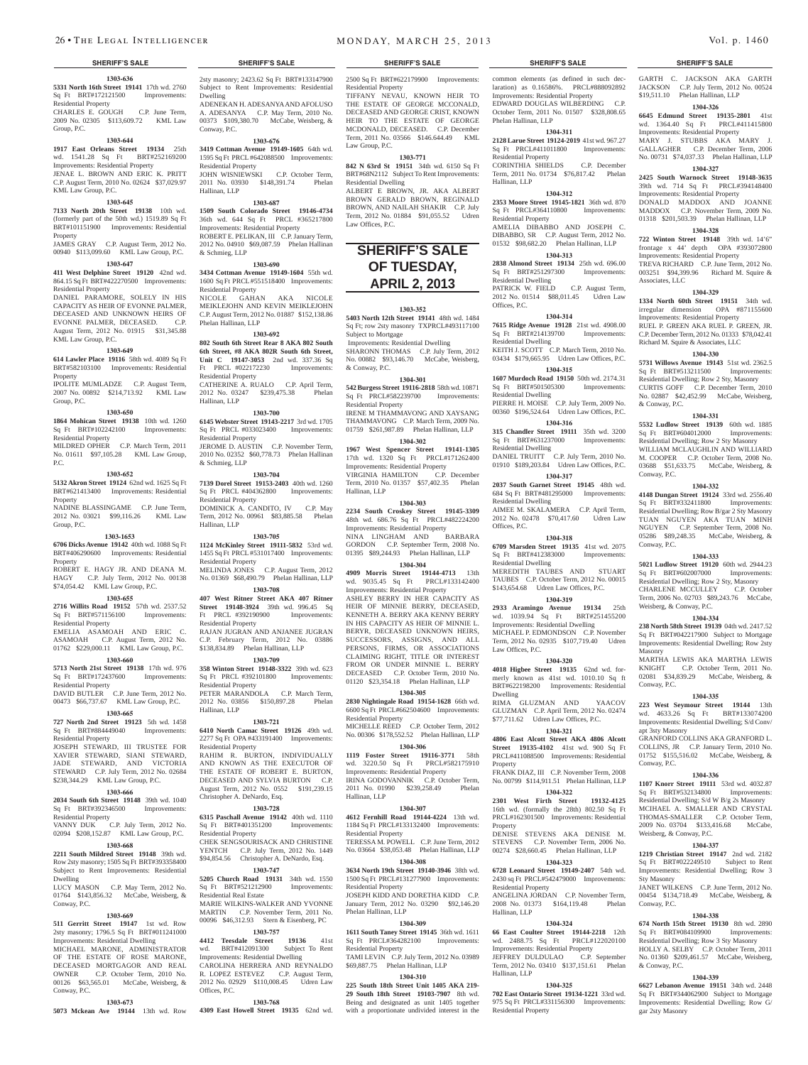**SHERIFF'S SALE**

**1303-636**

**5331 North 16th Street 19141** 17th wd. 2760 Sq Ft BRT#172121500 Improvements: Residential Property
CHARLES E. GOUGH C.P. June Term, 2009 No. 02305 $113,609.72 KML Law Group, P.C.

**1303-644**

**1917 East Orleans Street 19134** 25th wd. 1541.28 Sq Ft BRT#252169200 Improvements: Residential Property
JENAE L. BROWN AND ERIC K. PRITT C.P. August Term, 2010 No. 02624 $37,029.97 KML Law Group, P.C.

**1303-645**

**7133 North 20th Street 19138** 10th wd. (formerly part of the 50th wd.) 1519.89 Sq Ft BRT#101151900 Improvements: Residential Property
JAMES GRAY C.P. August Term, 2012 No. 00940 $113,099.60 KML Law Group, P.C.

**1303-647**

**411 West Delphine Street 19120** 42nd wd. 864.15 Sq Ft BRT#422270500 Improvements: Residential Property
DANIEL PARAMORE, SOLELY IN HIS CAPACITY AS HEIR OF EVONNE PALMER, DECEASED AND UNKNOWN HEIRS OF EVONNE PALMER, DECEASED. C.P. August Term, 2012 No. 01915 $31,345.88 KML Law Group, P.C.

**1303-649**

**614 Lawler Place 19116** 58th wd. 4089 Sq Ft BRT#582103100 Improvements: Residential Property
IPOLITE MUMLADZE C.P. August Term, 2007 No. 00892 $214,713.92 KML Law Group, P.C.

**1303-650**

**1864 Mohican Street 19138** 10th wd. 1260 Sq Ft BRT#102242100 Improvements: Residential Property
MILDRED OPHER C.P. March Term, 2011 No. 01611 $97,105.28 KML Law Group, P.C.

**1303-652**

**5132 Akron Street 19124** 62nd wd. 1625 Sq Ft BRT#621413400 Improvements: Residential Property
NADINE BLASSINGAME C.P. June Term, 2012 No. 03021 $99,116.26 KML Law Group, P.C.

**1303-1653**

**6706 Dicks Avenue 19142** 40th wd. 1088 Sq Ft BRT#406290600 Improvements: Residential Property
ROBERT E. HAGY JR. AND DEANA M. HAGY C.P. July Term, 2012 No. 00138 $74,054.42 KML Law Group, P.C.

**1303-655**

**2716 Willits Road 19152** 57th wd. 2537.52 Sq Ft BRT#571156100 Improvements: Residential Property
EMELIA ASAMOAH AND ERIC C. ASAMOAH C.P. August Term, 2012 No. 01762 $229,000.11 KML Law Group, P.C.

**1303-660**

**5713 North 21st Street 19138** 17th wd. 976 Sq Ft BRT#172437600 Improvements: Residential Property
DAVID BUTLER C.P. June Term, 2012 No. 00473 $66,737.67 KML Law Group, P.C.

**1303-665**

**727 North 2nd Street 19123** 5th wd. 1458 Sq Ft BRT#884449040 Improvements: Residential Property
JOSEPH STEWARD, III TRUSTEE FOR XAVIER STEWARD, SIANI STEWARD, JADE STEWARD, AND VICTORIA STEWARD C.P. July Term, 2012 No. 02684 $238,344.29 KML Law Group, P.C.

**1303-666**

**2034 South 6th Street 19148** 39th wd. 1040 Sq Ft BRT#392346500 Improvements: Residential Property
VANNY DUK C.P. July Term, 2012 No. 02094 $208,152.87 KML Law Group, P.C.

**1303-668**

**2211 South Mildred Street 19148** 39th wd. Row 2sty masonry; 1505 Sq Ft BRT#393358400 Subject to Rent Improvements: Residential Dwelling
LUCY MASON C.P. May Term, 2012 No. 01764 $143,856.32 McCabe, Weisberg, & Conway, P.C.

**1303-669**

**511 Gerritt Street 19147** 1st wd. Row 2sty masonry; 1796.5 Sq Ft BRT#011241000 Improvements: Residential Dwelling
MICHAEL MARONE, ADMINISTRATOR OF THE ESTATE OF ROSE MARONE, DECEASED MORTGAGOR AND REAL OWNER C.P. October Term, 2010 No. 00126 $63,565.01 McCabe, Weisberg, & Conway, P.C.

**1303-673**

**5073 Mckean Ave 19144** 13th wd. Row 2sty masonry; 2423.62 Sq Ft BRT#133147900 Subject to Rent Improvements: Residential Dwelling
ADENEKAN H. ADESANYA AND AFOLUSO A. ADESANYA C.P. May Term, 2010 No. 00373 $109,380.70 McCabe, Weisberg, & Conway, P.C.

**1303-676**

**3419 Cottman Avenue 19149-1605** 64th wd. 1595 Sq Ft PRCL#642088500 Improvements: Residential Property
JOHN WISNIEWSKI C.P. October Term, 2011 No. 03930 $148,391.74 Phelan Hallinan, LLP

**1303-687**

**1509 South Colorado Street 19146-4734** 36th wd. 644 Sq Ft PRCL #365217800 Improvements: Residential Property
ROBERT E. PELIKAN, III C.P. January Term, 2012 No. 04910 $69,087.59 Phelan Hallinan & Schmieg, LLP

**1303-690**

**3434 Cottman Avenue 19149-1604** 55th wd. 1600 Sq Ft PRCL #551518400 Improvements: Residential Property
NICOLE GAHAN AKA NICOLE MEIKLEJOHN AND KEVIN MEIKLEJOHN C.P. August Term, 2012 No. 01887 $152,138.86 Phelan Hallinan, LLP

**1303-692**

**802 South 6th Street Rear 8 AKA 802 South 6th Street, #8 AKA 802R South 6th Street, Unit C 19147-3053** 2nd wd. 337.36 Sq Ft PRCL #022172230 Improvements: Residential Property
CATHERINE A. RUALO C.P. April Term, 2012 No. 03247 $239,475.38 Phelan Hallinan, LLP

**1303-700**

**6145 Webster Street 19143-2217** 3rd wd. 1705 Sq Ft PRCL #033023400 Improvements: Residential Property
JEROME D. AUSTIN C.P. November Term, 2010 No. 02352 $60,778.73 Phelan Hallinan & Schmieg, LLP

**1303-704**

**7139 Dorel Street 19153-2403** 40th wd. 1260 Sq Ft PRCL #404362800 Improvements: Residential Property
DOMINICK A. CANDITO, IV C.P. May Term, 2012 No. 00961 $83,885.58 Phelan Hallinan, LLP

**1303-705**

**1124 McKinley Street 19111-5832** 53rd wd. 1455 Sq Ft PRCL #531017400 Improvements: Residential Property
MELINDA JONES C.P. August Term, 2012 No. 01369 $68,490.79 Phelan Hallinan, LLP

**1303-708**

**407 West Ritner Street AKA 407 Ritner Street 19148-3924** 39th wd. 996.45 Sq Ft PRCL #392190900 Improvements: Residential Property
RAJAN JUGRAN AND ANJANEE JUGRAN C.P. February Term, 2012 No. 03886 $138,834.89 Phelan Hallinan, LLP

**1303-709**

**358 Winton Street 19148-3322** 39th wd. 623 Sq Ft PRCL #392101800 Improvements: Residential Property
PETER MARANDOLA C.P. March Term, 2012 No. 03856 $150,897.28 Phelan Hallinan, LLP

**1303-721**

**6410 North Camac Street 19126** 49th wd. 2277 Sq Ft OPA #433191400 Improvements: Residential Property
RAHIM R. BURTON, INDIVIDUALLY AND KNOWN AS THE EXECUTOR OF THE ESTATE OF ROBERT E. BURTON, DECEASED AND SYLVIA BURTON C.P. August Term, 2012 No. 0552 $191,239.15 Christopher A. DeNardo, Esq.

**1303-728**

**6315 Paschall Avenue 19142** 40th wd. 1110 Sq Ft BRT#401351200 Improvements: Residential Property
CHEK SENGSOURISACK AND CHRISTINE YENTCH C.P. July Term, 2012 No. 1449 $94,854.56 Christopher A. DeNardo, Esq.

**1303-747**

**5205 Church Road 19131** 34th wd. 1550 Sq Ft BRT#521212900 Improvements: Residential Real Estate
MARIE WILKINS-WALKER AND YVONNE MARTIN C.P. November Term, 2011 No. 00096 $46,312.93 Stern & Eisenberg, PC

**1303-757**

**4412 Teesdale Street 19136** 41st wd. BRT#412091300 Subject To Rent Improvements: Residential Dwelling
CAROLINA HERRERA AND REYNALDO R. LOPEZ ESTEVEZ C.P. August Term, 2012 No. 02929 $110,008.45 Udren Law Offices, P.C.

**1303-768**

**4309 East Howell Street 19135** 62nd wd. 2500 Sq Ft BRT#622179900 Improvements: Residential Property
TIFFANY NEVAU, KNOWN HEIR TO THE ESTATE OF GEORGE MCCONALD, DECEASED AND GEORGE CRIST, KNOWN HEIR TO THE ESTATE OF GEORGE MCDONALD, DECEASED. C.P. December Term, 2011 No. 03566 $146,644.49 KML Law Group, P.C.

**1303-771**

**842 N 63rd St 19151** 34th wd. 6150 Sq Ft BRT#68N2112 Subject To Rent Improvements: Residential Dwelling
ALBERT E BROWN, JR. AKA ALBERT BROWN GERALD BROWN, REGINALD BROWN, AND NAILAH SHAKIR C.P. July Term, 2012 No. 01884 $91,055.52 Udren Law Offices, P.C.

## SHERIFF'S SALE OF TUESDAY, APRIL 2, 2013

**1303-352**

**5403 North 12th Street 19141** 48th wd. 1484 Sq Ft; row 2sty masonry TXPRCL#493117100 Subject to Mortgage
Improvements: Residential Dwelling
SHARONN THOMAS C.P. July Term, 2012 No. 00882 $93,146.70 McCabe, Weisberg, & Conway, P.C.

**1304-301**

**542 Burgess Street 19116-2818** 58th wd. 10871 Sq Ft PRCL#582239700 Improvements: Residential Property
IRENE M THAMMAVONG AND XAYSANG THAMMAVONG C.P. March Term, 2009 No. 01759 $261,987.89 Phelan Hallinan, LLP

**1304-302**

**1967 West Spencer Street 19141-1305** 17th wd. 1320 Sq Ft PRCL#171262400 Improvements: Residential Property
VIRGINIA HAMILTON C.P. December Term, 2010 No. 01357 $57,402.35 Phelan Hallinan, LLP

**1304-303**

**2234 South Croskey Street 19145-3309** 48th wd. 686.76 Sq Ft PRCL#482224200 Improvements: Residential Property
NINA LINGHAM AND BARBARA GORDON C.P. September Term, 2008 No. 01395 $89,244.93 Phelan Hallinan, LLP

**1304-304**

**4909 Morris Street 19144-4713** 13th wd. 9035.45 Sq Ft PRCL#133142400 Improvements: Residential Property
ASHLEY BERRY IN HER CAPACITY AS HEIR OF MINNIE BERRY, DECEASED, KENNETH A. BERRY AKA KENNY BERRY IN HIS CAPACITY AS HEIR OF MINNIE L. BERYR, DECEASED UNKNOWN HEIRS, SUCCESSORS, ASSIGNS, AND ALL PERSONS, FIRMS, OR ASSOCIATIONS CLAIMING RIGHT, TITLE OR INTEREST FROM OR UNDER MINNIE L. BERRY DECEASED C.P. October Term, 2010 No. 01120 $23,354.18 Phelan Hallinan, LLP

**1304-305**

**2830 Nightingale Road 19154-1628** 66th wd. 6600 Sq Ft PRCL#662504600 Improvements: Residential Property
MICHELLE REED C.P. October Term, 2012 No. 00306 $178,552.52 Phelan Hallinan, LLP

**1304-306**

**1119 Foster Street 19116-3771** 58th wd. 3220.50 Sq Ft PRCL#582175910 Improvements: Residential Property
IRINA GODOVANNIK C.P. October Term, 2011 No. 01990 $239,258.49 Phelan Hallinan, LLP

**1304-307**

**4612 Fernhill Road 19144-4224** 13th wd. 1184 Sq Ft PRCL#133132400 Improvements: Residential Property
TERESSA M. POWELL C.P. June Term, 2012 No. 03664 $38,053.48 Phelan Hallinan, LLP

**1304-308**

**3634 North 19th Street 19140-3946** 38th wd. 1500 Sq Ft PRCL#131277900 Improvements: Residential Property
JOSEPH KIDD AND DORETHA KIDD C.P. January Term, 2012 No. 03290 $92,146.20 Phelan Hallinan, LLP

**1304-309**

**1611 South Taney Street 19145** 36th wd. 1611 Sq Ft PRCL#364282100 Improvements: Residential Property
TAMI LEVIN C.P. July Term, 2012 No. 03989 $69,887.75 Phelan Hallinan, LLP

**1304-310**

**225 South 18th Street Unit 1405 AKA 219-29 South 18th Street 19103-7907** 8th wd. Being and designated as unit 1405 together with a proportionate undivided interest in the common elements (as defined in such declaration) as 0.16586%. PRCL#888092892 Improvements: Residential Property
EDWARD DOUGLAS WILBERDING C.P. October Term, 2011 No. 01507 $328,808.65 Phelan Hallinan, LLP

**1304-311**

**2128 Larue Street 19124-2019** 41st wd. 967.27 Sq Ft PRCL#411011800 Improvements: Residential Property
CORINTHIA SHIELDS C.P. December Term, 2011 No. 01734 $76,817.42 Phelan Hallinan, LLP

**1304-312**

**2353 Moore Street 19145-1821** 36th wd. 870 Sq Ft PRCL#364110800 Improvements: Residential Property
AMELIA DIBABBO AND JOSEPH C. DIBABBO, SR C.P. August Term, 2012 No. 01532 $98,682.20 Phelan Hallinan, LLP

**1304-313**

**2838 Almond Street 19134** 25th wd. 696.00 Sq Ft BRT#251297300 Improvements: Residential Dwelling
PATRICK W. FIELD C.P. August Term, 2012 No. 01514 $88,011.45 Udren Law Offices, P.C.

**1304-314**

**7615 Ridge Avenue 19128** 21st wd. 4908.00 Sq Ft BRT#214139700 Improvements: Residential Dwelling
KEITH J. SCOTT C.P. March Term, 2010 No. 03434 $179,665.95 Udren Law Offices, P.C.

**1304-315**

**1607 Murdoch Road 19150** 50th wd. 2174.31 Sq Ft BRT#501505300 Improvements: Residential Dwelling
PIERRE H. MOISE C.P. July Term, 2009 No. 00360 $196,524.64 Udren Law Offices, P.C.

**1304-316**

**315 Chandler Street 19111** 35th wd. 3200 Sq Ft BRT#631237000 Improvements: Residential Dwelling
DANIEL TRUITT C.P. July Term, 2010 No. 01910 $189,203.84 Udren Law Offices, P.C.

**1304-317**

**2037 South Garnet Street 19145** 48th wd. 684 Sq Ft BRT#481295000 Improvements: Residential Dwelling
AIMEE M. SKALAMERA C.P. April Term, 2012 No. 02478 $70,417.60 Udren Law Offices, P.C.

**1304-318**

**6709 Marsden Street 19135** 41st wd. 2075 Sq Ft BRT#412383000 Improvements: Residential Dwelling
MEREDITH TAUBES AND STUART TAUBES C.P. October Term, 2012 No. 00015 $143,654.68 Udren Law Offices, P.C.

**1304-319**

**2933 Aramingo Avenue 19134** 25th wd. 1039.94 Sq Ft BRT#251455200 Improvements: Residential Dwelling
MICHAEL P. EDMONDSON C.P. November Term, 2012 No. 02935 $107,719.40 Udren Law Offices, P.C.

**1304-320**

**4018 Higbee Street 19135** 62nd wd. formerly known as 41st wd. 1010.10 Sq Ft BRT#622198200 Improvements: Residential Dwelling
RIMA GLUZMAN AND YAACOV GLUZMAN C.P. April Term, 2012 No. 02474 $77,711.62 Udren Law Offices, P.C.

**1304-321**

**4806 East Alcott Street AKA 4806 Alcott Street 19135-4102** 41st wd. 900 Sq Ft PRCL#411088500 Improvements: Residential Property
FRANK DIAZ, III C.P. November Term, 2008 No. 00799 $114,911.51 Phelan Hallinan, LLP

**1304-322**

**2301 West Firth Street 19132-4125** 16th wd. (formally the 28th) 802.50 Sq Ft PRCL#162301500 Improvements: Residential Property
DENISE STEVENS AKA DENISE M. STEVENS C.P. November Term, 2006 No. 00274 $28,660.45 Phelan Hallinan, LLP

**1304-323**

**6728 Leonard Street 19149-2407** 54th wd. 2430 sq Ft PRCL#542479000 Improvements: Residential Property
ANGELINA JORDAN C.P. November Term, 2008 No. 01373 $164,119.48 Phelan Hallinan, LLP

**1304-324**

**66 East Coulter Street 19144-2218** 12th wd. 2488.75 Sq Ft PRCL#122020100 Improvements: Residential Property
JEFFREY DULDULAO C.P. September Term, 2012 No. 03410 $137,151.61 Phelan Hallinan, LLP

**1304-325**

**702 East Ontario Street 19134-1221** 33rd wd. 975 Sq Ft PRCL#331156300 Improvements: Residential Property
GARTH C. JACKSON AKA GARTH JACKSON C.P. July Term, 2012 No. 00524 $19,511.10 Phelan Hallinan, LLP

**1304-326**

**6645 Edmund Street 19135-2801** 41st wd. 1364.40 Sq Ft PRCL#411415800 Improvements: Residential Property
MARY J. STUBBS AKA MARY J. GALLAGHER C.P. December Term, 2006 No. 00731 $74,037.33 Phelan Hallinan, LLP

**1304-327**

**2425 South Warnock Street 19148-3635** 39th wd. 714 Sq Ft PRCL#394148400 Improvements: Residential Property
DONALD MADDOX AND JOANNE MADDOX C.P. November Term, 2009 No. 01318 $201,503.39 Phelan Hallinan, LLP

**1304-328**

**722 Winton Street 19148** 39th wd. 14'6" frontage x 44' depth OPA #393072800 Improvements: Residential Property
TREVA RICHARD C.P. June Term, 2012 No. 003251 $94,399.96 Richard M. Squire & Associates, LLC

**1304-329**

**1334 North 60th Street 19151** 34th wd. irregular dimension OPA #871155600 Improvements: Residential Property
RUEL P. GREEN AKA RUEL P. GREEN, JR. C.P. December Term, 2012 No. 01333 $78,042.41 Richard M. Squire & Associates, LLC

**1304-330**

**5731 Willows Avenue 19143** 51st wd. 2362.5 Sq Ft BRT#513211500 Improvements: Residential Dwelling; Row 2 Sty, Masonry
CURTIS GOFF C.P. December Term, 2010 No. 02887 $42,452.99 McCabe, Weisberg, & Conway, P.C.

**1304-331**

**5532 Ludlow Street 19139** 60th wd. 1885 Sq Ft BRT#604012000 Improvements: Residential Dwelling; Row 2 Sty Masonry
WILLIAM MCLAUGHLIN AND WILLIARD M. COOPER C.P. October Term, 2008 No. 03688 $51,633.75 McCabe, Weisberg, & Conway, P.C.

**1304-332**

**4148 Dungan Street 19124** 33rd wd. 2556.40 Sq Ft BRT#332411800 Improvements: Residential Dwelling; Row B/gar 2 Sty Masonry
TUAN NGUYEN AKA TUAN MINH NGUYEN C.P. September Term, 2008 No. 05286 $89,248.35 McCabe, Weisberg, & Conway, P.C.

**1304-333**

**5021 Ludlow Street 19120** 60th wd. 2944.23 Sq Ft BRT#602007000 Improvements: Residential Dwelling; Row 2 Sty, Masonry
CHARLENE MCCULLEY C.P. October Term, 2006 No. 02703 $89,243.76 McCabe, Weisberg, & Conway, P.C.

**1304-334**

**238 North 58th Street 19139** 04th wd. 2417.52 Sq Ft BRT#042217900 Subject to Mortgage Improvements: Residential Dwelling; Row 2sty Masonry
MARTHA LEWIS AKA MARTHA LEWIS KNIGHT C.P. October Term, 2011 No. 02081 $34,839.29 McCabe, Weisberg, & Conway, P.C.

**1304-335**

**223 West Seymour Street 19144** 13th wd. 4633.26 Sq Ft BRT#133074200 Improvements: Residential Dwelling; S/d Conv/apt 3sty Masonry
GRANFORD COLLINS AKA GRANFORD L. COLLINS, JR C.P. January Term, 2010 No. 01752 $155,516.02 McCabe, Weisberg, & Conway, P.C.

**1304-336**

**1107 Knorr Street 19111** 53rd wd. 4032.87 Sq Ft BRT#532134800 Improvements: Residential Dwelling; S/d W B/g 2s Masonry
MCIHAEL A. SMALLER AND CRYSTAL THOMAS-SMALLER C.P. October Term, 2009 No. 03704 $133,416.68 McCabe, Weisberg, & Conway, P.C.

**1304-337**

**1219 Christian Street 19147** 2nd wd. 2182 Sq Ft BRT#022249510 Subject to Rent Improvements: Residential Dwelling; Row 3 Sty Masonry
JANET WILKENS C.P. June Term, 2012 No. 00454 $134,718.49 McCabe, Weisberg, & Conway, P.C.

**1304-338**

**674 North 15th Street 19130** 8th wd. 2890 Sq Ft BRT#084109900 Improvements: Residential Dwelling; Row 3 Sty Masonry
HOLLY A. SELBY C.P. October Term, 2011 No. 01360 $209,461.57 McCabe, Weisberg, & Conway, P.C.

**1304-339**

**6627 Lebanon Avenue 19151** 34th wd. 2448 Sq Ft BRT#344062900 Subject to Mortgage Improvements: Residential Dwelling; Row G/gar 2sty Masonry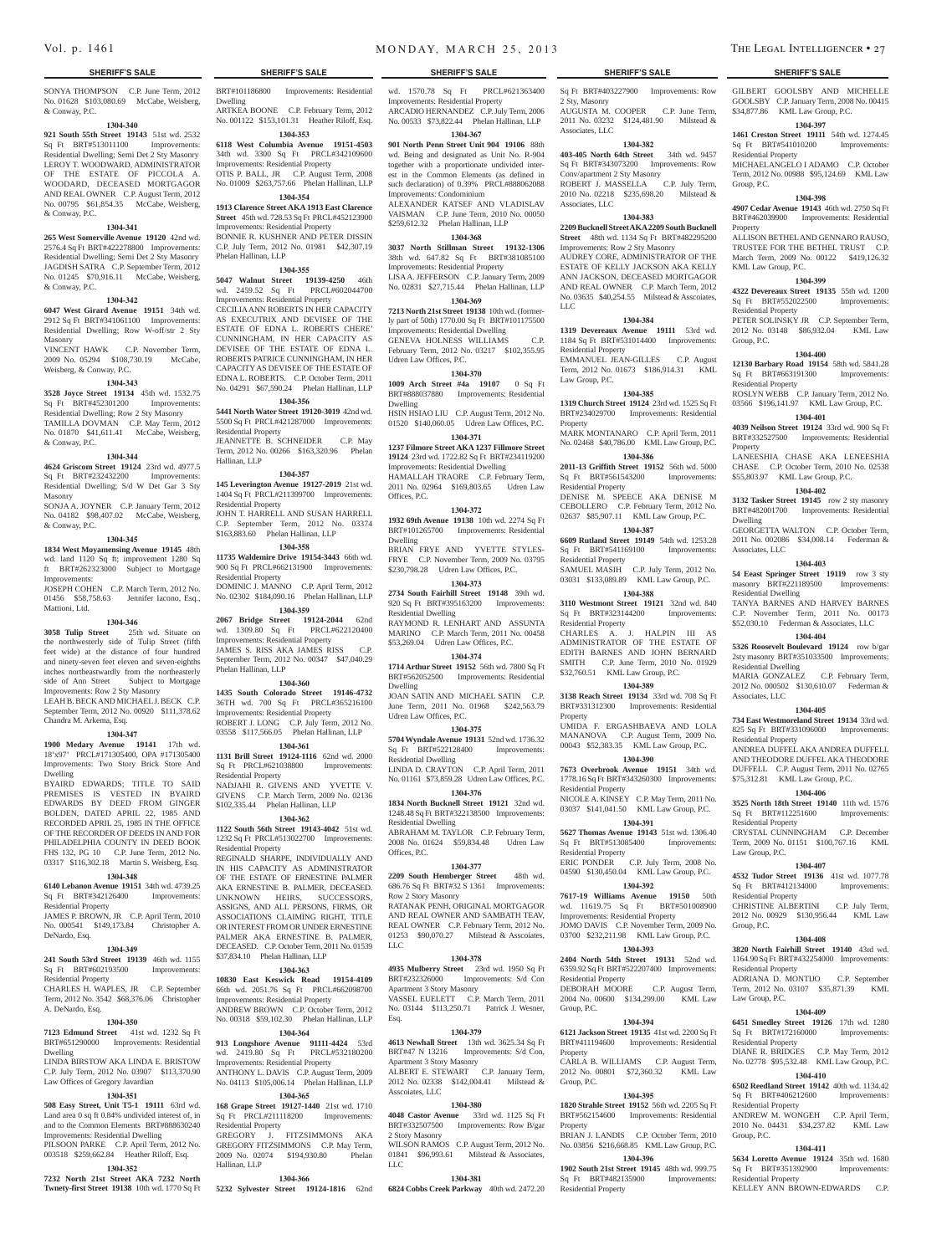## SHERIFF'S SALE

SONYA THOMPSON C.P. June Term, 2012 No. 01628 $103,080.69 McCabe, Weisberg, & Conway, P.C.

**1304-340**

**921 South 55th Street 19143** 51st wd. 2532 Sq Ft BRT#513011100 Improvements: Residential Dwelling; Semi Det 2 Sty Masonry LEROY T. WOODWARD, ADMINISTRATOR OF THE ESTATE OF PICCOLA A. WOODARD, DECEASED MORTGAGOR AND REAL OWNER C.P. August Term, 2012 No. 00795 $61,854.35 McCabe, Weisberg, & Conway, P.C.

**1304-341**

**265 West Somerville Avenue 19120** 42nd wd. 2576.4 Sq Ft BRT#422278800 Improvements: Residential Dwelling; Semi Det 2 Sty Masonry JAGDISH SATRA C.P. September Term, 2012 No. 01245 $70,916.11 McCabe, Weisberg, & Conway, P.C.

**1304-342**

**6047 West Girard Avenue 19151** 34th wd. 2912 Sq Ft BRT#341061100 Improvements: Residential Dwelling; Row W-off/str 2 Sty Masonry

VINCENT HAWK C.P. November Term, 2009 No. 05294 $108,730.19 McCabe, Weisberg, & Conway, P.C.

**1304-343**

**3528 Joyce Street 19134** 45th wd. 1532.75 Sq Ft BRT#452301200 Improvements: Residential Dwelling; Row 2 Sty Masonry TAMILLA DOVMAN C.P. May Term, 2012 No. 01870 $41,611.41 McCabe, Weisberg, & Conway, P.C.

**1304-344**

**4624 Griscom Street 19124** 23rd wd. 4977.5 Sq Ft BRT#232432200 Improvements: Residential Dwelling; S/d W Det Gar 3 Sty Masonry

SONJA A. JOYNER C.P. January Term, 2012 No. 04182 $98,407.02 McCabe, Weisberg, & Conway, P.C.

**1304-345**

**1834 West Moyamensing Avenue 19145** 48th wd. land 1120 Sq ft; improvement 1280 Sq ft BRT#262323000 Subject to Mortgage Improvements:

JOSEPH COHEN C.P. March Term, 2012 No. 01456 $58,758.63 Jennifer Iacono, Esq., Mattioni, Ltd.

**1304-346**

**3058 Tulip Street** 25th wd. Situate on the northwesterly side of Tulip Street (fifth feet wide) at the distance of four hundred and ninety-seven feet eleven and seven-eighths inches northeastwardly from the northeasterly side of Ann Street Subject to Mortgage Improvements: Row 2 Sty Masonry

LEAH B. BECK AND MICHAEL J. BECK C.P. September Term, 2012 No. 00920 $111,378.62 Chandra M. Arkema, Esq.

**1304-347**

**1900 Medary Avenue 19141** 17th wd. 18'x97' PRCL#171305400, OPA #171305400 Improvements: Two Story Brick Store And Dwelling

BYAIRD EDWARDS; TITLE TO SAID PREMISES IS VESTED IN BYAIRD EDWARDS BY DEED FROM GINGER BOLDEN, DATED APRIL 22, 1985 AND RECORDED APRIL 25, 1985 IN THE OFFICE OF THE RECORDER OF DEEDS IN AND FOR PHILADELPHIA COUNTY IN DEED BOOK FHS 132, PG 10 C.P. June Term, 2012 No. 03317 $116,302.18 Martin S. Weisberg, Esq.

**1304-348**

**6140 Lebanon Avenue 19151** 34th wd. 4739.25 Sq Ft BRT#342126400 Improvements: Residential Property

JAMES P. BROWN, JR C.P. April Term, 2010 No. 000541 $149,173.84 Christopher A. DeNardo, Esq.

**1304-349**

**241 South 53rd Street 19139** 46th wd. 1155 Sq Ft BRT#602193500 Improvements: Residential Property

CHARLES H. WAPLES, JR C.P. September Term, 2012 No. 3542 $68,376.06 Christopher A. DeNardo, Esq.

**1304-350**

**7123 Edmund Street** 41st wd. 1232 Sq Ft BRT#651290000 Improvements: Residential Dwelling

LINDA BIRSTOW AKA LINDA E. BRISTOW C.P. July Term, 2012 No. 03907 $113,370.90 Law Offices of Gregory Javardian

**1304-351**

**508 Easy Street, Unit T5-1 19111** 63rd wd. Land area 0 sq ft 0.84% undivided interest of, in and to the Common Elements BRT#888630240 Improvements: Residential Dwelling

PILSOON PARKE C.P. April Term, 2012 No. 003518 $259,662.84 Heather Riloff, Esq.

**1304-352**

**7232 North 21st Street AKA 7232 North Twenty-first Street 19138** 10th wd. 1770 Sq Ft BRT#101186800 Improvements: Residential Dwelling

ARTKEA BOONE C.P. February Term, 2012 No. 001122 $153,101.31 Heather Riloff, Esq.

**1304-353**

**6118 West Columbia Avenue 19151-4503** 34th wd. 3300 Sq Ft PRCL#342109600 Improvements: Residential Property

OTIS P. BALL, JR C.P. August Term, 2008 No. 01009 $263,757.66 Phelan Hallinan, LLP

**1304-354**

**1913 Clarence Street AKA 1913 East Clarence Street** 45th wd. 728.53 Sq Ft PRCL#452123900 Improvements: Residential Property

BONNIE R. KUSHNER AND PETER DISSIN C.P. July Term, 2012 No. 01981 $42,307.19 Phelan Hallinan, LLP

**1304-355**

**5047 Walnut Street 19139-4250** 46th wd. 2459.52 Sq Ft PRCL#602044700 Improvements: Residential Property

CECILIA ANN ROBERTS IN HER CAPACITY AS EXECUTRIX AND DEVISEE OF THE ESTATE OF EDNA L. ROBERTS CHERE' CUNNINGHAM, IN HER CAPACITY AS DEVISEE OF THE ESTATE OF EDNA L. ROBERTS PATRICE CUNNINGHAM, IN HER CAPACITY AS DEVISEE OF THE ESTATE OF EDNA L. ROBERTS. C.P. October Term, 2011 No. 04291 $67,590.24 Phelan Hallinan, LLP

**1304-356**

**5441 North Water Street 19120-3019** 42nd wd. 5500 Sq Ft PRCL#421287000 Improvements: Residential Property

JEANNETTE B. SCHNEIDER C.P. May Term, 2012 No. 00266 $163,320.96 Phelan Hallinan, LLP

**1304-357**

**145 Leverington Avenue 19127-2019** 21st wd. 1404 Sq Ft PRCL#211399700 Improvements: Residential Property

JOHN T. HARRELL AND SUSAN HARRELL C.P. September Term, 2012 No. 03374 $163,883.60 Phelan Hallinan, LLP

**1304-358**

**11735 Waldemire Drive 19154-3443** 66th wd. 900 Sq Ft PRCL#662131900 Improvements: Residential Property

DOMINIC J. MANNO C.P. April Term, 2012 No. 02302 $184,090.16 Phelan Hallinan, LLP

**1304-359**

**2067 Bridge Street 19124-2044** 62nd wd. 1309.80 Sq Ft PRCL#622120400 Improvements: Residential Property

JAMES S. RISS AKA JAMES RISS C.P. September Term, 2012 No. 00347 $47,040.29 Phelan Hallinan, LLP

**1304-360**

**1435 South Colorado Street 19146-4732** 36TH wd. 700 Sq Ft PRCL#365216100 Improvements: Residential Property

ROBERT J. LONG C.P. July Term, 2012 No. 03558 $117,566.05 Phelan Hallinan, LLP

**1304-361**

**1131 Brill Street 19124-1116** 62nd wd. 2000 Sq Ft PRCL#621038800 Improvements: Residential Property

NADJAHI R. GIVENS AND YVETTE V. GIVENS C.P. March Term, 2009 No. 02136 $102,335.44 Phelan Hallinan, LLP

**1304-362**

**1122 South 56th Street 19143-4042** 51st wd. 1232 Sq Ft PRCL#513022700 Improvements: Residential Property

REGINALD SHARPE, INDIVIDUALLY AND IN HIS CAPACITY AS ADMINISTRATOR OF THE ESTATE OF ERNESTINE PALMER AKA ERNESTINE B. PALMER, DECEASED. UNKNOWN HEIRS, SUCCESSORS, ASSIGNS, AND ALL PERSONS, FIRMS, OR ASSOCIATIONS CLAIMING RIGHT, TITLE OR INTEREST FROM OR UNDER ERNESTINE PALMER AKA ERNESTINE B. PALMER, DECEASED. C.P. October Term, 2011 No. 01539 $37,834.10 Phelan Hallinan, LLP

**1304-363**

**10830 East Keswick Road 19154-4109** 66th wd. 2051.76 Sq Ft PRCL#662098700 Improvements: Residential Property

ANDREW BROWN C.P. October Term, 2012 No. 00318 $59,102.30 Phelan Hallinan, LLP

**1304-364**

**913 Longshore Avenue 91111-4424** 53rd wd. 2419.80 Sq Ft PRCL#532180200 Improvements: Residential Property

ANTHONY L. DAVIS C.P. August Term, 2009 No. 04113 $105,006.14 Phelan Hallinan, LLP

**1304-365**

**168 Grape Street 19127-1440** 21st wd. 1710 Sq Ft PRCL#211118200 Improvements: Residential Property

GREGORY J. FITZSIMMONS AKA GREGORY FITZSIMMONS C.P. May Term, 2009 No. 02074 $194,930.80 Phelan Hallinan, LLP

**1304-366**

**5232 Sylvester Street 19124-1816** 62nd wd. 1570.78 Sq Ft PRCL#621363400 Improvements: Residential Property

ARCADIO HERNANDEZ C.P. July Term, 2006 No. 00533 $73,822.44 Phelan Hallinan, LLP

**1304-367**

**901 North Penn Street Unit 904 19106** 88th wd. Being and designated as Unit No. R-904 together with a proportionate undivided interest in the Common Elements (as defined in such declaration) of 0.39% PRCL#888062088 Improvements: Condominium

ALEXANDER KATSEF AND VLADISLAV VAISMAN C.P. June Term, 2010 No. 00050 $259,612.32 Phelan Hallinan, LLP

**1304-368**

**3037 North Stillman Street 19132-1306** 38th wd. 647.82 Sq Ft BRT#381085100 Improvements: Residential Property

LISA A. JEFFERSON C.P. January Term, 2009 No. 02831 $27,715.44 Phelan Hallinan, LLP

**1304-369**

**7213 North 21st Street 19138** 10th wd. (formerly part of 50th) 1770.00 Sq Ft BRT#101175500 Improvements: Residential Dwelling

GENEVA HOLNESS WILLIAMS C.P. February Term, 2012 No. 03217 $102,355.95 Udren Law Offices, P.C.

**1304-370**

**1009 Arch Street #4a 19107** 0 Sq Ft BRT#888037880 Improvements: Residential Dwelling

HSIN HSIAO LIU C.P. August Term, 2012 No. 01520 $140,060.05 Udren Law Offices, P.C.

**1304-371**

**1237 Filmore Street AKA 1237 Fillmore Street 19124** 23rd wd. 1722.82 Sq Ft BRT#234119200 Improvements: Residential Dwelling

HAMALLAH TRAORE C.P. February Term, 2011 No. 02964 $169,803.65 Udren Law Offices, P.C.

**1304-372**

**1932 69th Avenue 19138** 10th wd. 2274 Sq Ft BRT#101265700 Improvements: Residential Dwelling

BRIAN FRYE AND YVETTE STYLES-FRYE C.P. November Term, 2009 No. 03795 $230,798.28 Udren Law Offices, P.C.

**1304-373**

**2734 South Fairhill Street 19148** 39th wd. 920 Sq Ft BRT#395163200 Improvements: Residential Dwelling

RAYMOND R. LENHART AND ASSUNTA MARINO C.P. March Term, 2011 No. 00458 $53,269.04 Udren Law Offices, P.C.

**1304-374**

**1714 Arthur Street 19152** 56th wd. 7800 Sq Ft BRT#562052500 Improvements: Residential Dwelling

JOAN SATIN AND MICHAEL SATIN C.P. June Term, 2011 No. 01968 $242,563.79 Udren Law Offices, P.C.

**1304-375**

**5704 Wyndale Avenue 19131** 52nd wd. 1736.32 Sq Ft BRT#522128400 Improvements: Residential Dwelling

LINDA D. CRAYTON C.P. April Term, 2011 No. 01161 $73,859.28 Udren Law Offices, P.C.

**1304-376**

**1834 North Bucknell Street 19121** 32nd wd. 1248.48 Sq Ft BRT#322138500 Improvements: Residential Dwelling

ABRAHAM M. TAYLOR C.P. February Term, 2008 No. 01624 $59,834.48 Udren Law Offices, P.C.

**1304-377**

**2209 South Hemberger Street** 48th wd. 686.76 Sq Ft BRT#32 S 1361 Improvements: Row 2 Story Masonry

RATANAK PENH, ORIGINAL MORTGAGOR AND REAL OWNER AND SAMBATH TEAV, REAL OWNER C.P. February Term, 2012 No. 01253 $90,070.27 Milstead & Associates, LLC

**1304-378**

**4935 Mulberry Street** 23rd wd. 1950 Sq Ft BRT#232326000 Improvements: S/d Con Apartment 3 Story Masonry

VASSEL EUELETT C.P. March Term, 2011 No. 03144 $113,250.71 Patrick J. Wesner, Esq.

**1304-379**

**4613 Newhall Street** 13th wd. 3625.34 Sq Ft BRT#47 N 13216 Improvements: S/d Con, Apartment 3 Story Masonry

ALBERT E. STEWART C.P. January Term, 2012 No. 02338 $142,004.41 Milstead & Asscoiates, LLC

**1304-380**

**4048 Castor Avenue** 33rd wd. 1125 Sq Ft BRT#332507500 Improvements: Row B/gar 2 Story Masonry

WILSON RAMOS C.P. August Term, 2012 No. 01841 $96,993.61 Milstead & Associates, LLC

**1304-381**

**6824 Cobbs Creek Parkway** 40th wd. 2472.20 Sq Ft BRT#403227900 Improvements: Row 2 Sty, Masonry

AUGUSTA M. COOPER C.P. June Term, 2011 No. 03232 $124,481.90 Milstead & Associates, LLC

**1304-382**

**403-405 North 64th Street** 34th wd. 9457 Sq Ft BRT#343073200 Improvements: Row Conv/apartment 2 Sty Masonry

ROBERT J. MASSELLA C.P. July Term, 2010 No. 02218 $235,698.20 Milstead & Associates, LLC

**1304-383**

**2209 Bucknell Street AKA 2209 South Bucknell Street** 48th wd. 1134 Sq Ft BRT#482295200 Improvements: Row 2 Sty Masonry

AUDREY CORE, ADMINISTRATOR OF THE ESTATE OF KELLY JACKSON AKA KELLY ANN JACKSON, DECEASED MORTGAGOR AND REAL OWNER C.P. March Term, 2012 No. 03635 $40,254.55 Milstead & Asscoiates, LLC

**1304-384**

**1319 Devereaux Avenue 19111** 53rd wd. 1184 Sq Ft BRT#531014400 Improvements: Residential Property

EMMANUEL JEAN-GILLES C.P. August Term, 2012 No. 01673 $186,914.31 KML Law Group, P.C.

**1304-385**

**1319 Church Street 19124** 23rd wd. 1525 Sq Ft BRT#234029700 Improvements: Residential Property

MARK MONTANARO C.P. April Term, 2011 No. 02468 $40,786.00 KML Law Group, P.C.

**1304-386**

**2011-13 Griffith Street 19152** 56th wd. 5000 Sq Ft BRT#561543200 Improvements: Residential Property

DENISE M. SPEECE AKA DENISE M CEBOLLERO C.P. February Term, 2012 No. 02637 $85,907.11 KML Law Group, P.C.

**1304-387**

**6609 Rutland Street 19149** 54th wd. 1253.28 Sq Ft BRT#541169100 Improvements: Residential Property

SAMUEL MASIH C.P. July Term, 2012 No. 03031 $133,089.89 KML Law Group, P.C.

**1304-388**

**3110 Westmont Street 19121** 32nd wd. 840 Sq Ft BRT#323144200 Improvements: Residential Property

CHARLES A. J. HALPIN III AS ADMINISTRATOR OF THE ESTATE OF EDITH BARNES AND JOHN BERNARD SMITH C.P. June Term, 2010 No. 01929 $32,760.51 KML Law Group, P.C.

**1304-389**

**3138 Reach Street 19134** 33rd wd. 708 Sq Ft BRT#331312300 Improvements: Residential Property

UMIDA F. ERGASHBAEVA AND LOLA MANANOVA C.P. August Term, 2009 No. 00043 $52,383.35 KML Law Group, P.C.

**1304-390**

**7673 Overbrook Avenue 19151** 34th wd. 1778.16 Sq Ft BRT#343260300 Improvements: Residential Property

NICOLE A. KINSEY C.P. May Term, 2011 No. 03037 $141,041.50 KML Law Group, P.C.

**1304-391**

**5627 Thomas Avenue 19143** 51st wd. 1306.40 Sq Ft BRT#513085400 Improvements: Residential Property

ERIC PONDER C.P. July Term, 2008 No. 04590 $130,450.04 KML Law Group, P.C.

**1304-392**

**7617-19 Williams Avenue 19150** 50th wd. 11619.75 Sq Ft BRT#501008900 Improvements: Residential Property

JOMO DAVIS C.P. November Term, 2009 No. 03700 $232,211.98 KML Law Group, P.C.

**1304-393**

**2404 North 54th Street 19131** 52nd wd. 6359.92 Sq Ft BRT#522207400 Improvements: Residential Property

DEBORAH MOORE C.P. August Term, 2004 No. 00600 $134,299.00 KML Law Group, P.C.

**1304-394**

**6121 Jackson Street 19135** 41st wd. 2200 Sq Ft BRT#411194600 Improvements: Residential Property

CARLA B. WILLIAMS C.P. August Term, 2012 No. 00801 $72,360.32 KML Law Group, P.C.

**1304-395**

**1820 Strahle Street 19152** 56th wd. 2205 Sq Ft BRT#562154600 Improvements: Residential Property

BRIAN J. LANDIS C.P. October Term, 2010 No. 03856 $216,668.85 KML Law Group, P.C.

**1304-396**

**1902 South 21st Street 19145** 48th wd. 999.75 Sq Ft BRT#482135900 Improvements: Residential Property

GILBERT GOOLSBY AND MICHELLE GOOLSBY C.P. January Term, 2008 No. 00415 $34,877.86 KML Law Group, P.C.

**1304-397**

**1461 Creston Street 19111** 54th wd. 1274.45 Sq Ft BRT#541010200 Improvements: Residential Property

MICHAELANGELO I ADAMO C.P. October Term, 2012 No. 00988 $95,124.69 KML Law Group, P.C.

**1304-398**

**4907 Cedar Avenue 19143** 46th wd. 2750 Sq Ft BRT#462039900 Improvements: Residential Property

ALLISON BETHEL AND GENNARO RAUSO, TRUSTEE FOR THE BETHEL TRUST C.P. March Term, 2009 No. 00122 $419,126.32 KML Law Group, P.C.

**1304-399**

**4322 Devereaux Street 19135** 55th wd. 1200 Sq Ft BRT#552022500 Improvements: Residential Property

PETER SOLINSKY JR C.P. September Term, 2012 No. 03148 $86,932.04 KML Law Group, P.C.

**1304-400**

**12130 Barbary Road 19154** 58th wd. 5841.28 Sq Ft BRT#663191300 Improvements: Residential Property

ROSLYN WEBB C.P. January Term, 2012 No. 03566 $196,141.97 KML Law Group, P.C.

**1304-401**

**4039 Neilson Street 19124** 33rd wd. 900 Sq Ft BRT#332527500 Improvements: Residential Property

LANEESHIA CHASE AKA LENEESHIA CHASE C.P. October Term, 2010 No. 02538 $55,803.97 KML Law Group, P.C.

**1304-402**

**3132 Tasker Street 19145** row 2 sty masonry BRT#482001700 Improvements: Residential Dwelling

GEORGETTA WALTON C.P. October Term, 2011 No. 002086 $34,008.14 Federman & Associates, LLC

**1304-403**

**54 East Springer Street 19119** row 3 sty masonry BRT#221189500 Improvements: Residential Dwelling

TANYA BARNES AND HARVEY BARNES C.P. November Term, 2011 No. 00173 $52,030.10 Federman & Associates, LLC

**1304-404**

**5326 Roosevelt Boulevard 19124** row b/gar 2sty masonry BRT#351033500 Improvements: Residential Dwelling

MARIA GONZALEZ C.P. February Term, 2012 No. 000502 $130,610.07 Federman & Associates, LLC

**1304-405**

**734 East Westmoreland Street 19134** 33rd wd. 825 Sq Ft BRT#331096000 Improvements: Residential Property

ANDREA DUFFEL AKA ANDREA DUFFELL AND THEODORE DUFFEL AKA THEODORE DUFFELL C.P. August Term, 2011 No. 02765 $75,312.81 KML Law Group, P.C.

**1304-406**

**3525 North 18th Street 19140** 11th wd. 1576 Sq Ft BRT#112251600 Improvements: Residential Property

CRYSTAL CUNNINGHAM C.P. December Term, 2009 No. 01151 $100,767.16 KML Law Group, P.C.

**1304-407**

**4532 Tudor Street 19136** 41st wd. 1077.78 Sq Ft BRT#412134000 Improvements: Residential Property

CHRISTINE ALBERTINI C.P. July Term, 2012 No. 00929 $130,956.44 KML Law Group, P.C.

**1304-408**

**3820 North Fairhill Street 19140** 43rd wd. 1164.90 Sq Ft BRT#432254000 Improvements: Residential Property

ADRIANA D. MONTIJO C.P. September Term, 2012 No. 03107 $35,871.39 KML Law Group, P.C.

**1304-409**

**6451 Smedley Street 19126** 17th wd. 1280 Sq Ft BRT#172160000 Improvements: Residential Property

DIANE R. BRIDGES C.P. May Term, 2012 No. 02778 $95,532.48 KML Law Group, P.C.

**1304-410**

**6502 Reedland Street 19142** 40th wd. 1134.42 Sq Ft BRT#406212600 Improvements: Residential Property

ANDREW M. WONGEH C.P. April Term, 2010 No. 04431 $34,237.82 KML Law Group, P.C.

**1304-411**

**5634 Loretto Avenue 19124** 35th wd. 1680 Sq Ft BRT#351392900 Improvements: Residential Property

KELLEY ANN BROWN-EDWARDS C.P.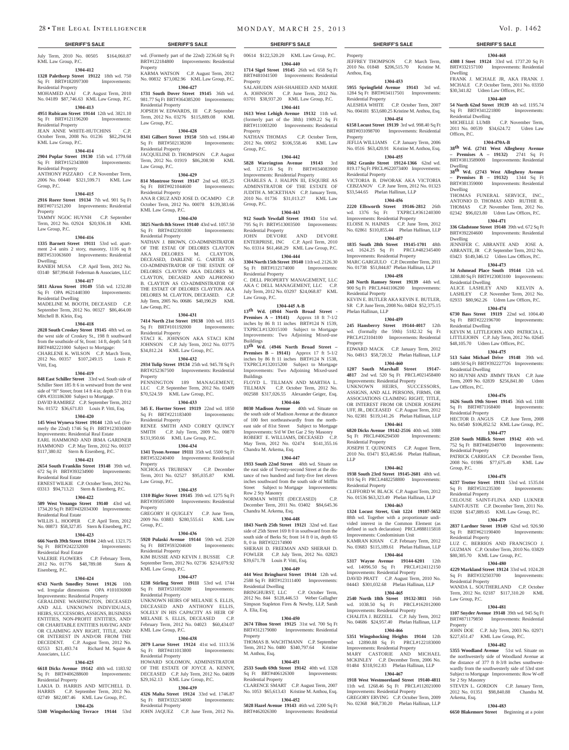**SHERIFF'S SALE**

July Term, 2010 No. 00505 $164,060.87 KML Law Group, P.C.

**1304-412**

**1328 Palethorp Street 19122** 18th wd. 750 Sq Ft BRT#182097300 Improvements: Residential Property
MOHAMED AJAJ C.P. August Term, 2010 No. 04189 $87,746.63 KML Law Group, P.C.

**1304-413**

**4951 Rubicam Street 19144** 12th wd. 3821.10 Sq Ft BRT#121196200 Improvements: Residential Property
JEAN ANNE WHITE-HUTCHINS C.P. October Term, 2008 No. 01236 $82,294.94 KML Law Group, P.C.

**1304-414**

**2904 Poplar Street 19130** 15th wd. 1779.68 Sq Ft BRT#152343800 Improvements: Residential Property
ANTHONY PIZZARO C.P. November Term, 2006 No. 00440 $321,599.71 KML Law Group, P.C.

**1304-415**

**2916 Rorer Street 19134** 7th wd. 901 Sq Ft BRT#071521200 Improvements: Residential Property
TAMMY NGOC HUYNH C.P. September Term, 2012 No. 02924 $20,936.18 KML Law Group, P.C.

**1304-416**

**1335 Barnett Street 19111** 53rd wd. apartment 2-4 units 2 story, masonry, 1116 sq ft BRT#531063600 Improvements: Residential Dwelling;
RANIEH MUSA C.P. April Term, 2012 No. 03140 $87,994.68 Federman & Associates, LLC

**1304-417**

**5811 Akron Street 19149** 55th wd. 1232.80 Sq Ft OPA #621440300 Improvements: Residential Dwelling
MADELINE M. BOOTH, DECEASED C.P. September Term, 2012 No. 00327 $86,464.00 Mitchell B. Klein, Esq.

**1304-418**

**2028 South Croskey Street 19145** 48th wd. on the west side of Croskey St., 198 ft southward from the southside of St, front: 14 ft, depth: 54 ft BRT#482221000 Subject to Mortgage:
CHARLENE K. WILSON C.P. March Term, 2012 No. 00357 $107,249.15 Louis P. Vitti, Esq.

**1304-419**

**848 East Schiller Street** 33rd wd. South side of Schiller Steet 185 ft 6 in westward from the west side of "H" Street; front 14 ft 4 in; depth 57 ft 0 in OPA #331186300 Subject to Mortgage.
DAVID RAMIREZ C.P. September Term, 2012 No. 01572 $36,671.83 Louis P. Vitti, Esq.

**1304-420**

**145 West Wyneva Street 19144** 12th wd. (formerly the 22nd) 1746 Sq Ft BRT#123030400 Improvements: Residential Real Estate
EARL HAMMOND AND IRMA GARDNER HAMMOND C.P. May Term, 2012 No. 00337 $117,380.02 Stern & Eisenberg, P.C.

**1304-421**

**2654 South Franklin Street 19148** 39th wd. 672 Sq Ft BRT#393234900 Improvements: Residential Real Estate
ERNEST WILKIE C.P. October Term, 2012 No. 03313 $94,713.21 Stern & Eisenberg, P.C.

**1304-422**

**509 West Venango Street 19140** 43rd wd. 1734.20 Sq Ft BRT#432034300 Improvements: Residential Real Estate
WILLIS L. HOOPER C.P. April Term, 2012 No. 00873 $58,327.85 Stern & Eisenberg, P.C.

**1304-423**

**666 North 39th Street 19104** 24th wd. 1321.75 Sq Ft BRT#242232000 Improvements: Residential Real Estate
VALERIE FLOWERS C.P. February Term, 2012 No. 01776 $48,789.08 Stern & Eisenberg, P.C.

**1304-424**

**6743 North Smedley Street 19126** 10th wd. Irregular dimensions OPA #101036900 Improvements: Residential Property
GERALDINE WASHINGTON, DECEASED AND ALL UNKNOWN INDIVIDUALS, HEIRS, SUCCESSORS, ASSIGNS, BUSINESS ENTITIES, NON-PROFIT ENTITIES, AND/OR CHARITABLE ENTITIES HAVING AND/OR CLAIMING ANY RIGHT, TITLE, AND/OR INTEREST IN AND/OR FROM THE DECEDENT. C.P. August Term, 2012 No. 02553 $21,493.74 Richard M. Squire & Associates, LLC

**1304-425**

**6618 Dicks Avenue 19142** 40th wd. 1183.92 Sq Ft BRT#406288600 Improvements: Residential Property
LAKIA D. HARRIS AND MITCHELL D. HARRIS C.P. September Term, 2012 No. 02749 $82,087.46 KML Law Group, P.C.

**1304-426**

**5340 Wingohocking Terrace 19144** 53rd wd. (Formerly part of the 22nd) 2236.68 Sq Ft BRT#122184800 Improvements: Residential Property
KARMA WATSON C.P. August Term, 2012 No. 00832 $73,082.96 KML Law Group, P.C.

**1304-427**

**1731 South Dover Street 19145** 36th wd. 981.77 Sq Ft BRT#364385200 Improvements: Residential Property
JOPSEH W. EDWARDS, III C.P. September Term, 2012 No. 03276 $115,889.08 KML Law Group, P.C.

**1304-428**

**8341 Gilbert Street 19150** 50th wd. 1984.40 Sq Ft BRT#502138200 Improvements: Residential Property
JACQUELINE D. THOMPSON C.P. August Term, 2012 No. 01919 $86,208.90 KML Law Group, P.C.

**1304-429**

**814 Montrose Street 19147** 2nd wd. 695.25 Sq Ft BRT#021044600 Improvements: Residential Property
ANA R CRUZ AND JOSE D. OCAMPO C.P. October Term, 2012 No. 00078 $139,383.66 KML Law Group, P.C.

**1304-430**

**3825 North 8th Street 19140** 43rd wd. 1057.50 Sq Ft BRT#432301800 Improvements: Residential Property
NATHAN J. BROWN, CO-ADMINISTRATOR OF THE ESTAE OF DELORES CLAYTON AKA DELORES M. CLAYTON, DECEASED, DARLENE G. CARTER AS CO-ADMINISTRATOR OF THE ESTATE OF DELORES CLAYTON AKA DELORES M. CLAYTON, DECASED AND ALPHONSO B. CLAYTON AS CO-ADMINISTRATOR OF THE ESTAET OF DELORES CLAYTON AKA DELORES M. CLAYTON, DECEASED. C.P. July Term, 2005 No. 00686 $40,190.29 KML Law Group, P.C.

**1304-431**

**7414 North 21st Street 19138** 10th wd. 1815 Sq Ft BRT#101192000 Improvements: Residential Property
STACI K. JOHNSON AKA STACI KIM JOHNSON C.P. July Term, 2012 No. 03775 $34,812.24 KML Law Group, P.C.

**1304-432**

**2934 Tulip Street 19134** 25th wd. 945.78 Sq Ft BRT#252367500 Improvements: Residential Property
PENNINGTON 189 MANAGEMENT, LLC C.P. September Term, 2012 No. 03409 $70,524.59 KML Law Group, P.C.

**1304-433**

**345 E. Hortter Street 19119** 22nd wd. 1850 Sq Ft BRT#221183400 Improvements: Residential Property
RENEE SMITH AND COREY QUINCY SMITH C.P. July Term, 2009 No. 00870 $131,950.66 KML Law Group, P.C.

**1304-434**

**1341 Tyson Avenue 19111** 35th wd. 5500 Sq Ft BRT#532240400 Improvements: Residential Property
NICHOLAS TRUBISKY C.P. December Term, 2011 No. 02527 $95,035.87 KML Law Group, P.C.

**1304-435**

**1310 Bigler Street 19145** 39th wd. 1275 Sq Ft BRT#395055000 Improvements: Residential Property
GREGORY H QUIGLEY C.P. June Term, 2009 No. 03883 $280,555.61 KML Law Group, P.C.

**1304-436**

**5920 Pulaski Avenue 19144** 59th wd. 2520 Sq Ft BRT#593204600 Improvements: Residential Property
KIM BUSSIE AND KEVIN J. BUSSIE C.P. September Term, 2012 No. 02736 $214,079.92 KML Law Group, P.C.

**1304-437**

**1238 Stirling Street 19111** 53rd wd. 1744 Sq Ft BRT#531050200 Improvements: Residential Property
UNKNOWN HEIRS OF MELANIE S. ELLIS, DECEASED AND ANTHONY ELLIS, SOLELY IN HIS CAPACITY AS HEIR OF MELANIE S. ELLIS, DECEASED C.P. February Term, 2012 No. 04023 $60,434.07 KML Law Group, P.C.

**1304-438**

**2079 Larue Street 19124** 41st wd. 1113.56 Sq Ft BRT#411013800 Improvements: Residential Property
HOWARD SOLOMON, ADMINISTRATOR OF THE ESTATE OF JOYCE A. KENNY, DECEASED C.P. July Term, 2012 No. 04699 $29,162.13 KML Law Group, P.C.

**1304-439**

**4326 Malta Street 19124** 33rd wd. 1746.87 Sq Ft BRT#332134000 Improvements: Residential Property
JOHN JAQUEZ C.P. June Term, 2012 No. 00614 $122,520.20 KML Law Group, P.C.

**1304-440**

**1714 Sigel Street 19145** 26th wd. 658 Sq Ft BRT#481041500 Improvements: Residential Property
SALAHUDIN ASH-SHAHEED AND MARIE A. JOHNSON C.P. June Term, 2012 No. 03701 $38,937.20 KML Law Group, P.C.

**1304-441**

**1613 West Lehigh Avenue 19132** 11th wd. (formerly part of the 38th) 1909.22 Sq Ft BRT#111003200 Improvements: Residential Property
NATHAN THOMAS C.P. October Term, 2012 No. 00052 $106,558.46 KML Law Group, P.C.

**1304-442**

**5828 Warrington Avenue 19143** 3rd wd. 1272.16 Sq Ft BRT#034083900 Improvements: Residential Property
CHARLES A. J. HALPIN III, ESQUIRE AS ADMINSTRATOR OF THE ESTATE OF JUDITH A. MCKETHAN C.P. January Term, 2010 No. 01736 $31,013.27 KML Law Group, P.C.

**1304-443**

**912 South Yewdall Street 19143** 51st wd. 795 Sq Ft BRT#513003500 Improvements: Residential Property
JOHN DEVORE AND DEVORE ENTERPRISE, INC C.P. April Term, 2010 No. 03314 $61,468.29 KML Law Group, P.C.

**1304-444**

**3304 North 15th Street 19140** 11th wd. 2126.30 Sq Ft BRT#112174000 Improvements: Residential Property
C. DELL PROPERTY MANAGEMENT, LLC AKA C DELL MANAGEMENT, LLC C.P. July Term, 2012 No. 03297 $24,068.87 KML Law Group, P.C.

**1304-445 A-B**

**13th Wd. (4944 North Broad Street - Premises A – 19141)** Approx 18 ft 7-1/2 inches by 86 ft 11 inches BRT#124 N 1539, TXPRCL#132015100 Subject to Mortgage Improvements: Two Adjoining Mixed-use Buildings
**13th Wd. (4946 North Broad Street – Premises B – 19141)** Approx 17 ft 5-1/2 inches by 86 ft 11 inches BRT#124 N 1538, TXPRCL#132015200 Subject to Mortgage Improvements: Two Adjoining Mixed-used Buildings
FLOYD L. TILLMAN AND MARTHA L. TILLMAN C.P. October Term, 2012 No. 002588 $317,026.55 Alexander Geiger, Esq.

**1304-446**

**8030 Madison Avenue** 40th wd. Situate on the south side of Madison Avenue at the distance of 100 feet northeastwardly from the northeast side of 81st Street Subject to Mortgage Improvements: S/d W Det Gar 2 Sty Masonry
ROBERT E. WILLIAMS, DECEASED C.P. May Term, 2012 No. 02474 $141,355.16 Chandra M. Arkema, Esq.

**1304-447**

**1933 South 22nd Street** 48th wd. Situate on the east side of Twenty-second Street at the distance of two hundred and forty-five feet eleven inches southward from the south side of Mifflin Street Subject to Mortgage Improvements: Row 2 Sty Masonry
NORMAN WHITE (DECEASED) C.P. December Term, 2011 No. 03402 $84,645.36 Chandra M. Arkema, Esq.

**1304-448**

**1843 North 25th Street 19121** 32nd wd. East side of 25th Street 169 ft 0 in southward from the south side of Berks St; front 14 ft 0 in, depth 65 ft, 0 in BRT#322174900
SHERAH D. FREEMAN AND SHERAH D. FOWLER C.P. July Term, 2012 No. 02823 $39,671.78 Louis P. Vitti, Esq.

**1304-449**

**444 West Bringhurst Street 19144** 12th wd. 2588 Sq Ft BRT#123111400 Improvements: Residential Dwelling
BRINGHURST, LLC C.P. October Term, 2012 No. 844 $128,446.53 Weber Gallagher Simpson Stapleton Fires & Newby, LLP, Sarah A. Elia, Esq.

**1304-450**

**2674 Tilton Street 19125** 31st wd. 700 Sq Ft BRT#312179080 Improvements: Residential Property
THOMAS B. WACHTMANN C.P. September Term, 2012 No. 0480 $340,797.64 Kristine M. Anthou, Esq.

**1304-451**

**2533 South 69th Street 19142** 40th wd. 1328 Sq Ft BRT#406126300 Improvements: Residential Property
CLARENCE SMART C.P. August Term, 2007 No. 1053 $65,613.43 Kristine M. Anthou, Esq.

**1304-452**

**5028 Hazel Avenue 19143** 46th wd. 2200 Sq Ft BRT#462026300 Improvements: Residential Property
JEFFREY THOMPSON C.P. March Term, 2010 No. 01848 $206,515.70 Kristine M. Anthou, Esq.

**1304-453**

**5955 Springfield Avenue 19143** 3rd wd. 1284 Sq Ft BRT#034117501 Improvements: Residential Property
ALESHIA WHITE C.P. October Term, 2007 No. 004181 $53,680.25 Kristine M. Anthou, Esq.

**1304-454**

**6158 Locust Street 19139** 3rd wd. 998.40 Sq Ft BRT#031098700 Improvements: Residential Property
JEFLIA WILLIAMS C.P. January Term, 2006 No. 0516 $63,420.91 Kristine M. Anthou, Esq.

**1304-455**

**1662 Granite Street 19124-1366** 62nd wd. 819.17 Sq Ft PRCL#622073400 Improvements: Residential Property
VICTORIA B. DWORAK AKA VICTORIA CEBZANOV C.P. June Term, 2012 No. 01323 $33,544.65 Phelan Hallinan, LLP

**1304-456**

**2220 Ellsworth Street 19146-2812** 26th wd. 1376 Sq Ft TXPRCL#361240300 Improvements: Residential Property
ELOISE N. HAINES C.P. June Term, 2012 No. 02861 $110,855.44 Phelan Hallinan, LLP

**1304-457**

**1835 South 28th Street 19145-1701** 48th wd. 1624.25 Sq Ft PRCL#482345400 Improvements: Residential Property
MARC GARGIULO C.P. December Term, 2011 No. 01738 $51,844.87 Phelan Hallinan, LLP

**1304-458**

**248 North Ramsey Street 19139** 44th wd. 900 Sq Ft PRCL#441106200 Improvements: Residential Property
KEVIN E. BUTLER AKA KEVIN E. BUTLER, SR C.P. June Term, 2008 No. 04824 $52,375.15 Phelan Hallinan, LLP

**1304-459**

**245 Hansberry Street 19144-4017** 12th wd. (formally the 59th) 5182.32 Sq Ft PRCL#123104100 Improvements: Residential Property
EDWARD MACK C.P. January Term, 2012 No. 04913 $58,720.32 Phelan Hallinan, LLP

**1304-460**

**1207 South Marshall Street 19147-4817** 2nd wd. 520 Sq Ft PRCL#021458400 Improvements: Residential Property
UNKNOWN HEIRS, SUCCESSORS, ASSIGNS, AND ALL PERSONS, FIRMS, OR ASSOCIATIONS CLAIMING RIGHT, TITLE, OR INTEREST FROM OR UNDER JOSEPH UFF, JR., DECEASED C.P. August Term, 2012 No. 02381 $119,141.26 Phelan Hallinan, LLP

**1304-461**

**6820 Dicks Avenue 19142-2516** 40th wd. 1088 Sq Ft PRCL#406294500 Improvements: Residential Property
JOSEPH T. QUINONES C.P. August Term, 2010 No. 03471 $53,465.66 Phelan Hallinan, LLP

**1304-462**

**1938 South 23rd Street 19145-2601** 48th wd. 910 Sq Ft PRCL#482258800 Improvements: Residential Property
CLIFFORD W. BLACK C.P. August Term, 2012 No. 01536 $63,323.49 Phelan Hallinan, LLP

**1304-463**

**1324 Locust Street, Unit 1224 19107-5652** 88th wd. Together with a proportionate undivided interest in the Common Element (as defined in such declaration) PRCL#888115818 Improvements: Condominium Unit
KAMRAN KHAN C.P. February Term, 2012 No. 03683 $115,189.61 Phelan Hallinan, LLP

**1304-464**

**5317 Wayne Avenue 19144-6201** 12th wd. 14096.50 Sq Ft PRCL#124112150 Improvements: Residential Property
DAVID PRATT C.P. August Term, 2010 No. 04443 $301,032.68 Phelan Hallinan, LLP

**1304-465**

**2540 North 18th Street 19132-3811** 16th wd. 1038.50 Sq Ft PRCL#162012000 Improvements: Residential Property
CHALITA J. BIZZELL C.P. July Term, 2012 No. 04686 $24,957.40 Phelan Hallinan, LLP

**1304-466**

**5351 Wingohocking Heights 19144** 12th wd. 12890.88 Sq Ft PRCL#122183000 Improvements: Residential Property
MARY CASTORIE AND MICHAEL MCKINLEY C.P. December Term, 2006 No. 01484 $318,912.83 Phelan Hallinan, LLP

**1304-467**

**1918 West Westmoreland Street 19140-4811** 11th wd. 1268.46 Sq Ft PRCL#112021000 Improvements: Residential Property
GREGORY ERVING C.P. October Term, 2009 No. 02368 $68,730.20 Phelan Hallinan, LLP

**1304-468**

**4308 I Steet 19124** 33rd wd. 1737.20 Sq Ft BRT#332157100 Improvements: Residential Dwelling
FRANK J. MCHALE JR, AKA FRANK J. MCHALE C.P. October Term, 2011 No. 03350 $30,341.82 Udren Law Offices, P.C.

**1304-469**

**54 North 62nd Street 19139** 4th wd. 1195.74 Sq Ft BRT#341221800 Improvements: Residential Dwelling
MICHELLE LUMB C.P. November Term, 2011 No. 00539 $34,624.72 Udren Law Offices, P.C.

**1304-470A-B**

**38th Wd. (2741 West Allegheny Avenue – Premises A – 19132)** 2741 Sq Ft BRT#3813589000 Improvements: Residential Dwelling
**38th Wd. (2743 West Allegheny Avenue – Premises B – 19132)** 1344 Sq Ft BRT#381359000 Improvements: Residential Dwelling
THOMAS FUNERAL SERVICE, INC., ANTONIO D. THOMAS AND RUTHIE B. THOMAS C.P. November Term, 2012 No. 02342 $96,023.80 Udren Law Offices, P.C.

**1304-471**

**336 Gladstone Street 19148** 39th wd. 672 Sq Ft BRT#392204600 Improvements: Residential Dwelling
JENNIFER C. ABRANTE AND JOSE A. ABRANTE, JR C.P. September Term, 2012 No. 03423 $149,346.12 Udren Law Offices, P.C.

**1304-473**

**34 Ashmead Place South 19144** 12th wd. 1288.80 Sq Ft BRT#123083100 Improvements: Residential Dwelling
ALICE LASHLEY AND KELVIN A. LASHLEY C.P. November Term, 2012 No. 02933 $80,962.26 Udren Law Offices, P.C.

**1304-474**

**6730 Bass Street 19119** 22nd wd. 1004.40 Sq Ft BRT#222196700 Improvements: Residential Dwelling
KEVIN M. LITTLEJOHN AND PATRICIA L. LITTLEJOHN C.P. July Term, 2012 No. 02645 $48,105.70 Udren Law Offices, P.C.

**1304-475**

**513 Saint Michael Drive 19148** 39th wd. 1489.50 Sq Ft BRT#392227726 Improvements: Residential Dwelling
NO HUYNH AND JIMMY TRAN C.P. June Term, 2009 No. 02839 $256,841.80 Udren Law Offices, P.C.

**1304-476**

**1626 South 19th Street 19145** 36th wd. 1188 Sq Ft BRT#871168400 Improvements: Residential Property
HECTOR D. ANGUS C.P. June Term, 2008 No. 04540 $106,852.52 KML Law Group, P.C.

**1304-477**

**2510 South Millick Street 19142** 40th wd. 752 Sq Ft BRT#402049700 Improvements: Residential Property
PATRICK CARRIGAN C.P. December Term, 2008 No. 01986 $77,675.49 KML Law Group, P.C.

**1304-478**

**6237 Trotter Street 19111** 53rd wd. 1535.04 Sq Ft BRT#531235300 Improvements: Residential Property
CELOUSE SAINT-FLINA AND LUKNER SAINT-JUSTE C.P. December Term, 2011 No. 03208 $147,889.65 KML Law Group, P.C.

**1304-479**

**2837 Lardner Street 19149** 62nd wd. 926.90 Sq Ft BRT#621190400 Improvements: Residential Property
LUZ C. BERRIOS AND FRANCISCO J. GUZMAN C.P. October Term, 2010 No. 03829 $80,305.70 KML Law Group, P.C.

**1304-480**

**4229 Markland Street 19124** 33rd wd. 1024.28 Sq Ft BRT#332503700 Improvements: Residential Property
WANDA L. SOUTHERLAND C.P. October Term, 2012 No. 02187 $117,310.20 KML Law Group, P.C.

**1304-481**

**1107 Snyder Avenue 19148** 39th wd. 945 Sq Ft BRT#871179850 Improvements: Residential Property
JOHN DOE C.P. July Term, 2003 No. 02971 $227,651.47 KML Law Group, P.C.

**1304-482**

**5355 Woodland Avenue** 51st wd. Situate on the northwesterly side of Woodland Avenue at the distance of 377 ft 8-3/8 inches southwestwardly from the southwesterly side of 53rd stret Subject to Mortgage Improvements: Row W-off Str 2 Sty Masonry
STEVEN L. GORDON C.P. January Term, 2012 No. 01351 $98,840.88 Chandra M. Arkema, Esq.

**1304-483**

**6650 Blakemore Street** Beginning at a point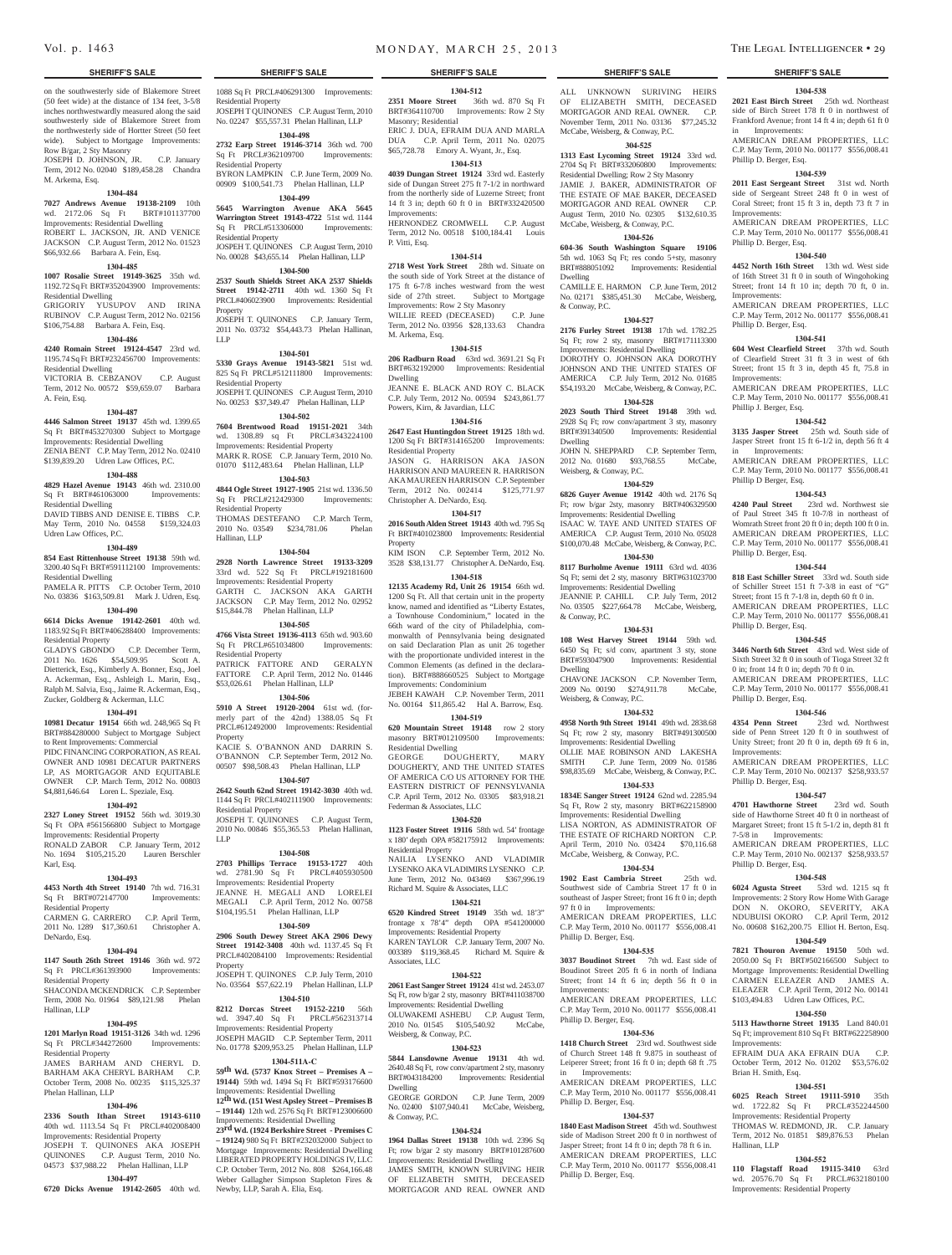on the southwesterly side of Blakemore Street (50 feet wide) at the distance of 134 feet, 3-5/8 inches northwestwardly measured along the said southwesterly side of Blakemore Street from the northwesterly side of Hortter Street (50 feet wide). Subject to Mortgage Improvements: Row B/gar, 2 Sty Masonry

JOSEPH D. JOHNSON, JR. C.P. January Term, 2012 No. 02040 $189,458.28 Chandra M. Arkema, Esq.

**1304-484**

**7027 Andrews Avenue 19138-2109** 10th wd. 2172.06 Sq Ft BRT#101137700 Improvements: Residential Dwelling

ROBERT L. JACKSON, JR. AND VENICE JACKSON C.P. August Term, 2012 No. 01523 $66,932.66 Barbara A. Fein, Esq.

**1304-485**

**1007 Rosalie Street 19149-3625** 35th wd. 1192.72 Sq Ft BRT#352043900 Improvements: Residential Dwelling

GRIGORIY YUSUPOV AND IRINA RUBINOV C.P. August Term, 2012 No. 02156 $106,754.88 Barbara A. Fein, Esq.

**1304-486**

**4240 Romain Street 19124-4547** 23rd wd. 1195.74 Sq Ft BRT#232456700 Improvements: Residential Dwelling

VICTORIA B. CEBZANOV C.P. August Term, 2012 No. 00572 $59,659.07 Barbara A. Fein, Esq.

**1304-487**

**4446 Salmon Street 19137** 45th wd. 1399.65 Sq Ft BRT#453270300 Subject to Mortgage Improvements: Residential Dwelling

ZENIA BENT C.P. May Term, 2012 No. 02410 $139,839.20 Udren Law Offices, P.C.

**1304-488**

**4829 Hazel Avenue 19143** 46th wd. 2310.00 Sq Ft BRT#461063000 Improvements: Residential Dwelling

DAVID TIBBS AND DENISE E. TIBBS C.P. May Term, 2010 No. 04558 $159,324.03 Udren Law Offices, P.C.

**1304-489**

**854 East Rittenhouse Street 19138** 59th wd. 3200.40 Sq Ft BRT#591112100 Improvements: Residential Dwelling

PAMELA R. PITTS C.P. October Term, 2010 No. 03836 $163,509.81 Mark J. Udren, Esq.

**1304-490**

**6614 Dicks Avenue 19142-2601** 40th wd. 1183.92 Sq Ft BRT#406288400 Improvements: Residential Property

GLADYS GBONDO C.P. December Term, 2011 No. 1626 $54,509.95 Scott A. Dietterick, Esq., Kimberly A. Bonner, Esq., Joel A. Ackerman, Esq., Ashleigh L. Marin, Esq., Ralph M. Salvia, Esq., Jaime R. Ackerman, Esq., Zucker, Goldberg & Ackerman, LLC

**1304-491**

**10981 Decatur Road 19154** 66th wd. 248,965 Sq Ft BRT#884280000 Subject to Mortgage Subject to Rent Improvements: Commercial

PIDC FINANCING CORPORATION, AS REAL OWNER AND 10981 DECATUR PARTNERS LP, AS MORTGAGOR AND EQUITABLE OWNER C.P. March Term, 2012 No. 00803 $4,881,646.64 Loren L. Speziale, Esq.

**1304-492**

**2327 Loney Street 19152** 56th wd. 3019.30 Sq Ft OPA #561566800 Subject to Mortgage Improvements: Residential Property

RONALD ZABOR C.P. January Term, 2012 No. 1694 $105,215.20 Lauren Berschler Karl, Esq.

**1304-493**

**4453 North 4th Street 19140** 7th wd. 716.31 Sq Ft BRT#072147700 Improvements: Residential Property

CARMEN G. CARRERO C.P. April Term, 2011 No. 1289 $17,360.61 Christopher A. DeNardo, Esq.

**1304-494**

**1147 South 26th Street 19146** 36th wd. 972 Sq Ft PRCL#361393900 Improvements: Residential Property

SHACONDA MCKENDRICK C.P. September Term, 2008 No. 01964 $89,121.98 Phelan Hallinan, LLP

**1304-495**

**1201 Marlyn Road 19151-3126** 34th wd. 1296 Sq Ft PRCL#344272600 Improvements: Residential Property

JAMES BARHAM AND CHERYL D. BARHAM AKA CHERYL BARHAM C.P. October Term, 2008 No. 00235 $115,325.37 Phelan Hallinan, LLP

**1304-496**

**2336 South Ithan Street 19143-6110** 40th wd. 1113.54 Sq Ft PRCL#402008400 Improvements: Residential Property

JOSEPH T. QUINONES AKA JOSEPH QUINONES C.P. August Term, 2010 No. 04573 $37,988.22 Phelan Hallinan, LLP

**1304-497**

**6720 Dicks Avenue 19142-2605** 40th wd. 1088 Sq Ft PRCL#406291300 Improvements: Residential Property

JOSEPH T QUINONES C.P. August Term, 2010 No. 02247 $55,557.31 Phelan Hallinan, LLP

**1304-498**

**2732 Earp Street 19146-3714** 36th wd. 700 Sq Ft PRCL#362109700 Improvements: Residential Property

BYRON LAMPKIN C.P. June Term, 2009 No. 00909 $100,541.73 Phelan Hallinan, LLP

**1304-499**

**5645 Warrington Avenue AKA 5645 Warrington Street 19143-4722** 51st wd. 1144 Sq Ft PRCL#513306000 Improvements: Residential Property

JOSPEH T. QUINONES C.P. August Term, 2010 No. 00028 $43,655.14 Phelan Hallinan, LLP

**1304-500**

**2537 South Shields Street AKA 2537 Shields Street 19142-2711** 40th wd. 1360 Sq Ft PRCL#406023900 Improvements: Residential Property

JOSEPH T. QUINONES C.P. January Term, 2011 No. 03732 $54,443.73 Phelan Hallinan, LLP

**1304-501**

**5330 Grays Avenue 19143-5821** 51st wd. 825 Sq Ft PRCL#512111800 Improvements: Residential Property

JOSEPH T. QUINONES C.P. August Term, 2010 No. 00253 $37,349.47 Phelan Hallinan, LLP

**1304-502**

**7604 Brentwood Road 19151-2021** 34th wd. 1308.89 sq Ft PRCL#343224100 Improvements: Residential Property

MARK R. ROSE C.P. January Term, 2010 No. 01070 $112,483.64 Phelan Hallinan, LLP

**1304-503**

**4844 Ogle Street 19127-1905** 21st wd. 1336.50 Sq Ft PRCL#212429300 Improvements: Residential Property

THOMAS DESTEFANO C.P. March Term, 2010 No. 03549 $234,781.06 Phelan Hallinan, LLP

**1304-504**

**2928 North Lawrence Street 19133-3209** 33rd wd. 522 Sq Ft PRCL#192181600 Improvements: Residential Property

GARTH C. JACKSON AKA GARTH JACKSON C.P. May Term, 2012 No. 02952 $15,844.78 Phelan Hallinan, LLP

**1304-505**

**4766 Vista Street 19136-4113** 65th wd. 903.60 Sq Ft PRCL#651034800 Improvements: Residential Property

PATRICK FATTORE AND GERALYN FATTORE C.P. April Term, 2012 No. 01446 $53,026.61 Phelan Hallinan, LLP

**1304-506**

**5910 A Street 19120-2004** 61st wd. (formerly part of the 42nd) 1388.05 Sq Ft PRCL#612492000 Improvements: Residential Property

KACIE S. O'BANNON AND DARRIN S. O'BANNON C.P. September Term, 2012 No. 00507 $98,508.43 Phelan Hallinan, LLP

**1304-507**

**2642 South 62nd Street 19142-3030** 40th wd. 1144 Sq Ft PRCL#402111900 Improvements: Residential Property

JOSEPH T. QUINONES C.P. August Term, 2010 No. 00846 $55,365.53 Phelan Hallinan, LLP

**1304-508**

**2703 Phillips Terrace 19153-1727** 40th wd. 2781.90 Sq Ft PRCL#405930500 Improvements: Residential Property

JEANNE H. MEGALI AND LORELEI MEGALI C.P. April Term, 2012 No. 00758 $104,195.51 Phelan Hallinan, LLP

**1304-509**

**2906 South Dewey Street AKA 2906 Dewy Street 19142-3408** 40th wd. 1137.45 Sq Ft PRCL#402084100 Improvements: Residential Property

JOSEPH T. QUINONES C.P. July Term, 2010 No. 03564 $57,622.19 Phelan Hallinan, LLP

**1304-510**

**8212 Dorcas Street 19152-2210** 56th wd. 3947.40 Sq Ft PRCL#562313714 Improvements: Residential Property

JOSEPH MAGID C.P. September Term, 2011 No. 01778 $209,953.25 Phelan Hallinan, LLP

**1304-511A-C**

**59th Wd. (5737 Knox Street – Premises A – 19144)** 59th wd. 1494 Sq Ft BRT#593176600 Improvements: Residential Dwelling

**12th Wd. (151 West Apsley Street – Premises B – 19144)** 12th wd. 2576 Sq Ft BRT#123006600 Improvements: Residential Dwelling

**23rd Wd. (1924 Berkshire Street - Premises C – 19124)** 980 Sq Ft BRT#232032000 Subject to Mortgage Improvements: Residential Dwelling

LIBERATED PROPERTY HOLDINGS IV, LLC C.P. October Term, 2012 No. 808 $264,166.48 Weber Gallagher Simpson Stapleton Fires & Newby, LLP, Sarah A. Elia, Esq.

**1304-512**

**2351 Moore Street** 36th wd. 870 Sq Ft BRT#364110700 Improvements: Row 2 Sty Masonry; Residential

ERIC J. DUA, EFRAIM DUA AND MARLA DUA C.P. April Term, 2011 No. 02075 $65,728.78 Emory A. Wyant, Jr., Esq.

**1304-513**

**4039 Dungan Street 19124** 33rd wd. Easterly side of Dungan Street 275 ft 7-1/2 in northward from the northerly side of Luzerne Street; front 14 ft 3 in; depth 60 ft 0 in BRT#332420500 Improvements:

HERNONDEZ CROMWELL C.P. August Term, 2012 No. 00518 $100,184.41 Louis P. Vitti, Esq.

**1304-514**

**2718 West York Street** 28th wd. Situate on the south side of York Street at the distance of 175 ft 6-7/8 inches westward from the west side of 27th street. Subject to Mortgage Improvements: Row 2 Sty Masonry

WILLIE REED (DECEASED) C.P. June Term, 2012 No. 03956 $28,133.63 Chandra M. Arkema, Esq.

**1304-515**

**206 Radburn Road** 63rd wd. 3691.21 Sq Ft BRT#632192000 Improvements: Residential Dwelling

JEANNE E. BLACK AND ROY C. BLACK C.P. July Term, 2012 No. 00594 $243,861.77 Powers, Kirn, & Javardian, LLC

**1304-516**

**2647 East Huntingdon Street 19125** 18th wd. 1200 Sq Ft BRT#314165200 Improvements: Residential Property

JASON G. HARRISON AKA JASON HARRISON AND MAUREEN R. HARRISON AKA MAUREEN HARRISON C.P. September Term, 2012 No. 002414 $125,771.97 Christopher A. DeNardo, Esq.

**1304-517**

**2016 South Alden Street 19143** 40th wd. 795 Sq Ft BRT#401023800 Improvements: Residential Property

KIM ISON C.P. September Term, 2012 No. 3528 $38,131.77 Christopher A. DeNardo, Esq.

**1304-518**

**12135 Academy Rd, Unit 26 19154** 66th wd. 1200 Sq Ft. All that certain unit in the property know, named and identified as "Liberty Estates, a Townhouse Condominium," located in the 66th ward of the city of Philadelphia, commonwealth of Pennsylvania being designated on said Declaration Plan as unit 26 together with the proportionate undivided interest in the Common Elements (as defined in the declaration). BRT#888660525 Subject to Mortgage Improvements: Condominium

JEBEH KAWAH C.P. November Term, 2011 No. 00164 $11,865.42 Hal A. Barrow, Esq.

**1304-519**

**620 Mountain Street 19148** row 2 story masonry BRT#012109500 Improvements: Residential Dwelling

GEORGE DOUGHERTY, MARY DOUGHERTY, AND THE UNITED STATES OF AMERICA C/O US ATTORNEY FOR THE EASTERN DISTRICT OF PENNSYLVANIA C.P. April Term, 2012 No. 03305 $83,918.21 Federman & Associates, LLC

**1304-520**

**1123 Foster Street 19116** 58th wd. 54' frontage x 180' depth OPA #582175912 Improvements: Residential Property

NAILIA LYSENKO AND VLADIMIR LYSENKO AKA VLADIMIRS LYSENKO C.P. June Term, 2012 No. 043469 $367,996.19 Richard M. Squire & Associates, LLC

**1304-521**

**6520 Kindred Street 19149** 35th wd. 18'3" frontage x 78'4" depth OPA #541200000 Improvements: Residential Property

KAREN TAYLOR C.P. January Term, 2007 No. 003389 $119,368.45 Richard M. Squire & Associates, LLC

**1304-522**

**2061 East Sanger Street 19124** 41st wd. 2453.07 Sq Ft, row b/gar 2 sty, masonry BRT#411038700 Improvements: Residential Dwelling

OLUWAKEMI ASHEBU C.P. August Term, 2010 No. 01545 $105,540.92 McCabe, Weisberg, & Conway, P.C.

**1304-523**

**5844 Lansdowne Avenue 19131** 4th wd. 2640.48 Sq Ft, row conv/apartment 2 sty, masonry BRT#043184200 Improvements: Residential Dwelling

GEORGE GORDON C.P. June Term, 2009 No. 02400 $107,940.41 McCabe, Weisberg, & Conway, P.C.

**1304-524**

**1964 Dallas Street 19138** 10th wd. 2396 Sq Ft; row b/gar 2 sty masonry BRT#101287600 Improvements: Residential Dwelling

JAMES SMITH, KNOWN SURIVING HEIR OF ELIZABETH SMITH, DECEASED MORTGAGOR AND REAL OWNER AND ALL UNKNOWN SURIVING HEIRS OF ELIZABETH SMITH, DECEASED MORTGAGOR AND REAL OWNER. C.P. November Term, 2011 No. 03136 $77,245.32 McCabe, Weisberg, & Conway, P.C.

**304-525**

**1313 East Lycoming Street 19124** 33rd wd. 2704 Sq Ft BRT#332060800 Improvements: Residential Dwelling; Row 2 Sty Masonry

JAMIE J. BAKER, ADMINISTRATOR OF THE ESTATE OF MAE BAKER, DECEASED MORTGAGOR AND REAL OWNER C.P. August Term, 2010 No. 02305 $132,610.35 McCabe, Weisberg, & Conway, P.C.

**1304-526**

**604-36 South Washington Square 19106** 5th wd. 1063 Sq Ft; res condo 5+sty, masonry BRT#888051092 Improvements: Residential Dwelling

CAMILLE E. HARMON C.P. June Term, 2012 No. 02171 $385,451.30 McCabe, Weisberg, & Conway, P.C.

**1304-527**

**2176 Furley Street 19138** 17th wd. 1782.25 Sq Ft; row 2 sty, masonry BRT#171113300 Improvements: Residential Dwelling

DOROTHY O. JOHNSON AKA DOROTHY JOHNSON AND THE UNITED STATES OF AMERICA C.P. July Term, 2012 No. 01685 $54,193.20 McCabe, Weisberg, & Conway, P.C.

**1304-528**

**2023 South Third Street 19148** 39th wd. 2928 Sq Ft; row conv/apartment 3 sty, masonry BRT#391340500 Improvements: Residential Dwelling

JOHN N. SHEPPARD C.P. September Term, 2012 No. 01680 $93,768.55 McCabe, Weisberg, & Conway, P.C.

**1304-529**

**6826 Guyer Avenue 19142** 40th wd. 2176 Sq Ft; row b/gar 2sty, masonry BRT#406329500 Improvements: Residential Dwelling

ISAAC W. TAYE AND UNITED STATES OF AMERICA C.P. August Term, 2010 No. 05028 $100,070.48 McCabe, Weisberg, & Conway, P.C.

**1304-530**

**8117 Burholme Avenue 19111** 63rd wd. 4036 Sq Ft; semi det 2 sty, masonry BRT#631023700 Improvements: Residential Dwelling

JEANNIE P. CAHILL C.P. July Term, 2012 No. 03505 $227,664.78 McCabe, Weisberg, & Conway, P.C.

**1304-531**

**108 West Harvey Street 19144** 59th wd. 6450 Sq Ft; s/d conv, apartment 3 sty, stone BRT#593047900 Improvements: Residential Dwelling

CHAVONE JACKSON C.P. November Term, 2009 No. 00190 $274,911.78 McCabe, Weisberg, & Conway, P.C.

**1304-532**

**4958 North 9th Street 19141** 49th wd. 2838.68 Sq Ft; row 2 sty, masonry BRT#491300500 Improvements: Residential Dwelling

OLLIE MAE ROBINSON AND LAKESHA SMITH C.P. June Term, 2009 No. 01586 $98,835.69 McCabe, Weisberg, & Conway, P.C.

**1304-533**

**1834E Sanger Street 19124** 62nd wd. 2285.94 Sq Ft, Row 2 sty, masonry BRT#622158900 Improvements: Residential Dwelling

LISA NORTON, AS ADMINISTRATOR OF THE ESTATE OF RICHARD NORTON C.P. April Term, 2010 No. 03424 $70,116.68 McCabe, Weisberg, & Conway, P.C.

**1304-534**

**1902 East Cambria Street** 25th wd. Southwest side of Cambria Street 17 ft 0 in southeast of Jasper Street; front 16 ft 0 in; depth 97 ft 0 in Improvements:

AMERICAN DREAM PROPERTIES, LLC C.P. May Term, 2010 No. 001177 $556,008.41 Phillip D. Berger, Esq.

**1304-535**

**3037 Boudinot Street** 7th wd. East side of Boudinot Street 205 ft 6 in north of Indiana Street; front 14 ft 6 in; depth 56 ft 0 in Improvements:

AMERICAN DREAM PROPERTIES, LLC C.P. May Term, 2010 No. 001177 $556,008.41 Phillip D. Berger, Esq.

**1304-536**

**1418 Church Street** 23rd wd. Southwest side of Church Street 148 ft 9.875 in southeast of Leiperer Street; front 16 ft 0 in; depth 68 ft .75 in Improvements:

AMERICAN DREAM PROPERTIES, LLC C.P. May Term, 2010 No. 001177 $556,008.41 Phillip D. Berger, Esq.

**1304-537**

**1840 East Madison Street** 45th wd. Southwest side of Madison Street 200 ft 0 in northwest of Jasper Street; front 14 ft 0 in; depth 78 ft 6 in.

AMERICAN DREAM PROPERTIES, LLC C.P. May Term, 2010 No. 001177 $556,008.41 Phillip D. Berger, Esq.

**1304-538**

**2021 East Birch Street** 25th wd. Northeast side of Birch Street 178 ft 0 in northwest of Frankford Avenue; front 14 ft 4 in; depth 61 ft 0 in Improvements:

AMERICAN DREAM PROPERTIES, LLC C.P. May Term, 2010 No. 001177 $556,008.41 Phillip D. Berger, Esq.

**1304-539**

**2011 East Sergeant Street** 31st wd. North side of Sergeant Street 248 ft 0 in west of Coral Street; front 15 ft 3 in, depth 73 ft 7 in Improvements:

AMERICAN DREAM PROPERTIES, LLC C.P. May Term, 2010 No. 001177 $556,008.41 Phillip D. Berger, Esq.

**1304-540**

**4452 North 16th Street** 13th wd. West side of 16th Street 31 ft 0 in south of Wingohoking Street; front 14 ft 10 in; depth 70 ft, 0 in. Improvements:

AMERICAN DREAM PROPERTIES, LLC C.P. May Term, 2012 No. 001177 $556,008.41 Phillip D. Berger, Esq.

**1304-541**

**604 West Clearfield Street** 37th wd. South of Clearfield Street 31 ft 3 in west of 6th Street; front 15 ft 3 in, depth 45 ft, 75.8 in Improvements:

AMERICAN DREAM PROPERTIES, LLC C.P. May Term, 2010 No. 001177 $556,008.41 Phillip J. Berger, Esq.

**1304-542**

**3135 Jasper Street** 25th wd. South side of Jasper Street front 15 ft 6-1/2 in, depth 56 ft 4 in Improvements:

AMERICAN DREAM PROPERTIES, LLC C.P. May Term, 2010 No. 001177 $556,008.41 Phillip D Berger, Esq.

**1304-543**

**4240 Paul Street** 23rd wd. Northwest sie of Paul Street 345 ft 10-7/8 in northeast of Womrath Street front 20 ft 0 in; depth 100 ft 0 in.

AMERICAN DREAM PROPERTIES, LLC C.P. May Term, 2010 No. 001177 $556,008.41 Phillip D. Berger, Esq.

**1304-544**

**818 East Schiller Street** 33rd wd. South side of Schiller Street 151 ft 7-3/8 in east of "G" Street; front 15 ft 7-1/8 in, depth 60 ft 0 in.

AMERICAN DREAM PROPERTIES, LLC C.P. May Term, 2010 No. 001177 $556,008.41 Phillip D. Berger, Esq.

**1304-545**

**3446 North 6th Street** 43rd wd. West side of Sixth Street 32 ft 0 in south of Tioga Street 32 ft 0 in; front 14 ft 0 in; depth 70 ft 0 in.

AMERICAN DREAM PROPERTIES, LLC C.P. May Term, 2010 No. 001177 $556,008.41 Phillip D. Berger, Esq.

**1304-546**

**4354 Penn Street** 23rd wd. Northwest side of Penn Street 120 ft 0 in southwest of Unity Street; front 20 ft 0 in, depth 69 ft 6 in, Improvements:

AMERICAN DREAM PROPERTIES, LLC C.P. May Term, 2010 No. 002137 $258,933.57 Phillip D. Berger, Esq.

**1304-547**

**4701 Hawthorne Street** 23rd wd. South side of Hawthorne Street 40 ft 0 in northeast of Margaret Street; front 15 ft 5-1/2 in, depth 81 ft 7-5/8 in Improvements:

AMERICAN DREAM PROPERTIES, LLC C.P. May Term, 2010 No. 002137 $258,933.57 Phillip D. Berger, Esq.

**1304-548**

**6024 Agusta Street** 53rd wd. 1215 sq ft Improvements: 2 Story Row Home With Garage

DON N. OKORO, SEVERITY, AKA NDUBUISI OKORO C.P. April Term, 2012 No. 00608 $162,200.75 Elliot H. Berton, Esq.

**1304-549**

**7821 Thouron Avenue 19150** 50th wd. 2050.00 Sq Ft BRT#502166500 Subject to Mortgage Improvements: Residential Dwelling

CARMEN ELEAZER AND JAMES A. ELEAZER C.P. April Term, 2012 No. 00141 $103,494.83 Udren Law Offices, P.C.

**1304-550**

**5113 Hawthorne Street 19135** Land 840.01 Sq Ft; improvement 810 Sq Ft BRT#622258900 Improvements:

EFRAIM DUA AKA EFRAIN DUA C.P. October Term, 2012 No. 01202 $53,576.02 Brian H. Smith, Esq.

**1304-551**

**6025 Reach Street 19111-5910** 35th wd. 1722.82 Sq Ft PRCL#352244500 Improvements: Residential Property

THOMAS W. REDMOND, JR. C.P. January Term, 2012 No. 01851 $89,876.53 Phelan Hallinan, LLP

**1304-552**

**110 Flagstaff Road 19115-3410** 63rd wd. 20576.70 Sq Ft PRCL#632180100 Improvements: Residential Property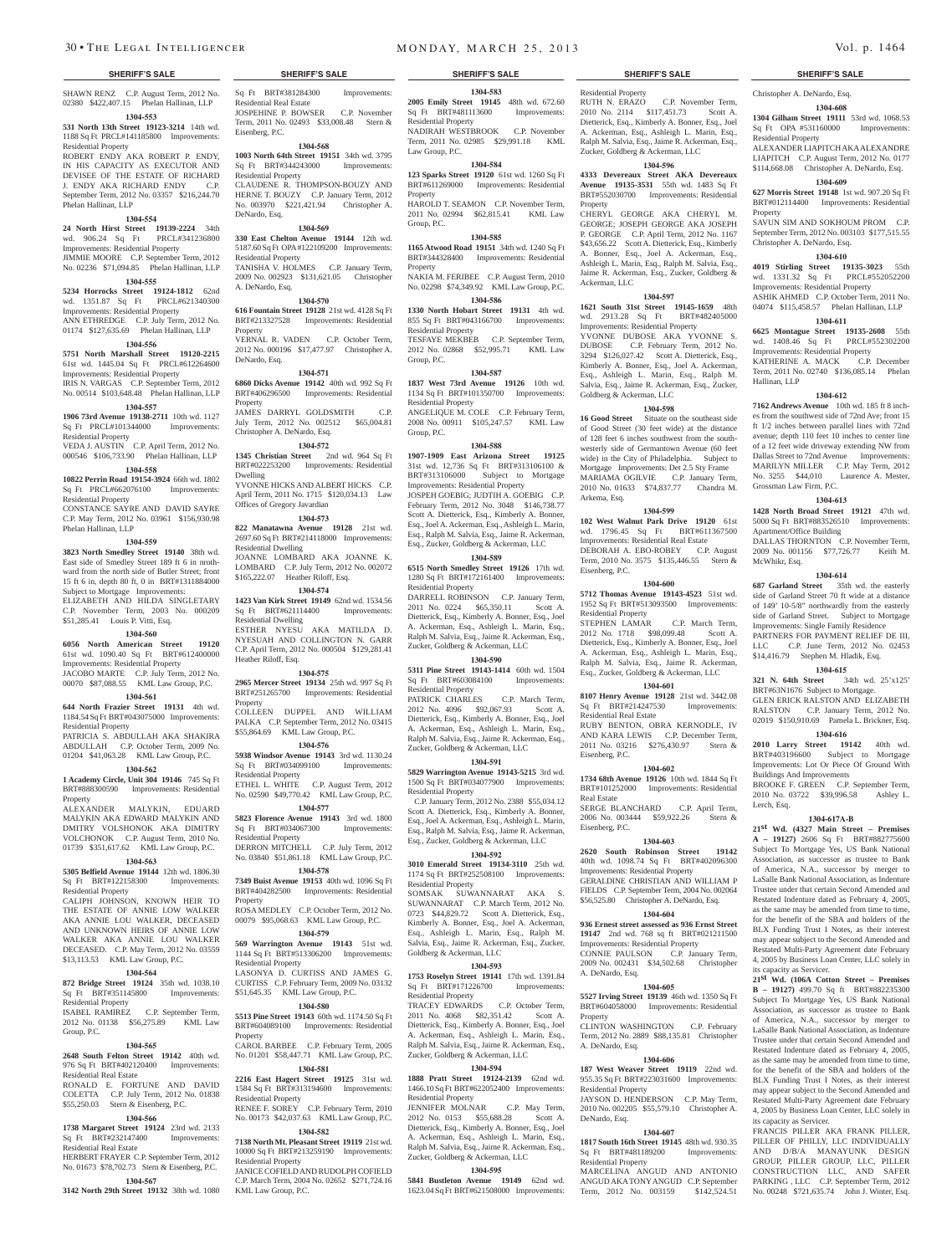SHERIFF'S SALE

SHAWN RENZ C.P. August Term, 2012 No. 02380 $422,407.15 Phelan Hallinan, LLP

**1304-553**

**531 North 13th Street 19123-3214** 14th wd. 1188 Sq Ft PRCL#141185800 Improvements: Residential Property

ROBERT ENDY AKA ROBERT P. ENDY, IN HIS CAPACITY AS EXECUTOR AND DEVISEE OF THE ESTATE OF RICHARD J. ENDY AKA RICHARD ENDY C.P. September Term, 2012 No. 03357 $216,244.70 Phelan Hallinan, LLP

**1304-554**

**24 North Hirst Street 19139-2224** 34th wd. 906.24 Sq Ft PRCL#341236800 Improvements: Residential Property

JIMMIE MOORE C.P. September Term, 2012 No. 02236 $71,094.85 Phelan Hallinan, LLP

**1304-555**

**5234 Horrocks Street 19124-1812** 62nd wd. 1351.87 Sq Ft PRCL#621340300 Improvements: Residential Property

ANN ETHREDGE C.P. July Term, 2012 No. 01174 $127,635.69 Phelan Hallinan, LLP

**1304-556**

**5751 North Marshall Street 19120-2215** 61st wd. 1445.04 Sq Ft PRCL#612264600 Improvements: Residential Property

IRIS N. VARGAS C.P. September Term, 2012 No. 00514 $103,648.48 Phelan Hallinan, LLP

**1304-557**

**1906 73rd Avenue 19138-2711** 10th wd. 1127 Sq Ft PRCL#101344000 Improvements: Residential Property

VEDA J. AUSTIN C.P. April Term, 2012 No. 000546 $106,733.90 Phelan Hallinan, LLP

**1304-558**

**10822 Perrin Road 19154-3924** 66th wd. 1802 Sq Ft PRCL#662076100 Improvements: Residential Property

CONSTANCE SAYRE AND DAVID SAYRE C.P. May Term, 2012 No. 03961 $156,930.98 Phelan Hallinan, LLP

**1304-559**

**3823 North Smedley Street 19140** 38th wd. East side of Smedley Street 189 ft 6 in northward from the north side of Butler Street; front 15 ft 6 in, depth 80 ft, 0 in BRT#1311884000 Subject to Mortgage Improvements:

ELIZABETH AND HILDA SINGLETARY C.P. November Term, 2003 No. 000209 $51,285.41 Louis P. Vitti, Esq.

**1304-560**

**6056 North American Street 19120** 61st wd. 1090.40 Sq Ft BRT#612400000 Improvements: Residential Property

JACOBO MARTE C.P. July Term, 2012 No. 00070 $87,088.55 KML Law Group, P.C.

**1304-561**

**644 North Frazier Street 19131** 4th wd. 1184.54 Sq Ft BRT#043075000 Improvements: Residential Property

PATRICIA S. ABDULLAH AKA SHAKIRA ABDULLAH C.P. October Term, 2009 No. 01204 $41,063.28 KML Law Group, P.C.

**1304-562**

**1 Academy Circle, Unit 304 19146** 745 Sq Ft BRT#888300590 Improvements: Residential Property

ALEXANDER MALYKIN, EDUARD MALYKIN AKA EDWARD MALYKIN AND DMITRY VOLSHONOK AKA DIMITRY VOLCHONOK C.P. August Term, 2010 No. 01739 $351,617.62 KML Law Group, P.C.

**1304-563**

**5305 Belfield Avenue 19144** 12th wd. 1806.30 Sq Ft BRT#122158300 Improvements: Residential Property

CALIPH JOHNSON, KNOWN HEIR TO THE ESTATE OF ANNIE LOW WALKER AKA ANNIE LOU WALKER, DECEASED AND UNKNOWN HEIRS OF ANNIE LOW WALKER AKA ANNIE LOU WALKER DECEASED. C.P. May Term, 2012 No. 03559 $13,113.53 KML Law Group, P.C.

**1304-564**

**872 Bridge Street 19124** 35th wd. 1038.10 Sq Ft BRT#351145800 Improvements: Residential Property

ISABEL RAMIREZ C.P. September Term, 2012 No. 01138 $56,275.89 KML Law Group, P.C.

**1304-565**

**2648 South Felton Street 19142** 40th wd. 976 Sq Ft BRT#402120400 Improvements: Residential Real Estate

RONALD E. FORTUNE AND DAVID COLETTA C.P. July Term, 2012 No. 01838 $55,250.03 Stern & Eisenberg, P.C.

**1304-566**

**1738 Margaret Street 19124** 23rd wd. 2133 Sq Ft BRT#232147400 Improvements: Residential Real Estate

HERBERT FRAYER C.P. September Term, 2012 No. 01673 $78,702.73 Stern & Eisenberg, P.C.

**1304-567**

**3142 North 29th Street 19132** 38th wd. 1080 Sq Ft BRT#381284300 Improvements: Residential Real Estate

JOSEPHINE P. BOWSER C.P. November Term, 2011 No. 02493 $33,008.48 Stern & Eisenberg, P.C.

**1304-568**

**1003 North 64th Street 19151** 34th wd. 3795 Sq Ft BRT#344243000 Improvements: Residential Property

CLAUDENE R. THOMPSON-BOUZY AND HERNE T. BOUZY C.P. January Term, 2012 No. 003970 $221,421.94 Christopher A. DeNardo, Esq.

**1304-569**

**330 East Chelton Avenue 19144** 12th wd. 5187.60 Sq Ft OPA #122109200 Improvements: Residential Property

TANISHA V. HOLMES C.P. January Term, 2009 No. 002923 $131,621.05 Christopher A. DeNardo, Esq.

**1304-570**

**616 Fountain Street 19128** 21st wd. 4128 Sq Ft BRT#213327528 Improvements: Residential Property

VERNAL R. VADEN C.P. October Term, 2012 No. 000196 $17,477.97 Christopher A. DeNardo, Esq.

**1304-571**

**6860 Dicks Avenue 19142** 40th wd. 992 Sq Ft BRT#406296500 Improvements: Residential Property

JAMES DARRYL GOLDSMITH C.P. July Term, 2012 No. 002512 $65,004.81 Christopher A. DeNardo, Esq.

**1304-572**

**1345 Christian Street** 2nd wd. 964 Sq Ft BRT#022253200 Improvements: Residential Dwelling

YVONNE HICKS AND ALBERT HICKS C.P. April Term, 2011 No. 1715 $120,034.13 Law Offices of Gregory Javardian

**1304-573**

**822 Manatawna Avenue 19128** 21st wd. 2697.60 Sq Ft BRT#214118000 Improvements: Residential Dwelling

JOANNE LOMBARD AKA JOANNE K. LOMBARD C.P. July Term, 2012 No. 002072 $165,222.07 Heather Riloff, Esq.

**1304-574**

**1423 Van Kirk Street 19149** 62nd wd. 1534.56 Sq Ft BRT#621114400 Improvements: Residential Dwelling

ESTHER NYESU AKA MATILDA D. NYESUAH AND COLLINGTON N. GARR C.P. April Term, 2012 No. 000504 $129,281.41 Heather Riloff, Esq.

**1304-575**

**2965 Mercer Street 19134** 25th wd. 997 Sq Ft BRT#251265700 Improvements: Residential Property

COLLEEN DUPPEL AND WILLIAM PALKA C.P. September Term, 2012 No. 03415 $55,864.69 KML Law Group, P.C.

**1304-576**

**5938 Windsor Avenue 19143** 3rd wd. 1130.24 Sq Ft BRT#034099100 Improvements: Residential Property

ETHEL L. WHITE C.P. August Term, 2012 No. 02590 $49,770.42 KML Law Group, P.C.

**1304-577**

**5823 Florence Avenue 19143** 3rd wd. 1800 Sq Ft BRT#034067300 Improvements: Residential Property

DERRON MITCHELL C.P. July Term, 2012 No. 03840 $51,861.18 KML Law Group, P.C.

**1304-578**

**7349 Buist Avenue 19153** 40th wd. 1096 Sq Ft BRT#404282500 Improvements: Residential Property

ROSA MEDLEY C.P. October Term, 2012 No. 00079 $95,068.63 KML Law Group, P.C.

**1304-579**

**569 Warrington Avenue 19143** 51st wd. 1144 Sq Ft BRT#513306200 Improvements: Residential Property

LASONYA D. CURTISS AND JAMES G. CURTISS C.P. February Term, 2009 No. 03132 $51,645.35 KML Law Group, P.C.

**1304-580**

**5513 Pine Street 19143** 60th wd. 1174.50 Sq Ft BRT#604089100 Improvements: Residential Property

CAROL BARBEE C.P. February Term, 2005 No. 01201 $58,447.71 KML Law Group, P.C.

**1304-581**

**2216 East Hagert Street 19125** 31st wd. 1584 Sq Ft BRT#313194600 Improvements: Residential Property

RENEE F. SOREY C.P. February Term, 2010 No. 00173 $42,037.63 KML Law Group, P.C.

**1304-582**

**7138 North Mt. Pleasant Street 19119** 21st wd. 10000 Sq Ft BRT#213259190 Improvements: Residential Property

JANICE COFIELD AND RUDOLPH COFIELD C.P. March Term, 2004 No. 02652 $271,724.16 KML Law Group, P.C.

**1304-583**

**2005 Emily Street 19145** 48th wd. 672.60 Sq Ft BRT#481113600 Improvements: Residential Property

NADIRAH WESTBROOK C.P. November Term, 2011 No. 02985 $29,991.18 KML Law Group, P.C.

**1304-584**

**123 Sparks Street 19120** 61st wd. 1260 Sq Ft BRT#611269000 Improvements: Residential Property

HAROLD T. SEAMON C.P. November Term, 2011 No. 02994 $62,815.41 KML Law Group, P.C.

**1304-585**

**1165 Atwood Road 19151** 34th wd. 1240 Sq Ft BRT#344328400 Improvements: Residential Property

NAKIA M. FERIBEE C.P. August Term, 2010 No. 02298 $74,349.92 KML Law Group, P.C.

**1304-586**

**1330 North Hobart Street 19131** 4th wd. 855 Sq Ft BRT#043166700 Improvements: Residential Property

TESFAYE MEKBEB C.P. September Term, 2012 No. 02868 $52,995.71 KML Law Group, P.C.

**1304-587**

**1837 West 73rd Avenue 19126** 10th wd. 1134 Sq Ft BRT#101350700 Improvements: Residential Property

ANGELIQUE M. COLE C.P. February Term, 2008 No. 00911 $105,247.57 KML Law Group, P.C.

**1304-588**

**1907-1909 East Arizona Street 19125** 31st wd. 12,736 Sq Ft BRT#313106100 & BRT#313106000 Subject to Mortgage Improvements: Residential Property

JOSPEH GOEBIG; JUDTIH A. GOEBIG C.P. February Term, 2012 No. 3048 $146,738.77 Scott A. Dietterick, Esq., Kimberly A. Bonner, Esq., Joel A. Ackerman, Esq., Ashleigh L. Marin, Esq., Ralph M. Salvia, Esq., Jaime R. Ackerman, Esq., Zucker, Goldberg & Ackerman, LLC

**1304-589**

**6515 North Smedley Street 19126** 17th wd. 1280 Sq Ft BRT#172161400 Improvements: Residential Property

DARRELL ROBINSON C.P. January Term, 2011 No. 0224 $65,350.11 Scott A. Dietterick, Esq., Kimberly A. Bonner, Esq., Joel A. Ackerman, Esq., Ashleigh L. Marin, Esq., Ralph M. Salvia, Esq., Jaime R. Ackerman, Esq., Zucker, Goldberg & Ackerman, LLC

**1304-590**

**5311 Pine Street 19143-1414** 60th wd. 1504 Sq Ft BRT#603084100 Improvements: Residential Property

PATRICK CHARLES C.P. March Term, 2012 No. 4096 $92,067.93 Scott A. Dietterick, Esq., Kimberly A. Bonner, Esq., Joel A. Ackerman, Esq., Ashleigh L. Marin, Esq., Ralph M. Salvia, Esq., Jaime R. Ackerman, Esq., Zucker, Goldberg & Ackerman, LLC

**1304-591**

**5829 Warrington Avenue 19143-5215** 3rd wd. 1500 Sq Ft BRT#034077900 Improvements: Residential Property

C.P. January Term, 2012 No. 2388 $55,034.12 Scott A. Dietterick, Esq., Kimberly A. Bonner, Esq., Joel A. Ackerman, Esq., Ashleigh L. Marin, Esq., Ralph M. Salvia, Esq., Jaime R. Ackerman, Esq., Zucker, Goldberg & Ackerman, LLC

**1304-592**

**3010 Emerald Street 19134-3110** 25th wd. 1174 Sq Ft BRT#252508100 Improvements: Residential Property

SOMSAK SUWANNARAT AKA S. SUWANNARAT C.P. March Term, 2012 No. 0723 $44,829.72 Scott A. Dietterick, Esq., Kimberly A. Bonner, Esq., Joel A. Ackerman, Esq., Ashleigh L. Marin, Esq., Ralph M. Salvia, Esq., Jaime R. Ackerman, Esq., Zucker, Goldberg & Ackerman, LLC

**1304-593**

**1753 Roselyn Street 19141** 17th wd. 1391.84 Sq Ft BRT#171226700 Improvements: Residential Property

TRACEY EDWARDS C.P. October Term, 2011 No. 4068 $82,351.42 Scott A. Dietterick, Esq., Kimberly A. Bonner, Esq., Joel A. Ackerman, Esq., Ashleigh L. Marin, Esq., Ralph M. Salvia, Esq., Jaime R. Ackerman, Esq., Zucker, Goldberg & Ackerman, LLC

**1304-594**

**1888 Pratt Street 19124-2139** 62nd wd. 1466.10 Sq Ft BRT#622052400 Improvements: Residential Property

JENNIFER MOLNAR C.P. May Term, 2012 No. 0153 $55,688.28 Scott A. Dietterick, Esq., Kimberly A. Bonner, Esq., Joel A. Ackerman, Esq., Ashleigh L. Marin, Esq., Ralph M. Salvia, Esq., Jaime R. Ackerman, Esq., Zucker, Goldberg & Ackerman, LLC

**1304-595**

**5841 Bustleton Avenue 19149** 62nd wd. 1623.04 Sq Ft BRT#621508000 Improvements: Residential Property

RUTH N. ERAZO C.P. November Term, 2010 No. 2114 $117,451.73 Scott A. Dietterick, Esq., Kimberly A. Bonner, Esq., Joel A. Ackerman, Esq., Ashleigh L. Marin, Esq., Ralph M. Salvia, Esq., Jaime R. Ackerman, Esq., Zucker, Goldberg & Ackerman, LLC

**1304-596**

**4333 Devereaux Street AKA Devereaux Avenue 19135-3531** 55th wd. 1483 Sq Ft BRT#552030700 Improvements: Residential Property

CHERYL GEORGE AKA CHERYL M. GEORGE; JOSEPH GEORGE AKA JOSEPH P. GEORGE C.P. April Term, 2012 No. 1167 $43,656.22 Scott A. Dietterick, Esq., Kimberly A. Bonner, Esq., Joel A. Ackerman, Esq., Ashleigh L. Marin, Esq., Ralph M. Salvia, Esq., Jaime R. Ackerman, Esq., Zucker, Goldberg & Ackerman, LLC

**1304-597**

**1621 South 31st Street 19145-1659** 48th wd. 2913.28 Sq Ft BRT#482405000 Improvements: Residential Property

YVONNE DUBOSE AKA YVONNE S. DUBOSE C.P. February Term, 2012 No. 3294 $126,027.42 Scott A. Dietterick, Esq., Kimberly A. Bonner, Esq., Joel A. Ackerman, Esq., Ashleigh L. Marin, Esq., Ralph M. Salvia, Esq., Jaime R. Ackerman, Esq., Zucker, Goldberg & Ackerman, LLC

**1304-598**

**16 Good Street** Situate on the southeast side of Good Street (30 feet wide) at the distance of 128 feet 6 inches southwest from the southwesterly side of Germantown Avenue (60 feet wide) in the City of Philadelphia. Subject to Mortgage Improvements: Det 2.5 Sty Frame

MARIAMA OGILVIE C.P. January Term, 2010 No. 01633 $74,837.77 Chandra M. Arkema, Esq.

**1304-599**

**102 West Walnut Park Drive 19120** 61st wd. 1796.45 Sq Ft BRT#611367500 Improvements: Residential Real Estate

DEBORAH A. EBO-ROBEY C.P. August Term, 2010 No. 3575 $135,446.55 Stern & Eisenberg, P.C.

**1304-600**

**5712 Thomas Avenue 19143-4523** 51st wd. 1952 Sq Ft BRT#513093500 Improvements: Residential Property

STEPHEN LAMAR C.P. March Term, 2012 No. 1718 $98,099.48 Scott A. Dietterick, Esq., Kimberly A. Bonner, Esq., Joel A. Ackerman, Esq., Ashleigh L. Marin, Esq., Ralph M. Salvia, Esq., Jaime R. Ackerman, Esq., Zucker, Goldberg & Ackerman, LLC

**1304-601**

**8107 Henry Avenue 19128** 21st wd. 3442.08 Sq Ft BRT#214247530 Improvements: Residential Real Estate

RUBY BENTON, OBRA KERNODLE, IV AND KARA LEWIS C.P. December Term, 2011 No. 03216 $276,430.97 Stern & Eisenberg, P.C.

**1304-602**

**1734 68th Avenue 19126** 10th wd. 1844 Sq Ft BRT#101252000 Improvements: Residential Real Estate

SERGE BLANCHARD C.P. April Term, 2006 No. 003444 $59,922.26 Stern & Eisenberg, P.C.

**1304-603**

**2620 South Robinson Street 19142** 40th wd. 1098.74 Sq Ft BRT#402096300 Improvements: Residential Property

GERALDINE CHRISTIAN AND WILLIAM P FIELDS C.P. September Term, 2004 No. 002064 $56,525.80 Christopher A. DeNardo, Esq.

**1304-604**

**936 Ernest street assessed as 936 Ernst Street 19147** 2nd wd. 768 sq ft BRT#021211500 Improvements: Residential Property

CONNIE PAULSON C.P. January Term, 2009 No. 002431 $34,502.68 Christopher A. DeNardo, Esq.

**1304-605**

**5527 Irving Street 19139** 46th wd. 1350 Sq Ft BRT#604058000 Improvements: Residential Property

CLINTON WASHINGTON C.P. February Term, 2012 No. 2889 $88,135.81 Christopher A. DeNardo, Esq.

**1304-606**

**187 West Weaver Street 19119** 22nd wd. 955.35 Sq Ft BRT#223031600 Improvements: Residential Property

JAYSON D. HENDERSON C.P. May Term, 2010 No. 002205 $55,579.10 Christopher A. DeNardo, Esq.

**1304-607**

**1817 South 16th Street 19145** 48th wd. 930.35 Sq Ft BRT#481189200 Improvements: Residential Property

MARCELINA ANGUD AND ANTONIO ANGUD AKA TONY ANGUD C.P. September Term, 2012 No. 003159 $142,524.51 Christopher A. DeNardo, Esq.

**1304-608**

**1304 Gilham Street 19111** 53rd wd. 1068.53 Sq Ft OPA #531160000 Improvements: Residential Property

ALEXANDER LIAPITCH AKA ALEXANDRE LIAPITCH C.P. August Term, 2012 No. 0177 $114,668.08 Christopher A. DeNardo, Esq.

**1304-609**

**627 Morris Street 19148** 1st wd. 907.20 Sq Ft BRT#012114400 Improvements: Residential Property

SAVUN SIM AND SOKHOUM PROM C.P. September Term, 2012 No. 003103 $177,515.55 Christopher A. DeNardo, Esq.

**1304-610**

**4019 Stirling Street 19135-3023** 55th wd. 1331.32 Sq Ft PRCL#552052200 Improvements: Residential Property

ASHIK AHMED C.P. October Term, 2011 No. 04074 $115,458.57 Phelan Hallinan, LLP

**1304-611**

**6625 Montague Street 19135-2608** 55th wd. 1408.46 Sq Ft PRCL#552302200 Improvements: Residential Property

KATHERINE A. MACK C.P. December Term, 2011 No. 02740 $136,085.14 Phelan Hallinan, LLP

**1304-612**

**7162 Andrews Avenue** 10th wd. 185 ft 8 inches from the southwest side of 72nd Ave; front 15 ft 1/2 inches between parallel lines with 72nd avenue; depth 110 feet 10 inches to center line of a 12 feet wide driveway extending NW from Dallas Street to 72nd Avenue Improvements:

MARILYN MILLER C.P. May Term, 2012 No. 3255 $44,010 Laurence A. Mester, Grossman Law Firm, P.C.

**1304-613**

**1428 North Broad Street 19121** 47th wd. 5000 Sq Ft BRT#883526510 Improvements: Apartment/Office Building

DALLAS THORNTON C.P. November Term, 2009 No. 001156 $77,726.77 Keith M. McWhikr, Esq.

**1304-614**

**687 Garland Street** 35th wd. the easterly side of Garland Street 70 ft wide at a distance of 149' 10-5/8" northwardly from the easterly side of Garland Street. Subject to Mortgage Improvements: Single Family Residence

PARTNERS FOR PAYMENT RELIEF DE III, LLC C.P. June Term, 2012 No. 02453 $14,416.79 Stephen M. Hladik, Esq.

**1304-615**

**321 N. 64th Street** 34th wd. 25'x125' BRT#63N1676 Subject to Mortgage.

GLEN ERICK RALSTON AND ELIZABETH RALSTON C.P. January Term, 2012 No. 02019 $150,910.69 Pamela L. Brickner, Esq.

**1304-616**

**2010 Larry Street 19142** 40th wd. BRT#403196600 Subject to Mortgage Improvements: Lot Or Piece Of Ground With Buildings And Improvements

BROOKE F. GREEN C.P. September Term, 2010 No. 03722 $39,996.58 Ashley L. Lerch, Esq.

**1304-617A-B**

**21st Wd. (4327 Main Street – Premises A – 19127)** 2606 Sq Ft BRT#882775600 Subject To Mortgage Yes, US Bank National Association, as successor as trustee to Bank of America, N.A., successor by merger to LaSalle Bank National Association, as Indenture Trustee under that certain Second Amended and Restated Indenture dated as of February 4, 2005, as the same may be amended from time to time, for the benefit of the SBA and holders of the BLX Funding Trust I Notes, as their interest may appear subject to the Second Amended and Restated Multi-Party Agreement date February 4, 2005 by Business Loan Center, LLC solely in its capacity as Servicer.

**21st Wd. (106A Cotton Street – Premises B – 19127)** 499.70 Sq Ft BRT#882235300 Subject To Mortgage Yes, US Bank National Association, as successor as trustee to Bank of America, N.A., successor by merger to LaSalle Bank National Association, as Indenture Trustee under that certain Second Amended and Restated Indenture dated as of February 4, 2005, as the same may be amended from time to time, for the benefit of the SBA and holders of the BLX Funding Trust I Notes, as their interest may appear subject to the Second Amended and Restated Multi-Party Agreement date February 4, 2005 by Business Loan Center, LLC solely in its capacity as Servicer.

FRANCIS PILLER AKA FRANK PILLER, PILLER OF PHILLY, LLC INDIVIDUALLY AND D/B/A MANAYUNK DESIGN GROUP, PILLER GROUP, LLC, PILLER CONSTRUCTION LLC, AND SAFER PARKING , LLC C.P. September Term, 2012 No. 00248 $721,635.74 John J. Winter, Esq.